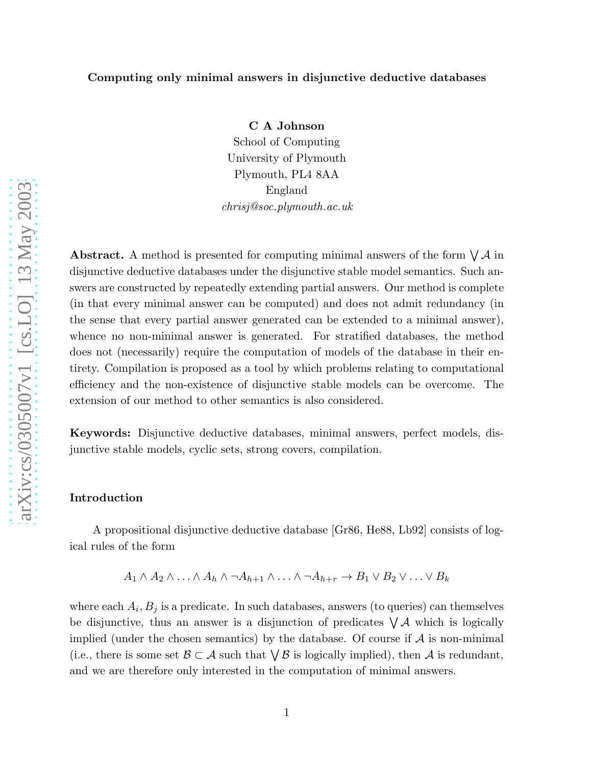# Computing only minimal answers in disjunctive deductive databases

**C A Johnson**
School of Computing
University of Plymouth
Plymouth, PL4 8AA
England
*chrisj@soc.plymouth.ac.uk*

**Abstract.** A method is presented for computing minimal answers of the form $\bigvee \mathcal{A}$ in disjunctive deductive databases under the disjunctive stable model semantics. Such answers are constructed by repeatedly extending partial answers. Our method is complete (in that every minimal answer can be computed) and does not admit redundancy (in the sense that every partial answer generated can be extended to a minimal answer), whence no non-minimal answer is generated. For stratified databases, the method does not (necessarily) require the computation of models of the database in their entirety. Compilation is proposed as a tool by which problems relating to computational efficiency and the non-existence of disjunctive stable models can be overcome. The extension of our method to other semantics is also considered.

**Keywords:** Disjunctive deductive databases, minimal answers, perfect models, disjunctive stable models, cyclic sets, strong covers, compilation.

## Introduction

A propositional disjunctive deductive database [Gr86, He88, Lb92] consists of logical rules of the form

$$A_1 \wedge A_2 \wedge \ldots \wedge A_h \wedge \neg A_{h+1} \wedge \ldots \wedge \neg A_{h+r} \rightarrow B_1 \vee B_2 \vee \ldots \vee B_k$$

where each $A_i, B_j$ is a predicate. In such databases, answers (to queries) can themselves be disjunctive, thus an answer is a disjunction of predicates $\bigvee \mathcal{A}$ which is logically implied (under the chosen semantics) by the database. Of course if $\mathcal{A}$ is non-minimal (i.e., there is some set $\mathcal{B} \subset \mathcal{A}$ such that $\bigvee \mathcal{B}$ is logically implied), then $\mathcal{A}$ is redundant, and we are therefore only interested in the computation of minimal answers.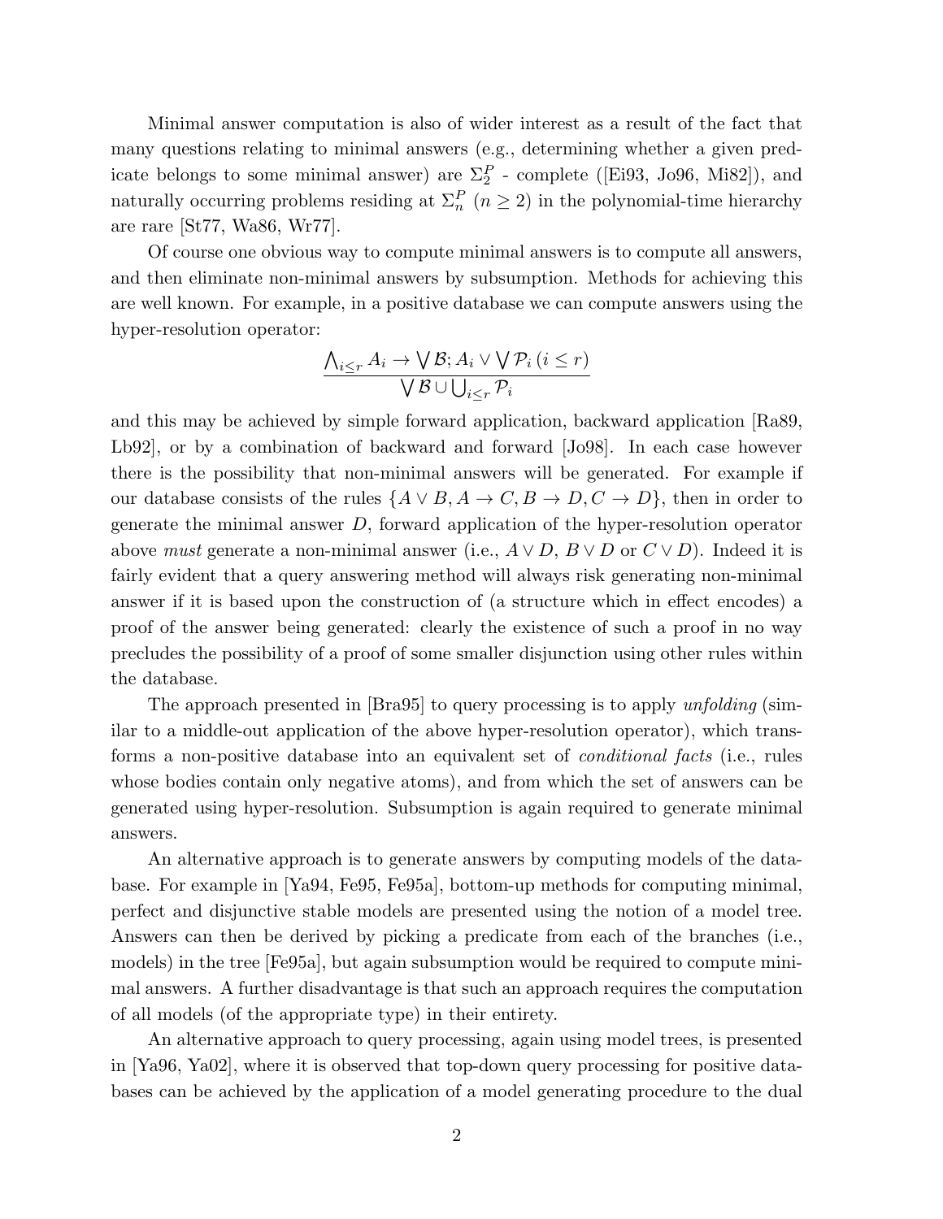Minimal answer computation is also of wider interest as a result of the fact that many questions relating to minimal answers (e.g., determining whether a given predicate belongs to some minimal answer) are $\Sigma_2^P$ - complete ([Ei93, Jo96, Mi82]), and naturally occurring problems residing at $\Sigma_n^P$ $(n \geq 2)$ in the polynomial-time hierarchy are rare [St77, Wa86, Wr77].

Of course one obvious way to compute minimal answers is to compute all answers, and then eliminate non-minimal answers by subsumption. Methods for achieving this are well known. For example, in a positive database we can compute answers using the hyper-resolution operator:

$$\frac{\bigwedge_{i \leq r} A_i \rightarrow \bigvee \mathcal{B}; A_i \vee \bigvee \mathcal{P}_i \; (i \leq r)}{\bigvee \mathcal{B} \cup \bigcup_{i \leq r} \mathcal{P}_i}$$

and this may be achieved by simple forward application, backward application [Ra89, Lb92], or by a combination of backward and forward [Jo98]. In each case however there is the possibility that non-minimal answers will be generated. For example if our database consists of the rules $\{A \vee B, A \rightarrow C, B \rightarrow D, C \rightarrow D\}$, then in order to generate the minimal answer $D$, forward application of the hyper-resolution operator above *must* generate a non-minimal answer (i.e., $A \vee D$, $B \vee D$ or $C \vee D$). Indeed it is fairly evident that a query answering method will always risk generating non-minimal answer if it is based upon the construction of (a structure which in effect encodes) a proof of the answer being generated: clearly the existence of such a proof in no way precludes the possibility of a proof of some smaller disjunction using other rules within the database.

The approach presented in [Bra95] to query processing is to apply *unfolding* (similar to a middle-out application of the above hyper-resolution operator), which transforms a non-positive database into an equivalent set of *conditional facts* (i.e., rules whose bodies contain only negative atoms), and from which the set of answers can be generated using hyper-resolution. Subsumption is again required to generate minimal answers.

An alternative approach is to generate answers by computing models of the database. For example in [Ya94, Fe95, Fe95a], bottom-up methods for computing minimal, perfect and disjunctive stable models are presented using the notion of a model tree. Answers can then be derived by picking a predicate from each of the branches (i.e., models) in the tree [Fe95a], but again subsumption would be required to compute minimal answers. A further disadvantage is that such an approach requires the computation of all models (of the appropriate type) in their entirety.

An alternative approach to query processing, again using model trees, is presented in [Ya96, Ya02], where it is observed that top-down query processing for positive databases can be achieved by the application of a model generating procedure to the dual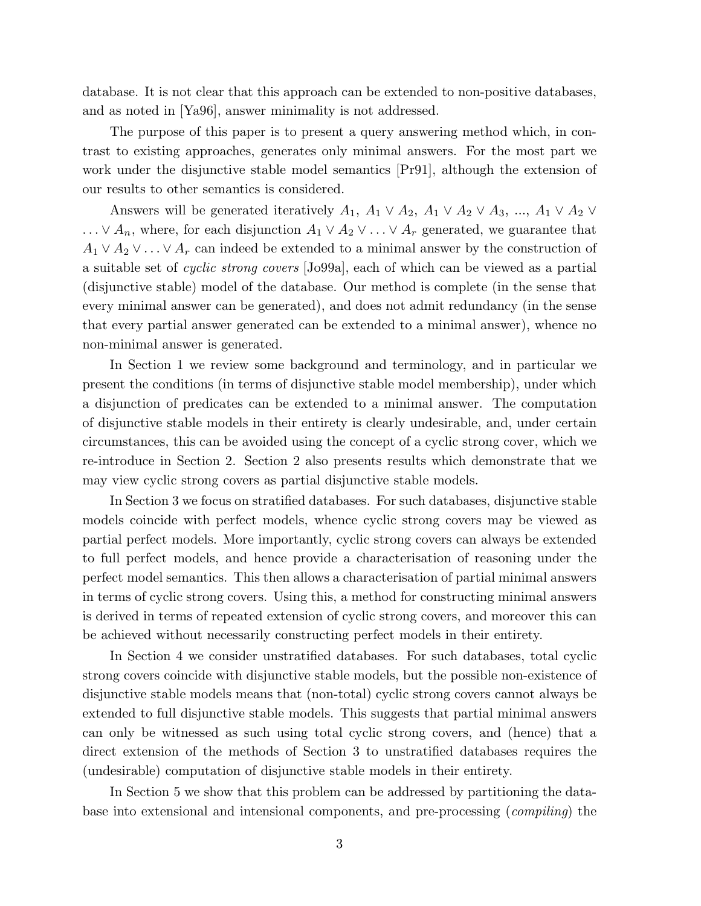database. It is not clear that this approach can be extended to non-positive databases, and as noted in [Ya96], answer minimality is not addressed.

The purpose of this paper is to present a query answering method which, in contrast to existing approaches, generates only minimal answers. For the most part we work under the disjunctive stable model semantics [Pr91], although the extension of our results to other semantics is considered.

Answers will be generated iteratively $A_1$, $A_1 \vee A_2$, $A_1 \vee A_2 \vee A_3$, ..., $A_1 \vee A_2 \vee \ldots \vee A_n$, where, for each disjunction $A_1 \vee A_2 \vee \ldots \vee A_r$ generated, we guarantee that $A_1 \vee A_2 \vee \ldots \vee A_r$ can indeed be extended to a minimal answer by the construction of a suitable set of *cyclic strong covers* [Jo99a], each of which can be viewed as a partial (disjunctive stable) model of the database. Our method is complete (in the sense that every minimal answer can be generated), and does not admit redundancy (in the sense that every partial answer generated can be extended to a minimal answer), whence no non-minimal answer is generated.

In Section 1 we review some background and terminology, and in particular we present the conditions (in terms of disjunctive stable model membership), under which a disjunction of predicates can be extended to a minimal answer. The computation of disjunctive stable models in their entirety is clearly undesirable, and, under certain circumstances, this can be avoided using the concept of a cyclic strong cover, which we re-introduce in Section 2. Section 2 also presents results which demonstrate that we may view cyclic strong covers as partial disjunctive stable models.

In Section 3 we focus on stratified databases. For such databases, disjunctive stable models coincide with perfect models, whence cyclic strong covers may be viewed as partial perfect models. More importantly, cyclic strong covers can always be extended to full perfect models, and hence provide a characterisation of reasoning under the perfect model semantics. This then allows a characterisation of partial minimal answers in terms of cyclic strong covers. Using this, a method for constructing minimal answers is derived in terms of repeated extension of cyclic strong covers, and moreover this can be achieved without necessarily constructing perfect models in their entirety.

In Section 4 we consider unstratified databases. For such databases, total cyclic strong covers coincide with disjunctive stable models, but the possible non-existence of disjunctive stable models means that (non-total) cyclic strong covers cannot always be extended to full disjunctive stable models. This suggests that partial minimal answers can only be witnessed as such using total cyclic strong covers, and (hence) that a direct extension of the methods of Section 3 to unstratified databases requires the (undesirable) computation of disjunctive stable models in their entirety.

In Section 5 we show that this problem can be addressed by partitioning the database into extensional and intensional components, and pre-processing (*compiling*) the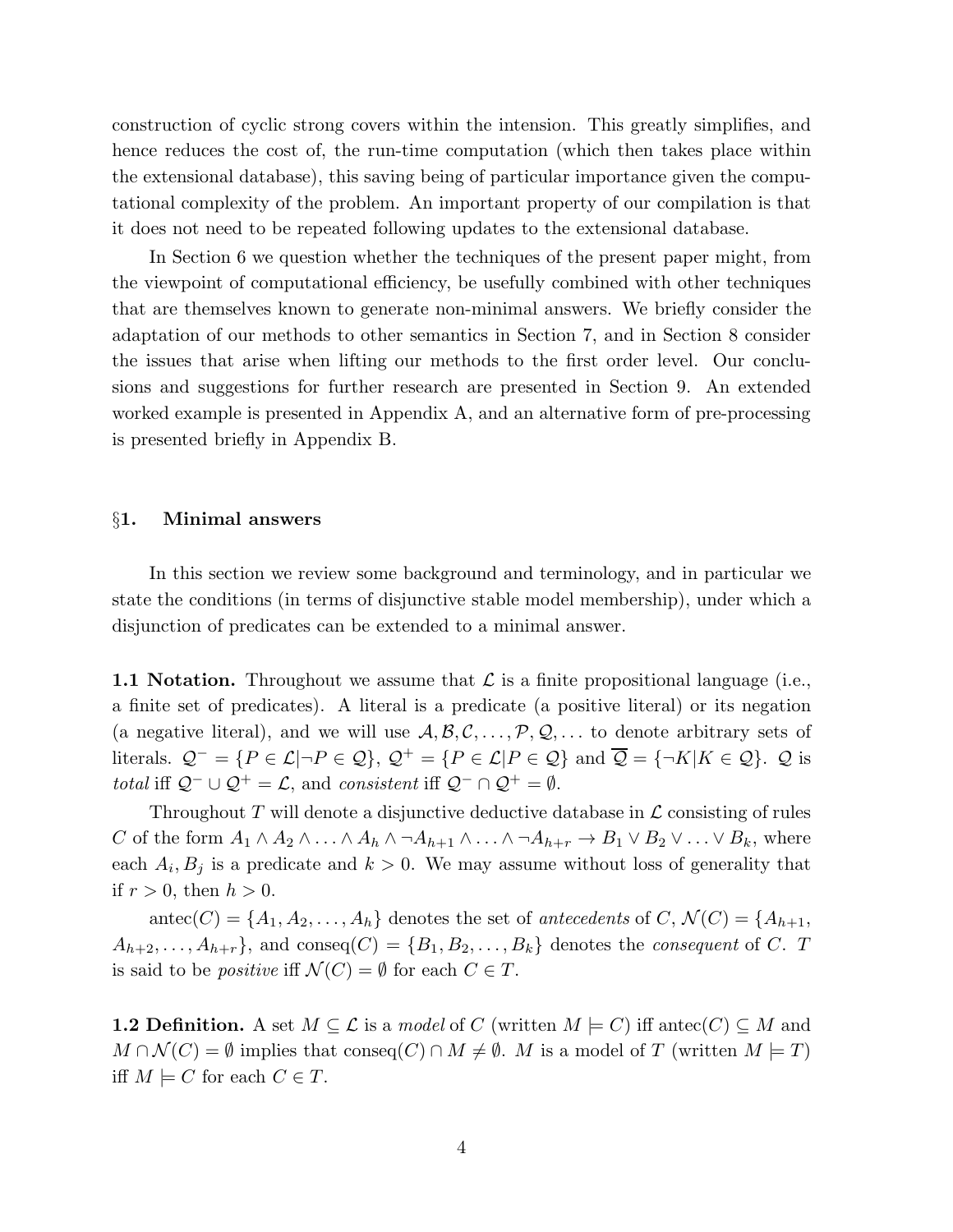construction of cyclic strong covers within the intension. This greatly simplifies, and hence reduces the cost of, the run-time computation (which then takes place within the extensional database), this saving being of particular importance given the computational complexity of the problem. An important property of our compilation is that it does not need to be repeated following updates to the extensional database.

In Section 6 we question whether the techniques of the present paper might, from the viewpoint of computational efficiency, be usefully combined with other techniques that are themselves known to generate non-minimal answers. We briefly consider the adaptation of our methods to other semantics in Section 7, and in Section 8 consider the issues that arise when lifting our methods to the first order level. Our conclusions and suggestions for further research are presented in Section 9. An extended worked example is presented in Appendix A, and an alternative form of pre-processing is presented briefly in Appendix B.

## §1. Minimal answers

In this section we review some background and terminology, and in particular we state the conditions (in terms of disjunctive stable model membership), under which a disjunction of predicates can be extended to a minimal answer.

**1.1 Notation.** Throughout we assume that $\mathcal{L}$ is a finite propositional language (i.e., a finite set of predicates). A literal is a predicate (a positive literal) or its negation (a negative literal), and we will use $\mathcal{A}, \mathcal{B}, \mathcal{C}, \ldots, \mathcal{P}, \mathcal{Q}, \ldots$ to denote arbitrary sets of literals. $\mathcal{Q}^- = \{P \in \mathcal{L} | \neg P \in \mathcal{Q}\}$, $\mathcal{Q}^+ = \{P \in \mathcal{L} | P \in \mathcal{Q}\}$ and $\overline{\mathcal{Q}} = \{\neg K | K \in \mathcal{Q}\}$. $\mathcal{Q}$ is *total* iff $\mathcal{Q}^- \cup \mathcal{Q}^+ = \mathcal{L}$, and *consistent* iff $\mathcal{Q}^- \cap \mathcal{Q}^+ = \emptyset$.

Throughout $T$ will denote a disjunctive deductive database in $\mathcal{L}$ consisting of rules $C$ of the form $A_1 \wedge A_2 \wedge \ldots \wedge A_h \wedge \neg A_{h+1} \wedge \ldots \wedge \neg A_{h+r} \rightarrow B_1 \vee B_2 \vee \ldots \vee B_k$, where each $A_i, B_j$ is a predicate and $k > 0$. We may assume without loss of generality that if $r > 0$, then $h > 0$.

$\text{antec}(C) = \{A_1, A_2, \ldots, A_h\}$ denotes the set of *antecedents* of $C$, $\mathcal{N}(C) = \{A_{h+1}, A_{h+2}, \ldots, A_{h+r}\}$, and $\text{conseq}(C) = \{B_1, B_2, \ldots, B_k\}$ denotes the *consequent* of $C$. $T$ is said to be *positive* iff $\mathcal{N}(C) = \emptyset$ for each $C \in T$.

**1.2 Definition.** A set $M \subseteq \mathcal{L}$ is a *model* of $C$ (written $M \models C$) iff $\text{antec}(C) \subseteq M$ and $M \cap \mathcal{N}(C) = \emptyset$ implies that $\text{conseq}(C) \cap M \neq \emptyset$. $M$ is a model of $T$ (written $M \models T$) iff $M \models C$ for each $C \in T$.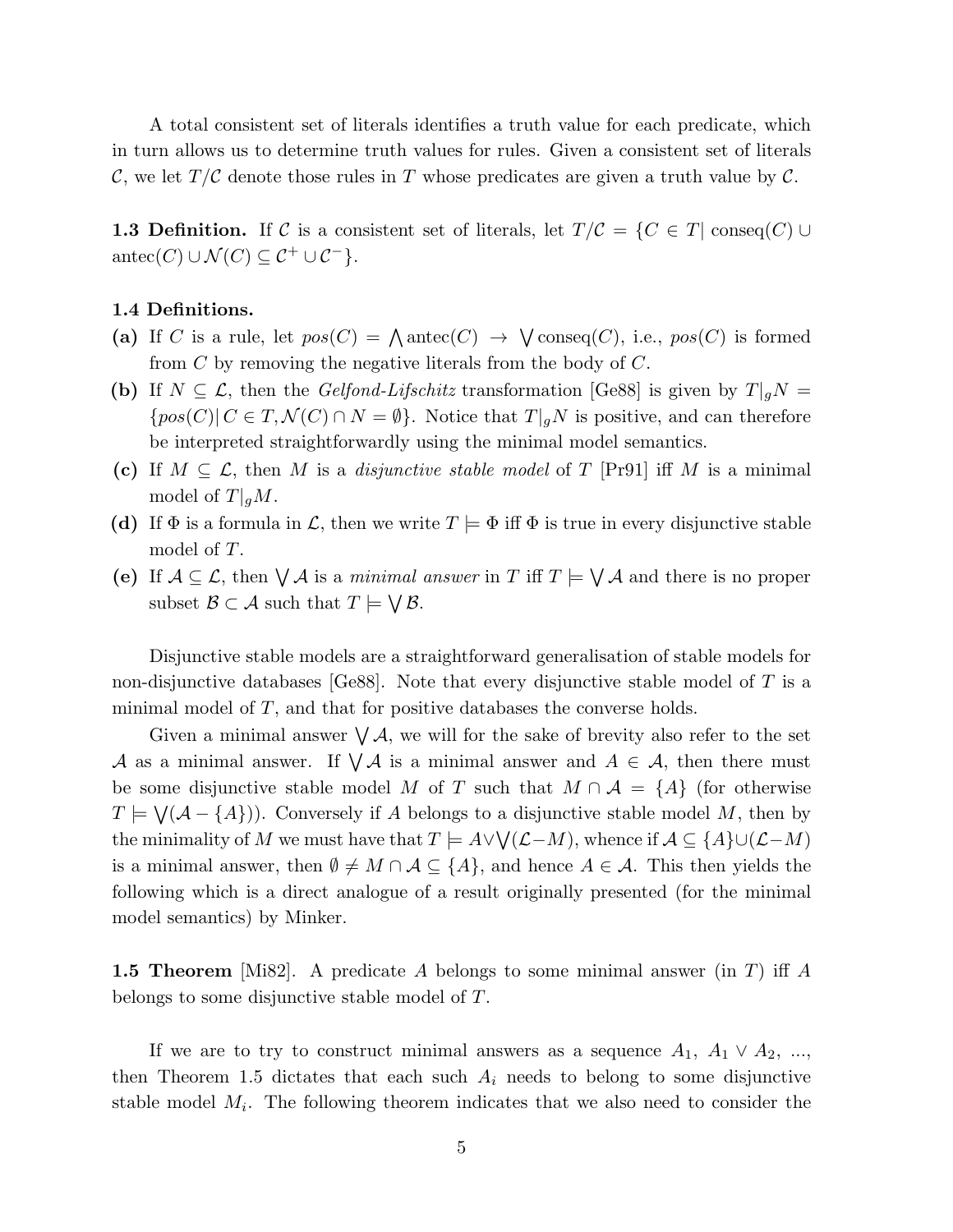A total consistent set of literals identifies a truth value for each predicate, which in turn allows us to determine truth values for rules. Given a consistent set of literals $\mathcal{C}$, we let $T/\mathcal{C}$ denote those rules in $T$ whose predicates are given a truth value by $\mathcal{C}$.

**1.3 Definition.** If $\mathcal{C}$ is a consistent set of literals, let $T/\mathcal{C} = \{C \in T |\ \text{conseq}(C) \cup \text{antec}(C) \cup \mathcal{N}(C) \subseteq \mathcal{C}^+ \cup \mathcal{C}^-\}$.

**1.4 Definitions.**

**(a)** If $C$ is a rule, let $pos(C) = \bigwedge \text{antec}(C) \rightarrow \bigvee \text{conseq}(C)$, i.e., $pos(C)$ is formed from $C$ by removing the negative literals from the body of $C$.

**(b)** If $N \subseteq \mathcal{L}$, then the *Gelfond-Lifschitz* transformation [Ge88] is given by $T|_g N = \{pos(C) |\ C \in T, \mathcal{N}(C) \cap N = \emptyset\}$. Notice that $T|_g N$ is positive, and can therefore be interpreted straightforwardly using the minimal model semantics.

**(c)** If $M \subseteq \mathcal{L}$, then $M$ is a *disjunctive stable model* of $T$ [Pr91] iff $M$ is a minimal model of $T|_g M$.

**(d)** If $\Phi$ is a formula in $\mathcal{L}$, then we write $T \models \Phi$ iff $\Phi$ is true in every disjunctive stable model of $T$.

**(e)** If $\mathcal{A} \subseteq \mathcal{L}$, then $\bigvee \mathcal{A}$ is a *minimal answer* in $T$ iff $T \models \bigvee \mathcal{A}$ and there is no proper subset $\mathcal{B} \subset \mathcal{A}$ such that $T \models \bigvee \mathcal{B}$.

Disjunctive stable models are a straightforward generalisation of stable models for non-disjunctive databases [Ge88]. Note that every disjunctive stable model of $T$ is a minimal model of $T$, and that for positive databases the converse holds.

Given a minimal answer $\bigvee \mathcal{A}$, we will for the sake of brevity also refer to the set $\mathcal{A}$ as a minimal answer. If $\bigvee \mathcal{A}$ is a minimal answer and $A \in \mathcal{A}$, then there must be some disjunctive stable model $M$ of $T$ such that $M \cap \mathcal{A} = \{A\}$ (for otherwise $T \models \bigvee(\mathcal{A} - \{A\})$). Conversely if $A$ belongs to a disjunctive stable model $M$, then by the minimality of $M$ we must have that $T \models A \vee \bigvee(\mathcal{L} - M)$, whence if $\mathcal{A} \subseteq \{A\} \cup (\mathcal{L} - M)$ is a minimal answer, then $\emptyset \neq M \cap \mathcal{A} \subseteq \{A\}$, and hence $A \in \mathcal{A}$. This then yields the following which is a direct analogue of a result originally presented (for the minimal model semantics) by Minker.

**1.5 Theorem** [Mi82]. A predicate $A$ belongs to some minimal answer (in $T$) iff $A$ belongs to some disjunctive stable model of $T$.

If we are to try to construct minimal answers as a sequence $A_1$, $A_1 \vee A_2$, ..., then Theorem 1.5 dictates that each such $A_i$ needs to belong to some disjunctive stable model $M_i$. The following theorem indicates that we also need to consider the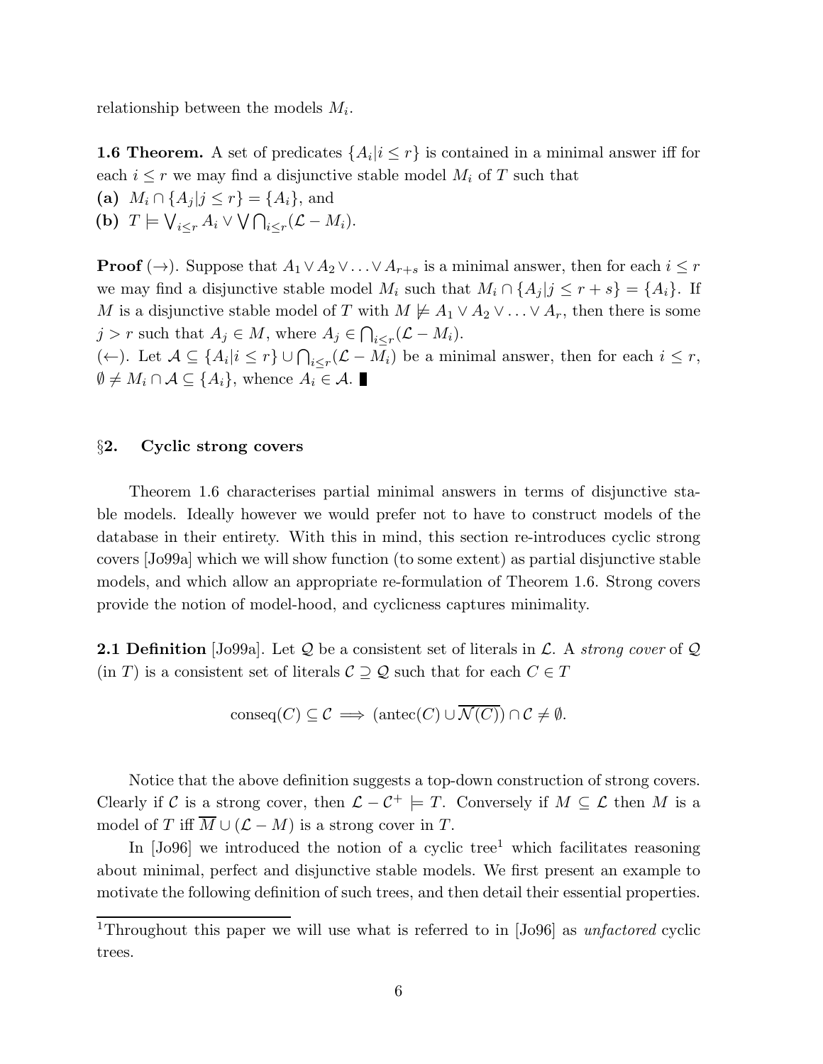relationship between the models $M_i$.

**1.6 Theorem.** A set of predicates $\{A_i | i \leq r\}$ is contained in a minimal answer iff for each $i \leq r$ we may find a disjunctive stable model $M_i$ of $T$ such that
**(a)** $M_i \cap \{A_j | j \leq r\} = \{A_i\}$, and
**(b)** $T \models \bigvee_{i \leq r} A_i \vee \bigvee \bigcap_{i \leq r} (\mathcal{L} - M_i)$.

**Proof** ($\rightarrow$). Suppose that $A_1 \vee A_2 \vee \ldots \vee A_{r+s}$ is a minimal answer, then for each $i \leq r$ we may find a disjunctive stable model $M_i$ such that $M_i \cap \{A_j | j \leq r+s\} = \{A_i\}$. If $M$ is a disjunctive stable model of $T$ with $M \not\models A_1 \vee A_2 \vee \ldots \vee A_r$, then there is some $j > r$ such that $A_j \in M$, where $A_j \in \bigcap_{i \leq r} (\mathcal{L} - M_i)$.
($\leftarrow$). Let $\mathcal{A} \subseteq \{A_i | i \leq r\} \cup \bigcap_{i \leq r} (\mathcal{L} - M_i)$ be a minimal answer, then for each $i \leq r$, $\emptyset \neq M_i \cap \mathcal{A} \subseteq \{A_i\}$, whence $A_i \in \mathcal{A}$. ∎

## §2. Cyclic strong covers

Theorem 1.6 characterises partial minimal answers in terms of disjunctive stable models. Ideally however we would prefer not to have to construct models of the database in their entirety. With this in mind, this section re-introduces cyclic strong covers [Jo99a] which we will show function (to some extent) as partial disjunctive stable models, and which allow an appropriate re-formulation of Theorem 1.6. Strong covers provide the notion of model-hood, and cyclicness captures minimality.

**2.1 Definition** [Jo99a]. Let $\mathcal{Q}$ be a consistent set of literals in $\mathcal{L}$. A *strong cover* of $\mathcal{Q}$ (in $T$) is a consistent set of literals $\mathcal{C} \supseteq \mathcal{Q}$ such that for each $C \in T$

$$\text{conseq}(C) \subseteq \mathcal{C} \implies (\text{antec}(C) \cup \overline{\mathcal{N}(C)}) \cap \mathcal{C} \neq \emptyset.$$

Notice that the above definition suggests a top-down construction of strong covers. Clearly if $\mathcal{C}$ is a strong cover, then $\mathcal{L} - \mathcal{C}^+ \models T$. Conversely if $M \subseteq \mathcal{L}$ then $M$ is a model of $T$ iff $\overline{M} \cup (\mathcal{L} - M)$ is a strong cover in $T$.

In [Jo96] we introduced the notion of a cyclic tree[1] which facilitates reasoning about minimal, perfect and disjunctive stable models. We first present an example to motivate the following definition of such trees, and then detail their essential properties.

[1]Throughout this paper we will use what is referred to in [Jo96] as *unfactored* cyclic trees.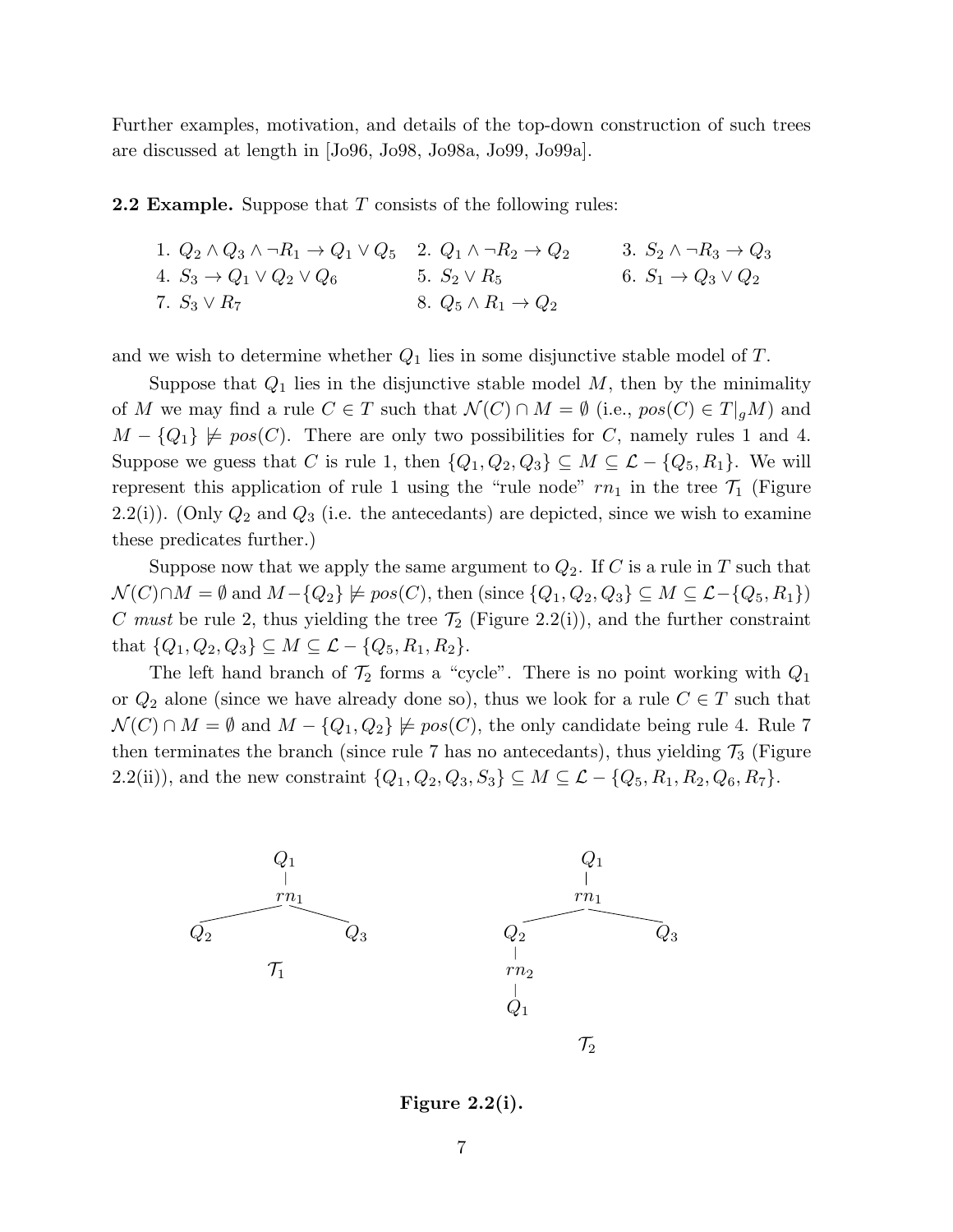Further examples, motivation, and details of the top-down construction of such trees are discussed at length in [Jo96, Jo98, Jo98a, Jo99, Jo99a].

**2.2 Example.** Suppose that $T$ consists of the following rules:

1. $Q_2 \wedge Q_3 \wedge \neg R_1 \rightarrow Q_1 \vee Q_5$
2. $Q_1 \wedge \neg R_2 \rightarrow Q_2$
3. $S_2 \wedge \neg R_3 \rightarrow Q_3$
4. $S_3 \rightarrow Q_1 \vee Q_2 \vee Q_6$
5. $S_2 \vee R_5$
6. $S_1 \rightarrow Q_3 \vee Q_2$
7. $S_3 \vee R_7$
8. $Q_5 \wedge R_1 \rightarrow Q_2$

and we wish to determine whether $Q_1$ lies in some disjunctive stable model of $T$.

Suppose that $Q_1$ lies in the disjunctive stable model $M$, then by the minimality of $M$ we may find a rule $C \in T$ such that $\mathcal{N}(C) \cap M = \emptyset$ (i.e., $pos(C) \in T|_g M$) and $M - \{Q_1\} \not\models pos(C)$. There are only two possibilities for $C$, namely rules 1 and 4. Suppose we guess that $C$ is rule 1, then $\{Q_1, Q_2, Q_3\} \subseteq M \subseteq \mathcal{L} - \{Q_5, R_1\}$. We will represent this application of rule 1 using the "rule node" $rn_1$ in the tree $\mathcal{T}_1$ (Figure 2.2(i)). (Only $Q_2$ and $Q_3$ (i.e. the antecedants) are depicted, since we wish to examine these predicates further.)

Suppose now that we apply the same argument to $Q_2$. If $C$ is a rule in $T$ such that $\mathcal{N}(C) \cap M = \emptyset$ and $M - \{Q_2\} \not\models pos(C)$, then (since $\{Q_1, Q_2, Q_3\} \subseteq M \subseteq \mathcal{L} - \{Q_5, R_1\}$) $C$ *must* be rule 2, thus yielding the tree $\mathcal{T}_2$ (Figure 2.2(i)), and the further constraint that $\{Q_1, Q_2, Q_3\} \subseteq M \subseteq \mathcal{L} - \{Q_5, R_1, R_2\}$.

The left hand branch of $\mathcal{T}_2$ forms a "cycle". There is no point working with $Q_1$ or $Q_2$ alone (since we have already done so), thus we look for a rule $C \in T$ such that $\mathcal{N}(C) \cap M = \emptyset$ and $M - \{Q_1, Q_2\} \not\models pos(C)$, the only candidate being rule 4. Rule 7 then terminates the branch (since rule 7 has no antecedants), thus yielding $\mathcal{T}_3$ (Figure 2.2(ii)), and the new constraint $\{Q_1, Q_2, Q_3, S_3\} \subseteq M \subseteq \mathcal{L} - \{Q_5, R_1, R_2, Q_6, R_7\}$.

```
        Q1                          Q1
        |                           |
       rn1                         rn1
      /    \                      /    \
    Q2      Q3                  Q2      Q3
                                |
       T1                      rn2
                                |
                                Q1

                                   T2
```

**Figure 2.2(i).**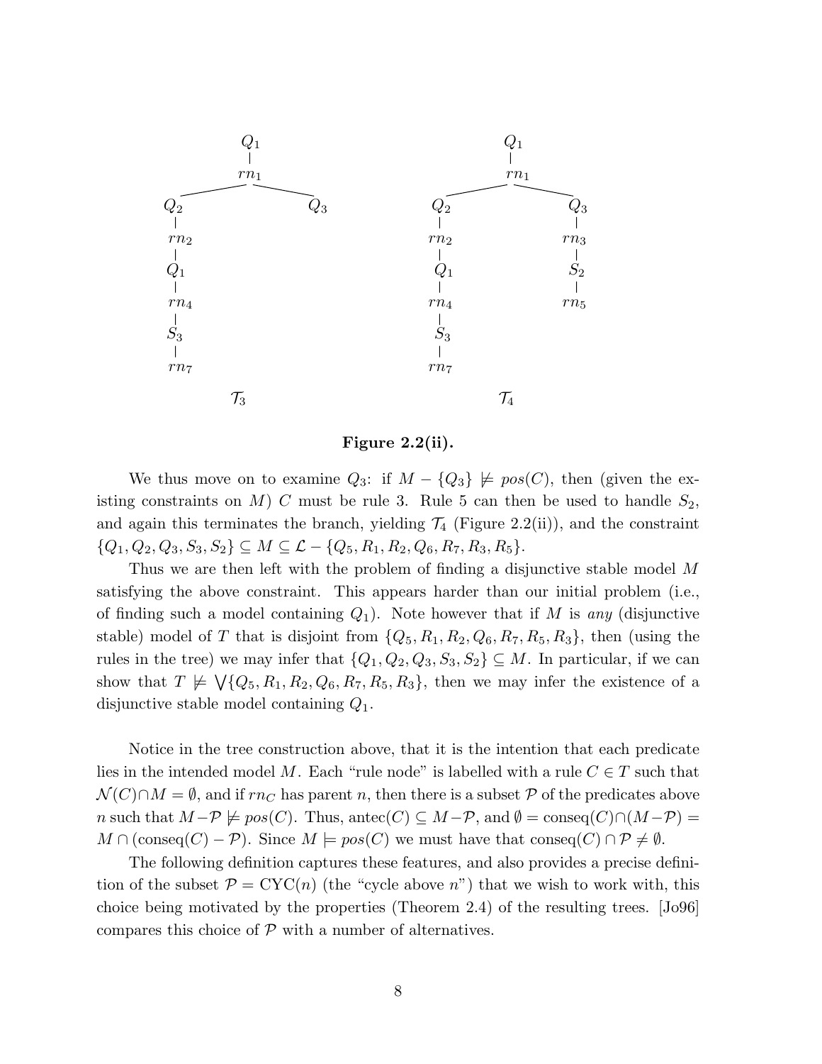$Q_1$
$rn_1$
$Q_2$ $Q_3$
$rn_2$
$Q_1$
$rn_4$
$S_3$
$rn_7$

$\mathcal{T}_3$

$Q_1$
$rn_1$
$Q_2$ $Q_3$
$rn_2$ $rn_3$
$Q_1$ $S_2$
$rn_4$ $rn_5$
$S_3$
$rn_7$

$\mathcal{T}_4$

**Figure 2.2(ii).**

We thus move on to examine $Q_3$: if $M - \{Q_3\} \not\models pos(C)$, then (given the existing constraints on $M$) $C$ must be rule 3. Rule 5 can then be used to handle $S_2$, and again this terminates the branch, yielding $\mathcal{T}_4$ (Figure 2.2(ii)), and the constraint $\{Q_1, Q_2, Q_3, S_3, S_2\} \subseteq M \subseteq \mathcal{L} - \{Q_5, R_1, R_2, Q_6, R_7, R_3, R_5\}$.

Thus we are then left with the problem of finding a disjunctive stable model $M$ satisfying the above constraint. This appears harder than our initial problem (i.e., of finding such a model containing $Q_1$). Note however that if $M$ is *any* (disjunctive stable) model of $T$ that is disjoint from $\{Q_5, R_1, R_2, Q_6, R_7, R_5, R_3\}$, then (using the rules in the tree) we may infer that $\{Q_1, Q_2, Q_3, S_3, S_2\} \subseteq M$. In particular, if we can show that $T \not\models \bigvee\{Q_5, R_1, R_2, Q_6, R_7, R_5, R_3\}$, then we may infer the existence of a disjunctive stable model containing $Q_1$.

Notice in the tree construction above, that it is the intention that each predicate lies in the intended model $M$. Each "rule node" is labelled with a rule $C \in T$ such that $\mathcal{N}(C) \cap M = \emptyset$, and if $rn_C$ has parent $n$, then there is a subset $\mathcal{P}$ of the predicates above $n$ such that $M - \mathcal{P} \not\models pos(C)$. Thus, $\text{antec}(C) \subseteq M - \mathcal{P}$, and $\emptyset = \text{conseq}(C) \cap (M - \mathcal{P}) = M \cap (\text{conseq}(C) - \mathcal{P})$. Since $M \models pos(C)$ we must have that $\text{conseq}(C) \cap \mathcal{P} \neq \emptyset$.

The following definition captures these features, and also provides a precise definition of the subset $\mathcal{P} = \text{CYC}(n)$ (the "cycle above $n$") that we wish to work with, this choice being motivated by the properties (Theorem 2.4) of the resulting trees. [Jo96] compares this choice of $\mathcal{P}$ with a number of alternatives.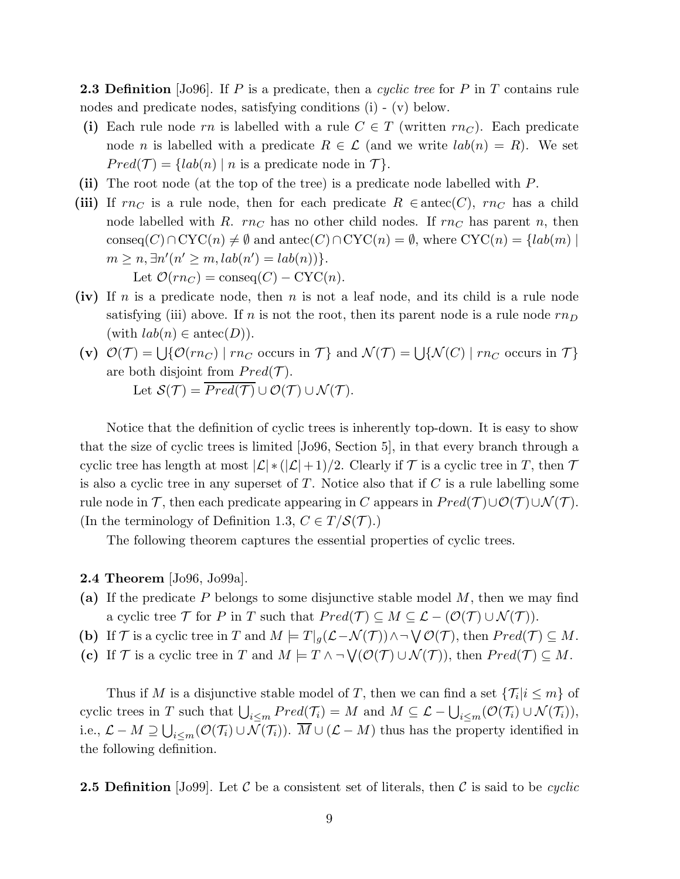**2.3 Definition** [Jo96]. If $P$ is a predicate, then a *cyclic tree* for $P$ in $T$ contains rule nodes and predicate nodes, satisfying conditions (i) - (v) below.

**(i)** Each rule node $rn$ is labelled with a rule $C \in T$ (written $rn_C$). Each predicate node $n$ is labelled with a predicate $R \in \mathcal{L}$ (and we write $lab(n) = R$). We set $Pred(\mathcal{T}) = \{lab(n) \mid n \text{ is a predicate node in } \mathcal{T}\}$.

**(ii)** The root node (at the top of the tree) is a predicate node labelled with $P$.

**(iii)** If $rn_C$ is a rule node, then for each predicate $R \in \text{antec}(C)$, $rn_C$ has a child node labelled with $R$. $rn_C$ has no other child nodes. If $rn_C$ has parent $n$, then $\text{conseq}(C) \cap \text{CYC}(n) \neq \emptyset$ and $\text{antec}(C) \cap \text{CYC}(n) = \emptyset$, where $\text{CYC}(n) = \{lab(m) \mid m \geq n, \exists n'(n' \geq m, lab(n') = lab(n))\}$.

Let $\mathcal{O}(rn_C) = \text{conseq}(C) - \text{CYC}(n)$.

**(iv)** If $n$ is a predicate node, then $n$ is not a leaf node, and its child is a rule node satisfying (iii) above. If $n$ is not the root, then its parent node is a rule node $rn_D$ (with $lab(n) \in \text{antec}(D)$).

**(v)** $\mathcal{O}(\mathcal{T}) = \bigcup\{\mathcal{O}(rn_C) \mid rn_C \text{ occurs in } \mathcal{T}\}$ and $\mathcal{N}(\mathcal{T}) = \bigcup\{\mathcal{N}(C) \mid rn_C \text{ occurs in } \mathcal{T}\}$ are both disjoint from $Pred(\mathcal{T})$.

Let $\mathcal{S}(\mathcal{T}) = \overline{Pred(\mathcal{T})} \cup \mathcal{O}(\mathcal{T}) \cup \mathcal{N}(\mathcal{T})$.

Notice that the definition of cyclic trees is inherently top-down. It is easy to show that the size of cyclic trees is limited [Jo96, Section 5], in that every branch through a cyclic tree has length at most $|\mathcal{L}| * (|\mathcal{L}|+1)/2$. Clearly if $\mathcal{T}$ is a cyclic tree in $T$, then $\mathcal{T}$ is also a cyclic tree in any superset of $T$. Notice also that if $C$ is a rule labelling some rule node in $\mathcal{T}$, then each predicate appearing in $C$ appears in $Pred(\mathcal{T}) \cup \mathcal{O}(\mathcal{T}) \cup \mathcal{N}(\mathcal{T})$. (In the terminology of Definition 1.3, $C \in T/\mathcal{S}(\mathcal{T})$.)

The following theorem captures the essential properties of cyclic trees.

**2.4 Theorem** [Jo96, Jo99a].

**(a)** If the predicate $P$ belongs to some disjunctive stable model $M$, then we may find a cyclic tree $\mathcal{T}$ for $P$ in $T$ such that $Pred(\mathcal{T}) \subseteq M \subseteq \mathcal{L} - (\mathcal{O}(\mathcal{T}) \cup \mathcal{N}(\mathcal{T}))$.

**(b)** If $\mathcal{T}$ is a cyclic tree in $T$ and $M \models T|_g(\mathcal{L} - \mathcal{N}(\mathcal{T})) \wedge \neg \bigvee \mathcal{O}(\mathcal{T})$, then $Pred(\mathcal{T}) \subseteq M$.

**(c)** If $\mathcal{T}$ is a cyclic tree in $T$ and $M \models T \wedge \neg \bigvee(\mathcal{O}(\mathcal{T}) \cup \mathcal{N}(\mathcal{T}))$, then $Pred(\mathcal{T}) \subseteq M$.

Thus if $M$ is a disjunctive stable model of $T$, then we can find a set $\{\mathcal{T}_i | i \leq m\}$ of cyclic trees in $T$ such that $\bigcup_{i \leq m} Pred(\mathcal{T}_i) = M$ and $M \subseteq \mathcal{L} - \bigcup_{i \leq m}(\mathcal{O}(\mathcal{T}_i) \cup \mathcal{N}(\mathcal{T}_i))$, i.e., $\mathcal{L} - M \supseteq \bigcup_{i \leq m}(\mathcal{O}(\mathcal{T}_i) \cup \mathcal{N}(\mathcal{T}_i))$. $\overline{M} \cup (\mathcal{L} - M)$ thus has the property identified in the following definition.

**2.5 Definition** [Jo99]. Let $\mathcal{C}$ be a consistent set of literals, then $\mathcal{C}$ is said to be *cyclic*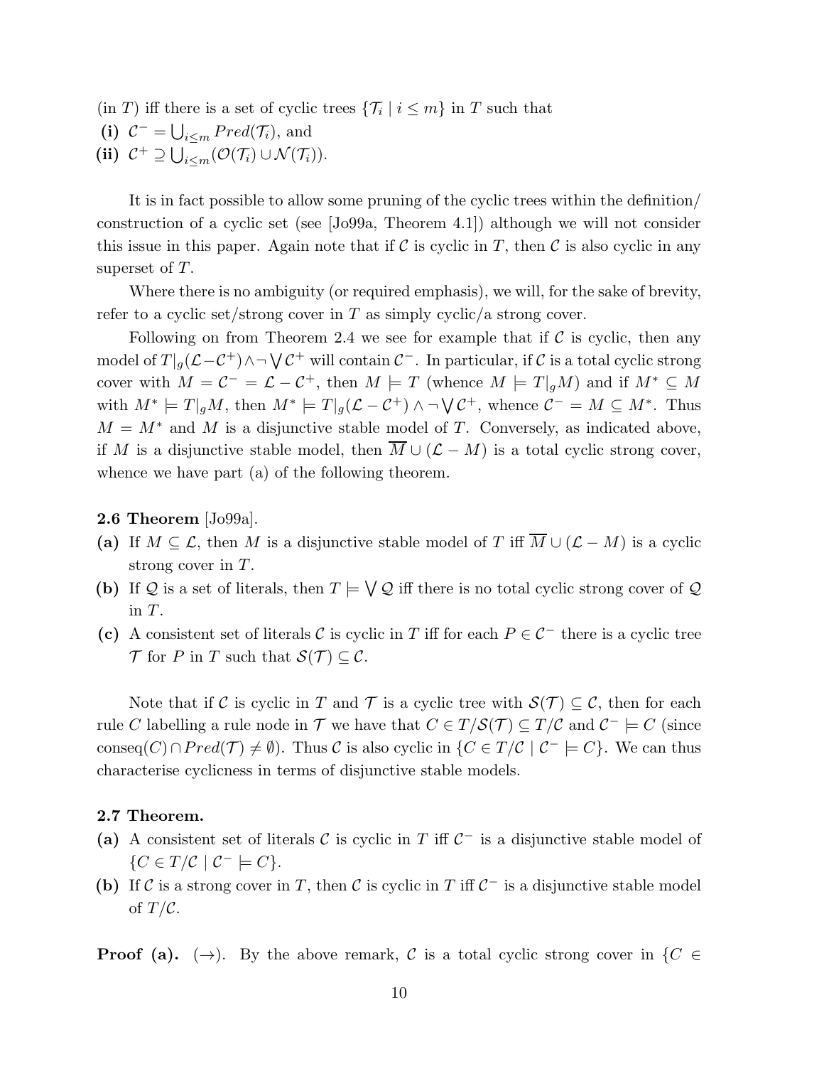(in $T$) iff there is a set of cyclic trees $\{\mathcal{T}_i \mid i \leq m\}$ in $T$ such that

**(i)** $\mathcal{C}^- = \bigcup_{i \leq m} Pred(\mathcal{T}_i)$, and

**(ii)** $\mathcal{C}^+ \supseteq \bigcup_{i \leq m}(\mathcal{O}(\mathcal{T}_i) \cup \mathcal{N}(\mathcal{T}_i))$.

It is in fact possible to allow some pruning of the cyclic trees within the definition/ construction of a cyclic set (see [Jo99a, Theorem 4.1]) although we will not consider this issue in this paper. Again note that if $\mathcal{C}$ is cyclic in $T$, then $\mathcal{C}$ is also cyclic in any superset of $T$.

Where there is no ambiguity (or required emphasis), we will, for the sake of brevity, refer to a cyclic set/strong cover in $T$ as simply cyclic/a strong cover.

Following on from Theorem 2.4 we see for example that if $\mathcal{C}$ is cyclic, then any model of $T|_g(\mathcal{L}-\mathcal{C}^+) \wedge \neg \bigvee \mathcal{C}^+$ will contain $\mathcal{C}^-$. In particular, if $\mathcal{C}$ is a total cyclic strong cover with $M = \mathcal{C}^- = \mathcal{L} - \mathcal{C}^+$, then $M \models T$ (whence $M \models T|_g M$) and if $M^* \subseteq M$ with $M^* \models T|_g M$, then $M^* \models T|_g(\mathcal{L} - \mathcal{C}^+) \wedge \neg \bigvee \mathcal{C}^+$, whence $\mathcal{C}^- = M \subseteq M^*$. Thus $M = M^*$ and $M$ is a disjunctive stable model of $T$. Conversely, as indicated above, if $M$ is a disjunctive stable model, then $\overline{M} \cup (\mathcal{L} - M)$ is a total cyclic strong cover, whence we have part (a) of the following theorem.

**2.6 Theorem** [Jo99a].

**(a)** If $M \subseteq \mathcal{L}$, then $M$ is a disjunctive stable model of $T$ iff $\overline{M} \cup (\mathcal{L} - M)$ is a cyclic strong cover in $T$.

**(b)** If $\mathcal{Q}$ is a set of literals, then $T \models \bigvee \mathcal{Q}$ iff there is no total cyclic strong cover of $\mathcal{Q}$ in $T$.

**(c)** A consistent set of literals $\mathcal{C}$ is cyclic in $T$ iff for each $P \in \mathcal{C}^-$ there is a cyclic tree $\mathcal{T}$ for $P$ in $T$ such that $\mathcal{S}(\mathcal{T}) \subseteq \mathcal{C}$.

Note that if $\mathcal{C}$ is cyclic in $T$ and $\mathcal{T}$ is a cyclic tree with $\mathcal{S}(\mathcal{T}) \subseteq \mathcal{C}$, then for each rule $C$ labelling a rule node in $\mathcal{T}$ we have that $C \in T/\mathcal{S}(\mathcal{T}) \subseteq T/\mathcal{C}$ and $\mathcal{C}^- \models C$ (since $\text{conseq}(C) \cap Pred(\mathcal{T}) \neq \emptyset$). Thus $\mathcal{C}$ is also cyclic in $\{C \in T/\mathcal{C} \mid \mathcal{C}^- \models C\}$. We can thus characterise cyclicness in terms of disjunctive stable models.

**2.7 Theorem.**

**(a)** A consistent set of literals $\mathcal{C}$ is cyclic in $T$ iff $\mathcal{C}^-$ is a disjunctive stable model of $\{C \in T/\mathcal{C} \mid \mathcal{C}^- \models C\}$.

**(b)** If $\mathcal{C}$ is a strong cover in $T$, then $\mathcal{C}$ is cyclic in $T$ iff $\mathcal{C}^-$ is a disjunctive stable model of $T/\mathcal{C}$.

**Proof (a).** ($\rightarrow$). By the above remark, $\mathcal{C}$ is a total cyclic strong cover in $\{C \in$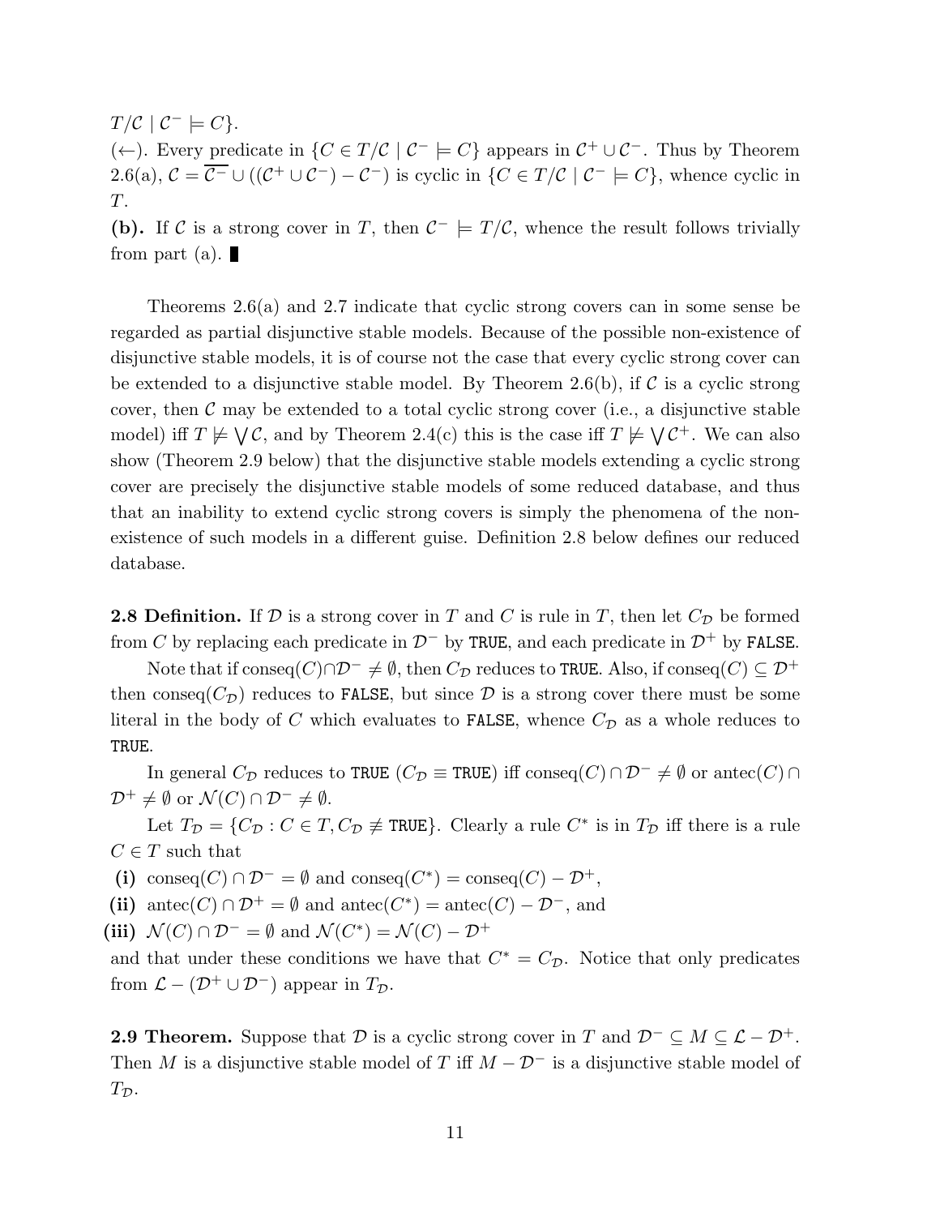$T/\mathcal{C} \mid \mathcal{C}^- \models C\}$.

($\leftarrow$). Every predicate in $\{C \in T/\mathcal{C} \mid \mathcal{C}^- \models C\}$ appears in $\mathcal{C}^+ \cup \mathcal{C}^-$. Thus by Theorem 2.6(a), $\mathcal{C} = \overline{\mathcal{C}^-} \cup ((\mathcal{C}^+ \cup \mathcal{C}^-) - \mathcal{C}^-)$ is cyclic in $\{C \in T/\mathcal{C} \mid \mathcal{C}^- \models C\}$, whence cyclic in $T$.

**(b).** If $\mathcal{C}$ is a strong cover in $T$, then $\mathcal{C}^- \models T/\mathcal{C}$, whence the result follows trivially from part (a). ∎

Theorems 2.6(a) and 2.7 indicate that cyclic strong covers can in some sense be regarded as partial disjunctive stable models. Because of the possible non-existence of disjunctive stable models, it is of course not the case that every cyclic strong cover can be extended to a disjunctive stable model. By Theorem 2.6(b), if $\mathcal{C}$ is a cyclic strong cover, then $\mathcal{C}$ may be extended to a total cyclic strong cover (i.e., a disjunctive stable model) iff $T \not\models \bigvee \mathcal{C}$, and by Theorem 2.4(c) this is the case iff $T \not\models \bigvee \mathcal{C}^+$. We can also show (Theorem 2.9 below) that the disjunctive stable models extending a cyclic strong cover are precisely the disjunctive stable models of some reduced database, and thus that an inability to extend cyclic strong covers is simply the phenomena of the non-existence of such models in a different guise. Definition 2.8 below defines our reduced database.

**2.8 Definition.** If $\mathcal{D}$ is a strong cover in $T$ and $C$ is rule in $T$, then let $C_{\mathcal{D}}$ be formed from $C$ by replacing each predicate in $\mathcal{D}^-$ by `TRUE`, and each predicate in $\mathcal{D}^+$ by `FALSE`.

Note that if $\text{conseq}(C) \cap \mathcal{D}^- \neq \emptyset$, then $C_{\mathcal{D}}$ reduces to `TRUE`. Also, if $\text{conseq}(C) \subseteq \mathcal{D}^+$ then $\text{conseq}(C_{\mathcal{D}})$ reduces to `FALSE`, but since $\mathcal{D}$ is a strong cover there must be some literal in the body of $C$ which evaluates to `FALSE`, whence $C_{\mathcal{D}}$ as a whole reduces to `TRUE`.

In general $C_{\mathcal{D}}$ reduces to `TRUE` ($C_{\mathcal{D}} \equiv$ `TRUE`) iff $\text{conseq}(C) \cap \mathcal{D}^- \neq \emptyset$ or $\text{antec}(C) \cap \mathcal{D}^+ \neq \emptyset$ or $\mathcal{N}(C) \cap \mathcal{D}^- \neq \emptyset$.

Let $T_{\mathcal{D}} = \{C_{\mathcal{D}} : C \in T, C_{\mathcal{D}} \not\equiv \texttt{TRUE}\}$. Clearly a rule $C^*$ is in $T_{\mathcal{D}}$ iff there is a rule $C \in T$ such that

**(i)** $\text{conseq}(C) \cap \mathcal{D}^- = \emptyset$ and $\text{conseq}(C^*) = \text{conseq}(C) - \mathcal{D}^+$,

**(ii)** $\text{antec}(C) \cap \mathcal{D}^+ = \emptyset$ and $\text{antec}(C^*) = \text{antec}(C) - \mathcal{D}^-$, and

**(iii)** $\mathcal{N}(C) \cap \mathcal{D}^- = \emptyset$ and $\mathcal{N}(C^*) = \mathcal{N}(C) - \mathcal{D}^+$

and that under these conditions we have that $C^* = C_{\mathcal{D}}$. Notice that only predicates from $\mathcal{L} - (\mathcal{D}^+ \cup \mathcal{D}^-)$ appear in $T_{\mathcal{D}}$.

**2.9 Theorem.** Suppose that $\mathcal{D}$ is a cyclic strong cover in $T$ and $\mathcal{D}^- \subseteq M \subseteq \mathcal{L} - \mathcal{D}^+$. Then $M$ is a disjunctive stable model of $T$ iff $M - \mathcal{D}^-$ is a disjunctive stable model of $T_{\mathcal{D}}$.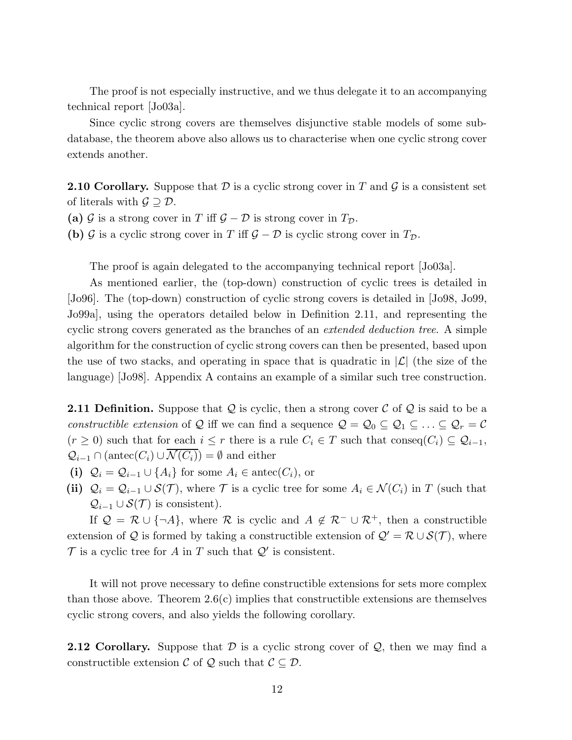The proof is not especially instructive, and we thus delegate it to an accompanying technical report [Jo03a].

Since cyclic strong covers are themselves disjunctive stable models of some subdatabase, the theorem above also allows us to characterise when one cyclic strong cover extends another.

**2.10 Corollary.** Suppose that $\mathcal{D}$ is a cyclic strong cover in $T$ and $\mathcal{G}$ is a consistent set of literals with $\mathcal{G} \supseteq \mathcal{D}$.

**(a)** $\mathcal{G}$ is a strong cover in $T$ iff $\mathcal{G} - \mathcal{D}$ is strong cover in $T_{\mathcal{D}}$.

**(b)** $\mathcal{G}$ is a cyclic strong cover in $T$ iff $\mathcal{G} - \mathcal{D}$ is cyclic strong cover in $T_{\mathcal{D}}$.

The proof is again delegated to the accompanying technical report [Jo03a].

As mentioned earlier, the (top-down) construction of cyclic trees is detailed in [Jo96]. The (top-down) construction of cyclic strong covers is detailed in [Jo98, Jo99, Jo99a], using the operators detailed below in Definition 2.11, and representing the cyclic strong covers generated as the branches of an *extended deduction tree*. A simple algorithm for the construction of cyclic strong covers can then be presented, based upon the use of two stacks, and operating in space that is quadratic in $|\mathcal{L}|$ (the size of the language) [Jo98]. Appendix A contains an example of a similar such tree construction.

**2.11 Definition.** Suppose that $\mathcal{Q}$ is cyclic, then a strong cover $\mathcal{C}$ of $\mathcal{Q}$ is said to be a *constructible extension* of $\mathcal{Q}$ iff we can find a sequence $\mathcal{Q} = \mathcal{Q}_0 \subseteq \mathcal{Q}_1 \subseteq \ldots \subseteq \mathcal{Q}_r = \mathcal{C}$ $(r \geq 0)$ such that for each $i \leq r$ there is a rule $C_i \in T$ such that $\text{conseq}(C_i) \subseteq \mathcal{Q}_{i-1}$, $\mathcal{Q}_{i-1} \cap (\text{antec}(C_i) \cup \overline{\mathcal{N}(C_i)}) = \emptyset$ and either

**(i)** $\mathcal{Q}_i = \mathcal{Q}_{i-1} \cup \{A_i\}$ for some $A_i \in \text{antec}(C_i)$, or

**(ii)** $\mathcal{Q}_i = \mathcal{Q}_{i-1} \cup \mathcal{S}(\mathcal{T})$, where $\mathcal{T}$ is a cyclic tree for some $A_i \in \mathcal{N}(C_i)$ in $T$ (such that $\mathcal{Q}_{i-1} \cup \mathcal{S}(\mathcal{T})$ is consistent).

If $\mathcal{Q} = \mathcal{R} \cup \{\neg A\}$, where $\mathcal{R}$ is cyclic and $A \notin \mathcal{R}^- \cup \mathcal{R}^+$, then a constructible extension of $\mathcal{Q}$ is formed by taking a constructible extension of $\mathcal{Q}' = \mathcal{R} \cup \mathcal{S}(\mathcal{T})$, where $\mathcal{T}$ is a cyclic tree for $A$ in $T$ such that $\mathcal{Q}'$ is consistent.

It will not prove necessary to define constructible extensions for sets more complex than those above. Theorem 2.6(c) implies that constructible extensions are themselves cyclic strong covers, and also yields the following corollary.

**2.12 Corollary.** Suppose that $\mathcal{D}$ is a cyclic strong cover of $\mathcal{Q}$, then we may find a constructible extension $\mathcal{C}$ of $\mathcal{Q}$ such that $\mathcal{C} \subseteq \mathcal{D}$.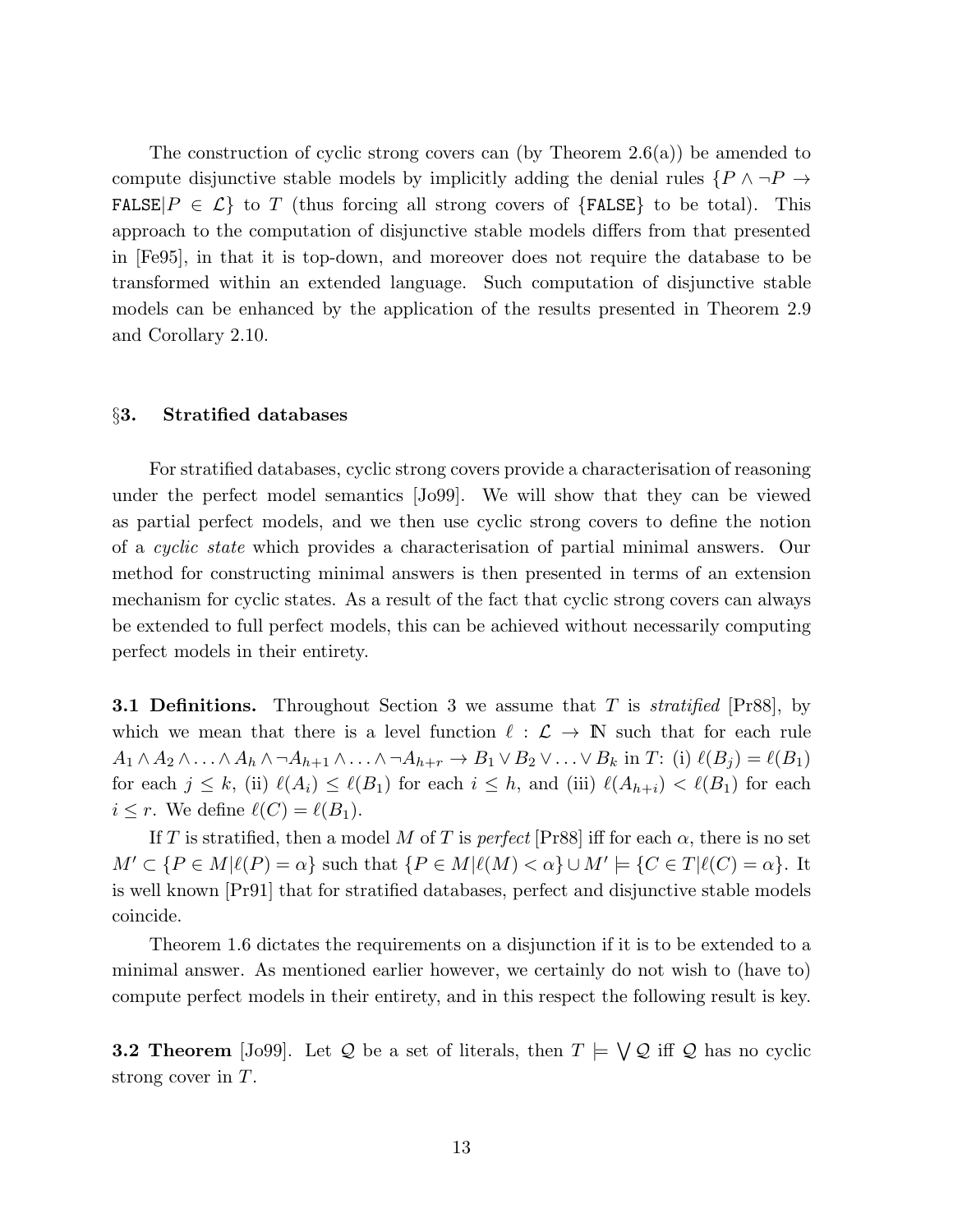The construction of cyclic strong covers can (by Theorem 2.6(a)) be amended to compute disjunctive stable models by implicitly adding the denial rules $\{P \wedge \neg P \rightarrow \texttt{FALSE} | P \in \mathcal{L}\}$ to $T$ (thus forcing all strong covers of $\{\texttt{FALSE}\}$ to be total). This approach to the computation of disjunctive stable models differs from that presented in [Fe95], in that it is top-down, and moreover does not require the database to be transformed within an extended language. Such computation of disjunctive stable models can be enhanced by the application of the results presented in Theorem 2.9 and Corollary 2.10.

## §3. Stratified databases

For stratified databases, cyclic strong covers provide a characterisation of reasoning under the perfect model semantics [Jo99]. We will show that they can be viewed as partial perfect models, and we then use cyclic strong covers to define the notion of a *cyclic state* which provides a characterisation of partial minimal answers. Our method for constructing minimal answers is then presented in terms of an extension mechanism for cyclic states. As a result of the fact that cyclic strong covers can always be extended to full perfect models, this can be achieved without necessarily computing perfect models in their entirety.

**3.1 Definitions.** Throughout Section 3 we assume that $T$ is *stratified* [Pr88], by which we mean that there is a level function $\ell : \mathcal{L} \rightarrow \mathbb{N}$ such that for each rule $A_1 \wedge A_2 \wedge \ldots \wedge A_h \wedge \neg A_{h+1} \wedge \ldots \wedge \neg A_{h+r} \rightarrow B_1 \vee B_2 \vee \ldots \vee B_k$ in $T$: (i) $\ell(B_j) = \ell(B_1)$ for each $j \leq k$, (ii) $\ell(A_i) \leq \ell(B_1)$ for each $i \leq h$, and (iii) $\ell(A_{h+i}) < \ell(B_1)$ for each $i \leq r$. We define $\ell(C) = \ell(B_1)$.

If $T$ is stratified, then a model $M$ of $T$ is *perfect* [Pr88] iff for each $\alpha$, there is no set $M' \subset \{P \in M | \ell(P) = \alpha\}$ such that $\{P \in M | \ell(M) < \alpha\} \cup M' \models \{C \in T | \ell(C) = \alpha\}$. It is well known [Pr91] that for stratified databases, perfect and disjunctive stable models coincide.

Theorem 1.6 dictates the requirements on a disjunction if it is to be extended to a minimal answer. As mentioned earlier however, we certainly do not wish to (have to) compute perfect models in their entirety, and in this respect the following result is key.

**3.2 Theorem** [Jo99]. Let $\mathcal{Q}$ be a set of literals, then $T \models \bigvee \mathcal{Q}$ iff $\mathcal{Q}$ has no cyclic strong cover in $T$.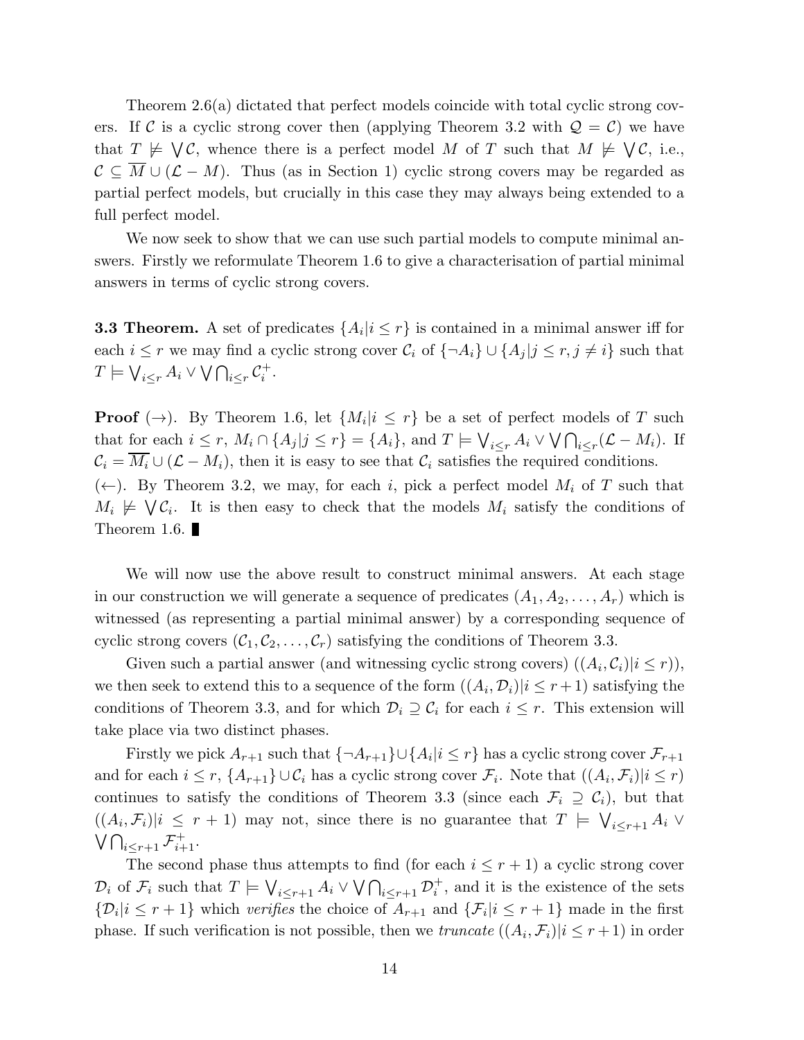Theorem 2.6(a) dictated that perfect models coincide with total cyclic strong covers. If $\mathcal{C}$ is a cyclic strong cover then (applying Theorem 3.2 with $\mathcal{Q} = \mathcal{C}$) we have that $T \not\models \bigvee \mathcal{C}$, whence there is a perfect model $M$ of $T$ such that $M \not\models \bigvee \mathcal{C}$, i.e., $\mathcal{C} \subseteq \overline{M} \cup (\mathcal{L} - M)$. Thus (as in Section 1) cyclic strong covers may be regarded as partial perfect models, but crucially in this case they may always being extended to a full perfect model.

We now seek to show that we can use such partial models to compute minimal answers. Firstly we reformulate Theorem 1.6 to give a characterisation of partial minimal answers in terms of cyclic strong covers.

**3.3 Theorem.** A set of predicates $\{A_i | i \leq r\}$ is contained in a minimal answer iff for each $i \leq r$ we may find a cyclic strong cover $\mathcal{C}_i$ of $\{\neg A_i\} \cup \{A_j | j \leq r, j \neq i\}$ such that $T \models \bigvee_{i \leq r} A_i \vee \bigvee \bigcap_{i \leq r} \mathcal{C}_i^+$.

**Proof** ($\rightarrow$). By Theorem 1.6, let $\{M_i | i \leq r\}$ be a set of perfect models of $T$ such that for each $i \leq r$, $M_i \cap \{A_j | j \leq r\} = \{A_i\}$, and $T \models \bigvee_{i \leq r} A_i \vee \bigvee \bigcap_{i \leq r} (\mathcal{L} - M_i)$. If $\mathcal{C}_i = \overline{M_i} \cup (\mathcal{L} - M_i)$, then it is easy to see that $\mathcal{C}_i$ satisfies the required conditions.
($\leftarrow$). By Theorem 3.2, we may, for each $i$, pick a perfect model $M_i$ of $T$ such that $M_i \not\models \bigvee \mathcal{C}_i$. It is then easy to check that the models $M_i$ satisfy the conditions of Theorem 1.6. ∎

We will now use the above result to construct minimal answers. At each stage in our construction we will generate a sequence of predicates $(A_1, A_2, \ldots, A_r)$ which is witnessed (as representing a partial minimal answer) by a corresponding sequence of cyclic strong covers $(\mathcal{C}_1, \mathcal{C}_2, \ldots, \mathcal{C}_r)$ satisfying the conditions of Theorem 3.3.

Given such a partial answer (and witnessing cyclic strong covers) $((A_i, \mathcal{C}_i) | i \leq r))$, we then seek to extend this to a sequence of the form $((A_i, \mathcal{D}_i) | i \leq r+1)$ satisfying the conditions of Theorem 3.3, and for which $\mathcal{D}_i \supseteq \mathcal{C}_i$ for each $i \leq r$. This extension will take place via two distinct phases.

Firstly we pick $A_{r+1}$ such that $\{\neg A_{r+1}\} \cup \{A_i | i \leq r\}$ has a cyclic strong cover $\mathcal{F}_{r+1}$ and for each $i \leq r$, $\{A_{r+1}\} \cup \mathcal{C}_i$ has a cyclic strong cover $\mathcal{F}_i$. Note that $((A_i, \mathcal{F}_i) | i \leq r)$ continues to satisfy the conditions of Theorem 3.3 (since each $\mathcal{F}_i \supseteq \mathcal{C}_i$), but that $((A_i, \mathcal{F}_i) | i \leq r+1)$ may not, since there is no guarantee that $T \models \bigvee_{i \leq r+1} A_i \vee \bigvee \bigcap_{i \leq r+1} \mathcal{F}_{i+1}^+$.

The second phase thus attempts to find (for each $i \leq r+1$) a cyclic strong cover $\mathcal{D}_i$ of $\mathcal{F}_i$ such that $T \models \bigvee_{i \leq r+1} A_i \vee \bigvee \bigcap_{i \leq r+1} \mathcal{D}_i^+$, and it is the existence of the sets $\{\mathcal{D}_i | i \leq r+1\}$ which *verifies* the choice of $A_{r+1}$ and $\{\mathcal{F}_i | i \leq r+1\}$ made in the first phase. If such verification is not possible, then we *truncate* $((A_i, \mathcal{F}_i) | i \leq r+1)$ in order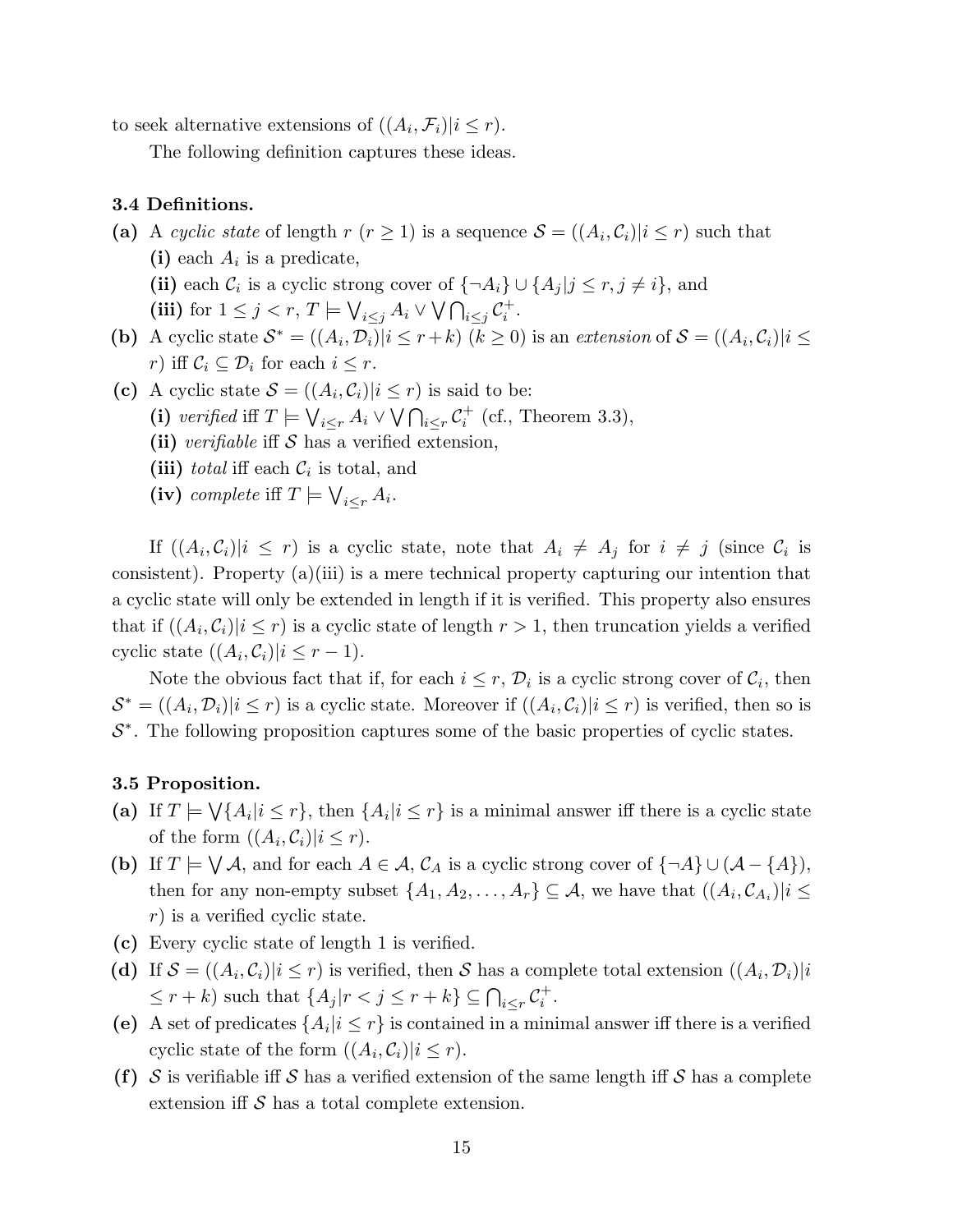to seek alternative extensions of $((A_i, \mathcal{F}_i)|i \le r)$.

The following definition captures these ideas.

**3.4 Definitions.**

**(a)** A *cyclic state* of length $r$ ($r \ge 1$) is a sequence $\mathcal{S} = ((A_i, \mathcal{C}_i)|i \le r)$ such that

**(i)** each $A_i$ is a predicate,

**(ii)** each $\mathcal{C}_i$ is a cyclic strong cover of $\{\neg A_i\} \cup \{A_j | j \le r, j \ne i\}$, and

**(iii)** for $1 \le j < r$, $T \models \bigvee_{i \le j} A_i \vee \bigvee \bigcap_{i \le j} \mathcal{C}_i^+$.

**(b)** A cyclic state $\mathcal{S}^* = ((A_i, \mathcal{D}_i)|i \le r+k)$ ($k \ge 0$) is an *extension* of $\mathcal{S} = ((A_i, \mathcal{C}_i)|i \le r)$ iff $\mathcal{C}_i \subseteq \mathcal{D}_i$ for each $i \le r$.

**(c)** A cyclic state $\mathcal{S} = ((A_i, \mathcal{C}_i)|i \le r)$ is said to be:

**(i)** *verified* iff $T \models \bigvee_{i \le r} A_i \vee \bigvee \bigcap_{i \le r} \mathcal{C}_i^+$ (cf., Theorem 3.3),

**(ii)** *verifiable* iff $\mathcal{S}$ has a verified extension,

**(iii)** *total* iff each $\mathcal{C}_i$ is total, and

**(iv)** *complete* iff $T \models \bigvee_{i \le r} A_i$.

If $((A_i, \mathcal{C}_i)|i \le r)$ is a cyclic state, note that $A_i \ne A_j$ for $i \ne j$ (since $\mathcal{C}_i$ is consistent). Property (a)(iii) is a mere technical property capturing our intention that a cyclic state will only be extended in length if it is verified. This property also ensures that if $((A_i, \mathcal{C}_i)|i \le r)$ is a cyclic state of length $r > 1$, then truncation yields a verified cyclic state $((A_i, \mathcal{C}_i)|i \le r-1)$.

Note the obvious fact that if, for each $i \le r$, $\mathcal{D}_i$ is a cyclic strong cover of $\mathcal{C}_i$, then $\mathcal{S}^* = ((A_i, \mathcal{D}_i)|i \le r)$ is a cyclic state. Moreover if $((A_i, \mathcal{C}_i)|i \le r)$ is verified, then so is $\mathcal{S}^*$. The following proposition captures some of the basic properties of cyclic states.

**3.5 Proposition.**

**(a)** If $T \models \bigvee\{A_i | i \le r\}$, then $\{A_i | i \le r\}$ is a minimal answer iff there is a cyclic state of the form $((A_i, \mathcal{C}_i)|i \le r)$.

**(b)** If $T \models \bigvee \mathcal{A}$, and for each $A \in \mathcal{A}$, $\mathcal{C}_A$ is a cyclic strong cover of $\{\neg A\} \cup (\mathcal{A} - \{A\})$, then for any non-empty subset $\{A_1, A_2, \ldots, A_r\} \subseteq \mathcal{A}$, we have that $((A_i, \mathcal{C}_{A_i})|i \le r)$ is a verified cyclic state.

**(c)** Every cyclic state of length 1 is verified.

**(d)** If $\mathcal{S} = ((A_i, \mathcal{C}_i)|i \le r)$ is verified, then $\mathcal{S}$ has a complete total extension $((A_i, \mathcal{D}_i)|i \le r+k)$ such that $\{A_j | r < j \le r+k\} \subseteq \bigcap_{i \le r} \mathcal{C}_i^+$.

**(e)** A set of predicates $\{A_i | i \le r\}$ is contained in a minimal answer iff there is a verified cyclic state of the form $((A_i, \mathcal{C}_i)|i \le r)$.

**(f)** $\mathcal{S}$ is verifiable iff $\mathcal{S}$ has a verified extension of the same length iff $\mathcal{S}$ has a complete extension iff $\mathcal{S}$ has a total complete extension.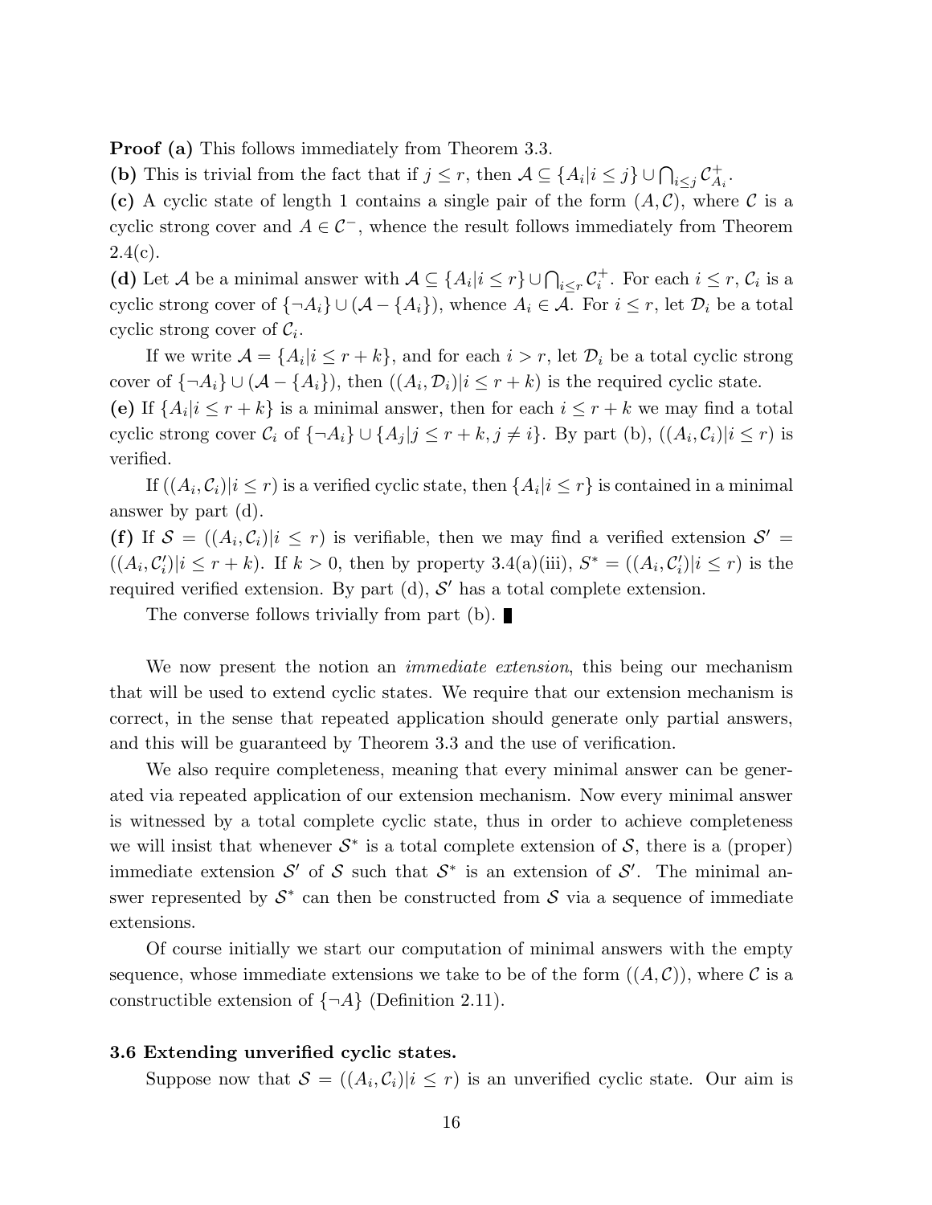**Proof (a)** This follows immediately from Theorem 3.3.

**(b)** This is trivial from the fact that if $j \leq r$, then $\mathcal{A} \subseteq \{A_i | i \leq j\} \cup \bigcap_{i \leq j} \mathcal{C}^+_{A_i}$.

**(c)** A cyclic state of length 1 contains a single pair of the form $(A, \mathcal{C})$, where $\mathcal{C}$ is a cyclic strong cover and $A \in \mathcal{C}^-$, whence the result follows immediately from Theorem 2.4(c).

**(d)** Let $\mathcal{A}$ be a minimal answer with $\mathcal{A} \subseteq \{A_i | i \leq r\} \cup \bigcap_{i \leq r} \mathcal{C}^+_i$. For each $i \leq r$, $\mathcal{C}_i$ is a cyclic strong cover of $\{\neg A_i\} \cup (\mathcal{A} - \{A_i\})$, whence $A_i \in \mathcal{A}$. For $i \leq r$, let $\mathcal{D}_i$ be a total cyclic strong cover of $\mathcal{C}_i$.

If we write $\mathcal{A} = \{A_i | i \leq r + k\}$, and for each $i > r$, let $\mathcal{D}_i$ be a total cyclic strong cover of $\{\neg A_i\} \cup (\mathcal{A} - \{A_i\})$, then $((A_i, \mathcal{D}_i) | i \leq r + k)$ is the required cyclic state.

**(e)** If $\{A_i | i \leq r + k\}$ is a minimal answer, then for each $i \leq r + k$ we may find a total cyclic strong cover $\mathcal{C}_i$ of $\{\neg A_i\} \cup \{A_j | j \leq r + k, j \neq i\}$. By part (b), $((A_i, \mathcal{C}_i) | i \leq r)$ is verified.

If $((A_i, \mathcal{C}_i) | i \leq r)$ is a verified cyclic state, then $\{A_i | i \leq r\}$ is contained in a minimal answer by part (d).

**(f)** If $\mathcal{S} = ((A_i, \mathcal{C}_i) | i \leq r)$ is verifiable, then we may find a verified extension $\mathcal{S}' = ((A_i, \mathcal{C}'_i) | i \leq r + k)$. If $k > 0$, then by property 3.4(a)(iii), $S^* = ((A_i, \mathcal{C}'_i) | i \leq r)$ is the required verified extension. By part (d), $\mathcal{S}'$ has a total complete extension.

The converse follows trivially from part (b). ∎

We now present the notion an *immediate extension*, this being our mechanism that will be used to extend cyclic states. We require that our extension mechanism is correct, in the sense that repeated application should generate only partial answers, and this will be guaranteed by Theorem 3.3 and the use of verification.

We also require completeness, meaning that every minimal answer can be generated via repeated application of our extension mechanism. Now every minimal answer is witnessed by a total complete cyclic state, thus in order to achieve completeness we will insist that whenever $\mathcal{S}^*$ is a total complete extension of $\mathcal{S}$, there is a (proper) immediate extension $\mathcal{S}'$ of $\mathcal{S}$ such that $\mathcal{S}^*$ is an extension of $\mathcal{S}'$. The minimal answer represented by $\mathcal{S}^*$ can then be constructed from $\mathcal{S}$ via a sequence of immediate extensions.

Of course initially we start our computation of minimal answers with the empty sequence, whose immediate extensions we take to be of the form $((A, \mathcal{C}))$, where $\mathcal{C}$ is a constructible extension of $\{\neg A\}$ (Definition 2.11).

### 3.6 Extending unverified cyclic states.

Suppose now that $\mathcal{S} = ((A_i, \mathcal{C}_i) | i \leq r)$ is an unverified cyclic state. Our aim is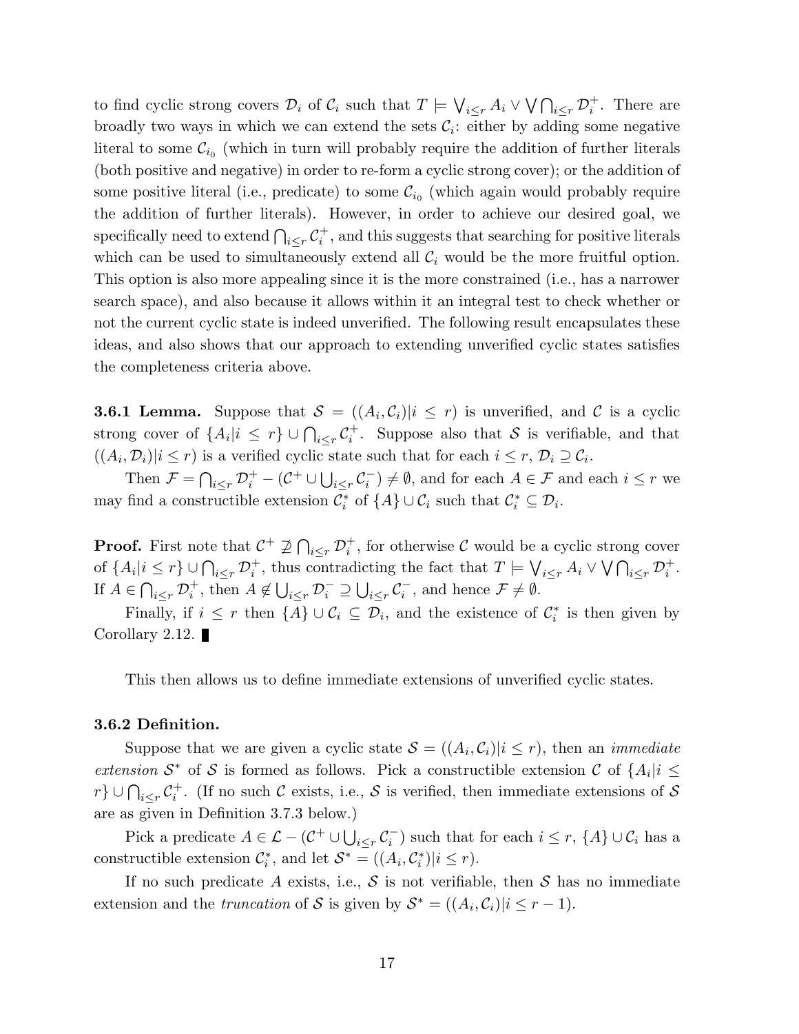to find cyclic strong covers $\mathcal{D}_i$ of $\mathcal{C}_i$ such that $T \models \bigvee_{i \leq r} A_i \vee \bigvee \bigcap_{i \leq r} \mathcal{D}_i^+$. There are broadly two ways in which we can extend the sets $\mathcal{C}_i$: either by adding some negative literal to some $\mathcal{C}_{i_0}$ (which in turn will probably require the addition of further literals (both positive and negative) in order to re-form a cyclic strong cover); or the addition of some positive literal (i.e., predicate) to some $\mathcal{C}_{i_0}$ (which again would probably require the addition of further literals). However, in order to achieve our desired goal, we specifically need to extend $\bigcap_{i \leq r} \mathcal{C}_i^+$, and this suggests that searching for positive literals which can be used to simultaneously extend all $\mathcal{C}_i$ would be the more fruitful option. This option is also more appealing since it is the more constrained (i.e., has a narrower search space), and also because it allows within it an integral test to check whether or not the current cyclic state is indeed unverified. The following result encapsulates these ideas, and also shows that our approach to extending unverified cyclic states satisfies the completeness criteria above.

**3.6.1 Lemma.** Suppose that $\mathcal{S} = ((A_i, \mathcal{C}_i)|i \leq r)$ is unverified, and $\mathcal{C}$ is a cyclic strong cover of $\{A_i|i \leq r\} \cup \bigcap_{i \leq r} \mathcal{C}_i^+$. Suppose also that $\mathcal{S}$ is verifiable, and that $((A_i, \mathcal{D}_i)|i \leq r)$ is a verified cyclic state such that for each $i \leq r$, $\mathcal{D}_i \supseteq \mathcal{C}_i$.

Then $\mathcal{F} = \bigcap_{i \leq r} \mathcal{D}_i^+ - (\mathcal{C}^+ \cup \bigcup_{i \leq r} \mathcal{C}_i^-) \neq \emptyset$, and for each $A \in \mathcal{F}$ and each $i \leq r$ we may find a constructible extension $\mathcal{C}_i^*$ of $\{A\} \cup \mathcal{C}_i$ such that $\mathcal{C}_i^* \subseteq \mathcal{D}_i$.

**Proof.** First note that $\mathcal{C}^+ \not\supseteq \bigcap_{i \leq r} \mathcal{D}_i^+$, for otherwise $\mathcal{C}$ would be a cyclic strong cover of $\{A_i|i \leq r\} \cup \bigcap_{i \leq r} \mathcal{D}_i^+$, thus contradicting the fact that $T \models \bigvee_{i \leq r} A_i \vee \bigvee \bigcap_{i \leq r} \mathcal{D}_i^+$. If $A \in \bigcap_{i \leq r} \mathcal{D}_i^+$, then $A \notin \bigcup_{i \leq r} \mathcal{D}_i^- \supseteq \bigcup_{i \leq r} \mathcal{C}_i^-$, and hence $\mathcal{F} \neq \emptyset$.

Finally, if $i \leq r$ then $\{A\} \cup \mathcal{C}_i \subseteq \mathcal{D}_i$, and the existence of $\mathcal{C}_i^*$ is then given by Corollary 2.12. ∎

This then allows us to define immediate extensions of unverified cyclic states.

**3.6.2 Definition.**

Suppose that we are given a cyclic state $\mathcal{S} = ((A_i, \mathcal{C}_i)|i \leq r)$, then an *immediate extension* $\mathcal{S}^*$ of $\mathcal{S}$ is formed as follows. Pick a constructible extension $\mathcal{C}$ of $\{A_i|i \leq r\} \cup \bigcap_{i \leq r} \mathcal{C}_i^+$. (If no such $\mathcal{C}$ exists, i.e., $\mathcal{S}$ is verified, then immediate extensions of $\mathcal{S}$ are as given in Definition 3.7.3 below.)

Pick a predicate $A \in \mathcal{L} - (\mathcal{C}^+ \cup \bigcup_{i \leq r} \mathcal{C}_i^-)$ such that for each $i \leq r$, $\{A\} \cup \mathcal{C}_i$ has a constructible extension $\mathcal{C}_i^*$, and let $\mathcal{S}^* = ((A_i, \mathcal{C}_i^*)|i \leq r)$.

If no such predicate $A$ exists, i.e., $\mathcal{S}$ is not verifiable, then $\mathcal{S}$ has no immediate extension and the *truncation* of $\mathcal{S}$ is given by $\mathcal{S}^* = ((A_i, \mathcal{C}_i)|i \leq r - 1)$.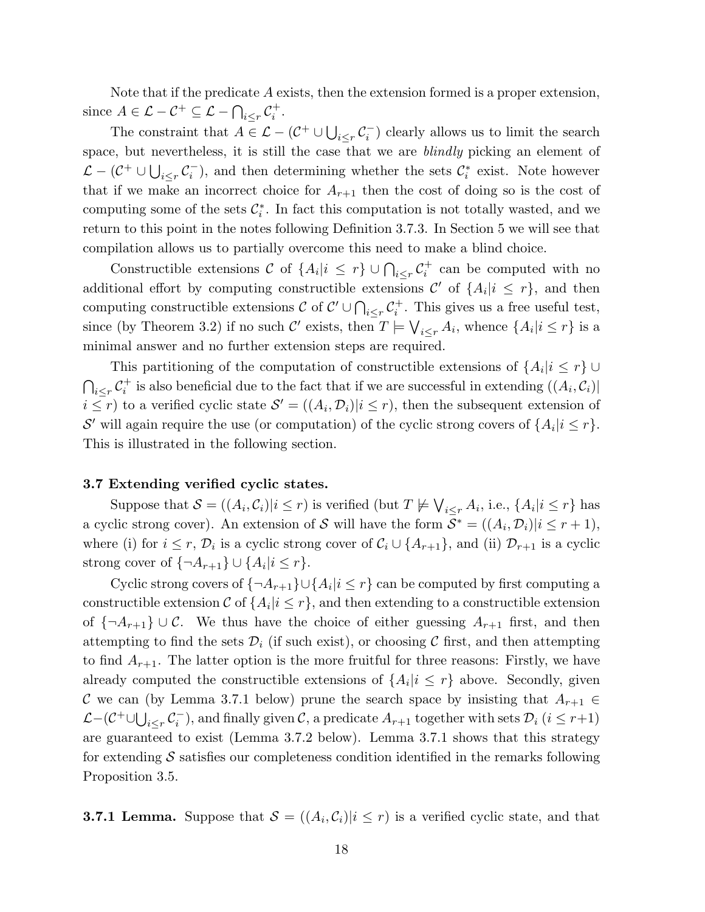Note that if the predicate $A$ exists, then the extension formed is a proper extension, since $A \in \mathcal{L} - \mathcal{C}^+ \subseteq \mathcal{L} - \bigcap_{i \leq r} \mathcal{C}_i^+$.

The constraint that $A \in \mathcal{L} - (\mathcal{C}^+ \cup \bigcup_{i \leq r} \mathcal{C}_i^-)$ clearly allows us to limit the search space, but nevertheless, it is still the case that we are *blindly* picking an element of $\mathcal{L} - (\mathcal{C}^+ \cup \bigcup_{i \leq r} \mathcal{C}_i^-)$, and then determining whether the sets $\mathcal{C}_i^*$ exist. Note however that if we make an incorrect choice for $A_{r+1}$ then the cost of doing so is the cost of computing some of the sets $\mathcal{C}_i^*$. In fact this computation is not totally wasted, and we return to this point in the notes following Definition 3.7.3. In Section 5 we will see that compilation allows us to partially overcome this need to make a blind choice.

Constructible extensions $\mathcal{C}$ of $\{A_i | i \leq r\} \cup \bigcap_{i \leq r} \mathcal{C}_i^+$ can be computed with no additional effort by computing constructible extensions $\mathcal{C}'$ of $\{A_i | i \leq r\}$, and then computing constructible extensions $\mathcal{C}$ of $\mathcal{C}' \cup \bigcap_{i \leq r} \mathcal{C}_i^+$. This gives us a free useful test, since (by Theorem 3.2) if no such $\mathcal{C}'$ exists, then $T \models \bigvee_{i \leq r} A_i$, whence $\{A_i | i \leq r\}$ is a minimal answer and no further extension steps are required.

This partitioning of the computation of constructible extensions of $\{A_i | i \leq r\} \cup \bigcap_{i \leq r} \mathcal{C}_i^+$ is also beneficial due to the fact that if we are successful in extending $((A_i, \mathcal{C}_i) | i \leq r)$ to a verified cyclic state $\mathcal{S}' = ((A_i, \mathcal{D}_i) | i \leq r)$, then the subsequent extension of $\mathcal{S}'$ will again require the use (or computation) of the cyclic strong covers of $\{A_i | i \leq r\}$. This is illustrated in the following section.

### 3.7 Extending verified cyclic states.

Suppose that $\mathcal{S} = ((A_i, \mathcal{C}_i) | i \leq r)$ is verified (but $T \not\models \bigvee_{i \leq r} A_i$, i.e., $\{A_i | i \leq r\}$ has a cyclic strong cover). An extension of $\mathcal{S}$ will have the form $\mathcal{S}^* = ((A_i, \mathcal{D}_i) | i \leq r + 1)$, where (i) for $i \leq r$, $\mathcal{D}_i$ is a cyclic strong cover of $\mathcal{C}_i \cup \{A_{r+1}\}$, and (ii) $\mathcal{D}_{r+1}$ is a cyclic strong cover of $\{\neg A_{r+1}\} \cup \{A_i | i \leq r\}$.

Cyclic strong covers of $\{\neg A_{r+1}\} \cup \{A_i | i \leq r\}$ can be computed by first computing a constructible extension $\mathcal{C}$ of $\{A_i | i \leq r\}$, and then extending to a constructible extension of $\{\neg A_{r+1}\} \cup \mathcal{C}$. We thus have the choice of either guessing $A_{r+1}$ first, and then attempting to find the sets $\mathcal{D}_i$ (if such exist), or choosing $\mathcal{C}$ first, and then attempting to find $A_{r+1}$. The latter option is the more fruitful for three reasons: Firstly, we have already computed the constructible extensions of $\{A_i | i \leq r\}$ above. Secondly, given $\mathcal{C}$ we can (by Lemma 3.7.1 below) prune the search space by insisting that $A_{r+1} \in \mathcal{L} - (\mathcal{C}^+ \cup \bigcup_{i \leq r} \mathcal{C}_i^-)$, and finally given $\mathcal{C}$, a predicate $A_{r+1}$ together with sets $\mathcal{D}_i$ ($i \leq r+1$) are guaranteed to exist (Lemma 3.7.2 below). Lemma 3.7.1 shows that this strategy for extending $\mathcal{S}$ satisfies our completeness condition identified in the remarks following Proposition 3.5.

**3.7.1 Lemma.** Suppose that $\mathcal{S} = ((A_i, \mathcal{C}_i) | i \leq r)$ is a verified cyclic state, and that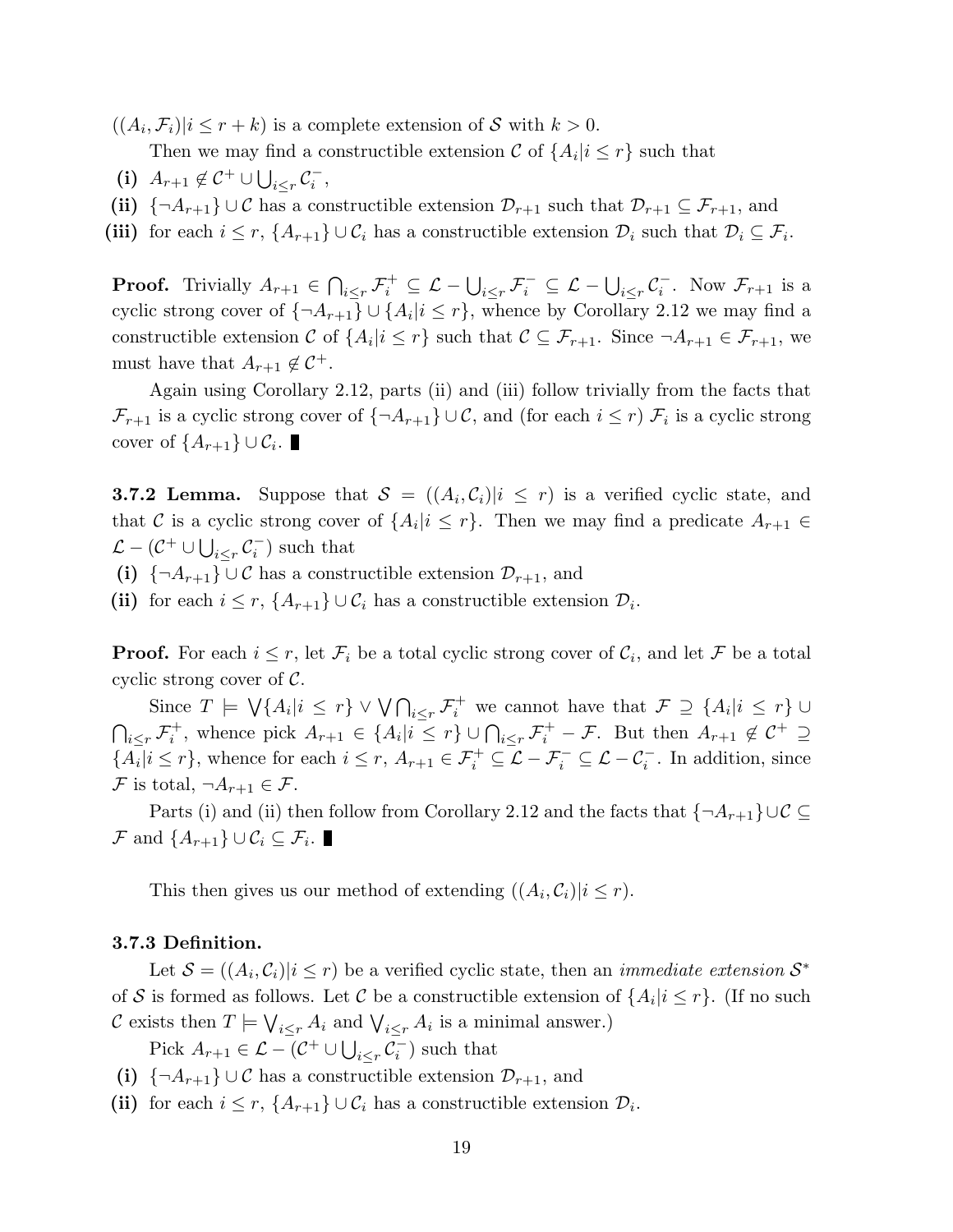$((A_i, \mathcal{F}_i)|i \leq r+k)$ is a complete extension of $\mathcal{S}$ with $k > 0$.

Then we may find a constructible extension $\mathcal{C}$ of $\{A_i|i \leq r\}$ such that

**(i)** $A_{r+1} \notin \mathcal{C}^+ \cup \bigcup_{i \leq r} \mathcal{C}_i^-$,

**(ii)** $\{\neg A_{r+1}\} \cup \mathcal{C}$ has a constructible extension $\mathcal{D}_{r+1}$ such that $\mathcal{D}_{r+1} \subseteq \mathcal{F}_{r+1}$, and

**(iii)** for each $i \leq r$, $\{A_{r+1}\} \cup \mathcal{C}_i$ has a constructible extension $\mathcal{D}_i$ such that $\mathcal{D}_i \subseteq \mathcal{F}_i$.

**Proof.** Trivially $A_{r+1} \in \bigcap_{i \leq r} \mathcal{F}_i^+ \subseteq \mathcal{L} - \bigcup_{i \leq r} \mathcal{F}_i^- \subseteq \mathcal{L} - \bigcup_{i \leq r} \mathcal{C}_i^-$. Now $\mathcal{F}_{r+1}$ is a cyclic strong cover of $\{\neg A_{r+1}\} \cup \{A_i|i \leq r\}$, whence by Corollary 2.12 we may find a constructible extension $\mathcal{C}$ of $\{A_i|i \leq r\}$ such that $\mathcal{C} \subseteq \mathcal{F}_{r+1}$. Since $\neg A_{r+1} \in \mathcal{F}_{r+1}$, we must have that $A_{r+1} \notin \mathcal{C}^+$.

Again using Corollary 2.12, parts (ii) and (iii) follow trivially from the facts that $\mathcal{F}_{r+1}$ is a cyclic strong cover of $\{\neg A_{r+1}\} \cup \mathcal{C}$, and (for each $i \leq r$) $\mathcal{F}_i$ is a cyclic strong cover of $\{A_{r+1}\} \cup \mathcal{C}_i$. ∎

**3.7.2 Lemma.** Suppose that $\mathcal{S} = ((A_i, \mathcal{C}_i)|i \leq r)$ is a verified cyclic state, and that $\mathcal{C}$ is a cyclic strong cover of $\{A_i|i \leq r\}$. Then we may find a predicate $A_{r+1} \in \mathcal{L} - (\mathcal{C}^+ \cup \bigcup_{i \leq r} \mathcal{C}_i^-)$ such that

**(i)** $\{\neg A_{r+1}\} \cup \mathcal{C}$ has a constructible extension $\mathcal{D}_{r+1}$, and

**(ii)** for each $i \leq r$, $\{A_{r+1}\} \cup \mathcal{C}_i$ has a constructible extension $\mathcal{D}_i$.

**Proof.** For each $i \leq r$, let $\mathcal{F}_i$ be a total cyclic strong cover of $\mathcal{C}_i$, and let $\mathcal{F}$ be a total cyclic strong cover of $\mathcal{C}$.

Since $T \models \bigvee\{A_i|i \leq r\} \vee \bigvee \bigcap_{i \leq r} \mathcal{F}_i^+$ we cannot have that $\mathcal{F} \supseteq \{A_i|i \leq r\} \cup \bigcap_{i \leq r} \mathcal{F}_i^+$, whence pick $A_{r+1} \in \{A_i|i \leq r\} \cup \bigcap_{i \leq r} \mathcal{F}_i^+ - \mathcal{F}$. But then $A_{r+1} \notin \mathcal{C}^+ \supseteq \{A_i|i \leq r\}$, whence for each $i \leq r$, $A_{r+1} \in \mathcal{F}_i^+ \subseteq \mathcal{L} - \mathcal{F}_i^- \subseteq \mathcal{L} - \mathcal{C}_i^-$. In addition, since $\mathcal{F}$ is total, $\neg A_{r+1} \in \mathcal{F}$.

Parts (i) and (ii) then follow from Corollary 2.12 and the facts that $\{\neg A_{r+1}\} \cup \mathcal{C} \subseteq \mathcal{F}$ and $\{A_{r+1}\} \cup \mathcal{C}_i \subseteq \mathcal{F}_i$. ∎

This then gives us our method of extending $((A_i, \mathcal{C}_i)|i \leq r)$.

**3.7.3 Definition.**

Let $\mathcal{S} = ((A_i, \mathcal{C}_i)|i \leq r)$ be a verified cyclic state, then an *immediate extension* $\mathcal{S}^*$ of $\mathcal{S}$ is formed as follows. Let $\mathcal{C}$ be a constructible extension of $\{A_i|i \leq r\}$. (If no such $\mathcal{C}$ exists then $T \models \bigvee_{i \leq r} A_i$ and $\bigvee_{i \leq r} A_i$ is a minimal answer.)

Pick $A_{r+1} \in \mathcal{L} - (\mathcal{C}^+ \cup \bigcup_{i \leq r} \mathcal{C}_i^-)$ such that

**(i)** $\{\neg A_{r+1}\} \cup \mathcal{C}$ has a constructible extension $\mathcal{D}_{r+1}$, and

**(ii)** for each $i \leq r$, $\{A_{r+1}\} \cup \mathcal{C}_i$ has a constructible extension $\mathcal{D}_i$.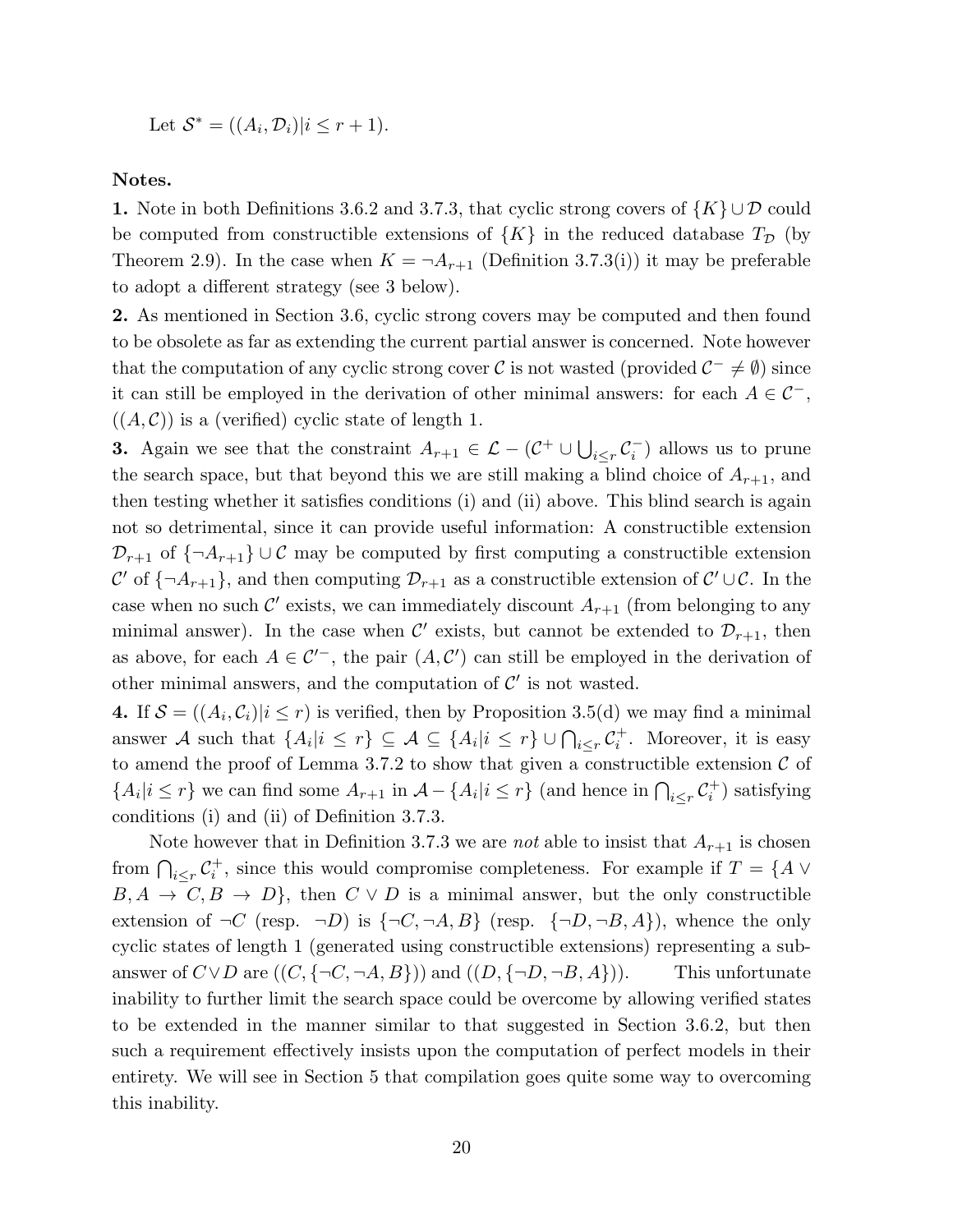Let $\mathcal{S}^* = ((A_i, \mathcal{D}_i)|i \leq r+1)$.

**Notes.**

**1.** Note in both Definitions 3.6.2 and 3.7.3, that cyclic strong covers of $\{K\} \cup \mathcal{D}$ could be computed from constructible extensions of $\{K\}$ in the reduced database $T_\mathcal{D}$ (by Theorem 2.9). In the case when $K = \neg A_{r+1}$ (Definition 3.7.3(i)) it may be preferable to adopt a different strategy (see 3 below).

**2.** As mentioned in Section 3.6, cyclic strong covers may be computed and then found to be obsolete as far as extending the current partial answer is concerned. Note however that the computation of any cyclic strong cover $\mathcal{C}$ is not wasted (provided $\mathcal{C}^- \neq \emptyset$) since it can still be employed in the derivation of other minimal answers: for each $A \in \mathcal{C}^-$, $((A, \mathcal{C}))$ is a (verified) cyclic state of length 1.

**3.** Again we see that the constraint $A_{r+1} \in \mathcal{L} - (\mathcal{C}^+ \cup \bigcup_{i \leq r} \mathcal{C}_i^-)$ allows us to prune the search space, but that beyond this we are still making a blind choice of $A_{r+1}$, and then testing whether it satisfies conditions (i) and (ii) above. This blind search is again not so detrimental, since it can provide useful information: A constructible extension $\mathcal{D}_{r+1}$ of $\{\neg A_{r+1}\} \cup \mathcal{C}$ may be computed by first computing a constructible extension $\mathcal{C}'$ of $\{\neg A_{r+1}\}$, and then computing $\mathcal{D}_{r+1}$ as a constructible extension of $\mathcal{C}' \cup \mathcal{C}$. In the case when no such $\mathcal{C}'$ exists, we can immediately discount $A_{r+1}$ (from belonging to any minimal answer). In the case when $\mathcal{C}'$ exists, but cannot be extended to $\mathcal{D}_{r+1}$, then as above, for each $A \in \mathcal{C}'^-$, the pair $(A, \mathcal{C}')$ can still be employed in the derivation of other minimal answers, and the computation of $\mathcal{C}'$ is not wasted.

**4.** If $\mathcal{S} = ((A_i, \mathcal{C}_i)|i \leq r)$ is verified, then by Proposition 3.5(d) we may find a minimal answer $\mathcal{A}$ such that $\{A_i|i \leq r\} \subseteq \mathcal{A} \subseteq \{A_i|i \leq r\} \cup \bigcap_{i \leq r} \mathcal{C}_i^+$. Moreover, it is easy to amend the proof of Lemma 3.7.2 to show that given a constructible extension $\mathcal{C}$ of $\{A_i|i \leq r\}$ we can find some $A_{r+1}$ in $\mathcal{A} - \{A_i|i \leq r\}$ (and hence in $\bigcap_{i \leq r} \mathcal{C}_i^+$) satisfying conditions (i) and (ii) of Definition 3.7.3.

Note however that in Definition 3.7.3 we are *not* able to insist that $A_{r+1}$ is chosen from $\bigcap_{i \leq r} \mathcal{C}_i^+$, since this would compromise completeness. For example if $T = \{A \vee B, A \rightarrow C, B \rightarrow D\}$, then $C \vee D$ is a minimal answer, but the only constructible extension of $\neg C$ (resp. $\neg D$) is $\{\neg C, \neg A, B\}$ (resp. $\{\neg D, \neg B, A\}$), whence the only cyclic states of length 1 (generated using constructible extensions) representing a sub-answer of $C \vee D$ are $((C, \{\neg C, \neg A, B\}))$ and $((D, \{\neg D, \neg B, A\}))$. This unfortunate inability to further limit the search space could be overcome by allowing verified states to be extended in the manner similar to that suggested in Section 3.6.2, but then such a requirement effectively insists upon the computation of perfect models in their entirety. We will see in Section 5 that compilation goes quite some way to overcoming this inability.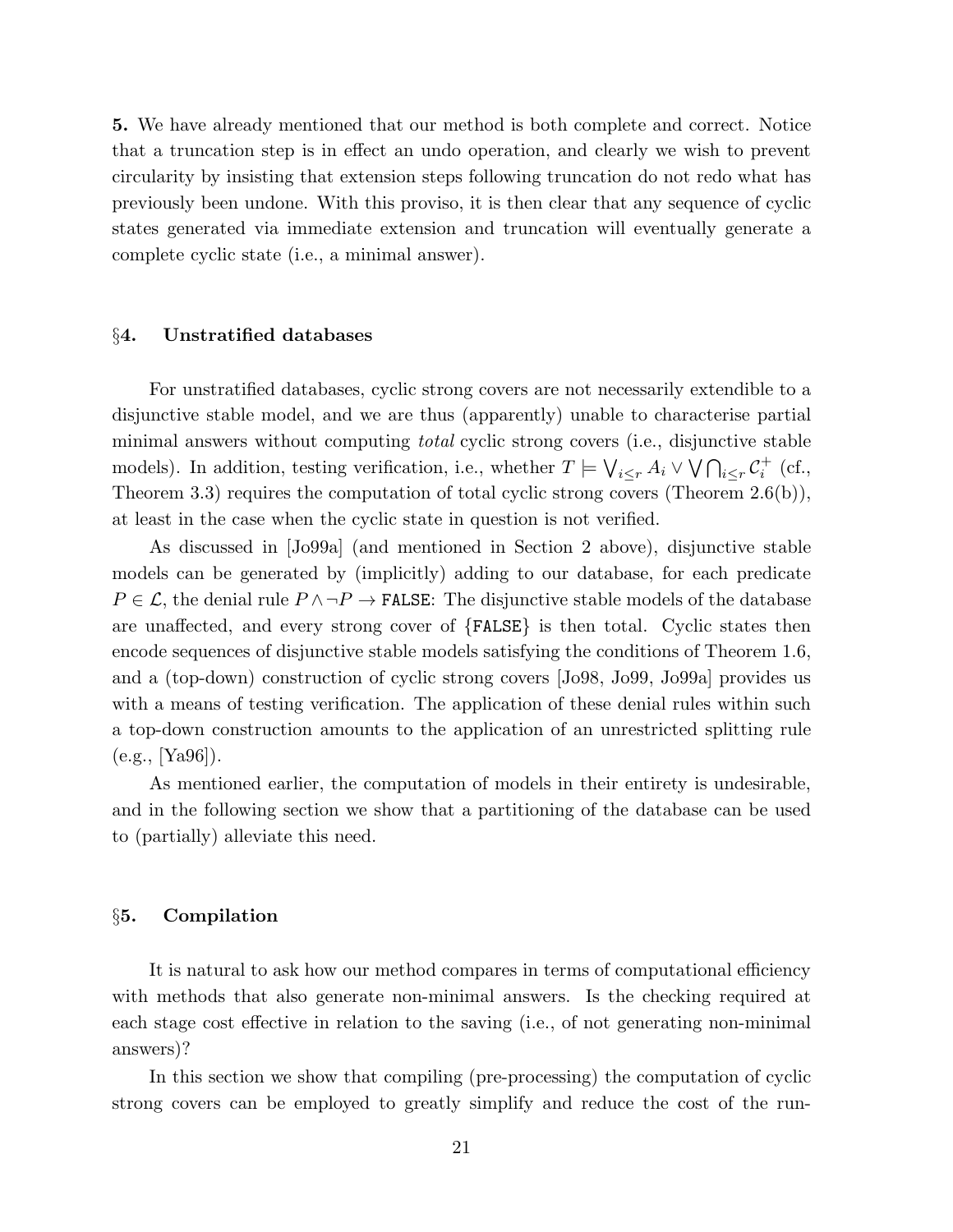**5.** We have already mentioned that our method is both complete and correct. Notice that a truncation step is in effect an undo operation, and clearly we wish to prevent circularity by insisting that extension steps following truncation do not redo what has previously been undone. With this proviso, it is then clear that any sequence of cyclic states generated via immediate extension and truncation will eventually generate a complete cyclic state (i.e., a minimal answer).

## §4. Unstratified databases

For unstratified databases, cyclic strong covers are not necessarily extendible to a disjunctive stable model, and we are thus (apparently) unable to characterise partial minimal answers without computing *total* cyclic strong covers (i.e., disjunctive stable models). In addition, testing verification, i.e., whether $T \models \bigvee_{i\leq r} A_i \vee \bigvee \bigcap_{i\leq r} \mathcal{C}_i^+$ (cf., Theorem 3.3) requires the computation of total cyclic strong covers (Theorem 2.6(b)), at least in the case when the cyclic state in question is not verified.

As discussed in [Jo99a] (and mentioned in Section 2 above), disjunctive stable models can be generated by (implicitly) adding to our database, for each predicate $P \in \mathcal{L}$, the denial rule $P \wedge \neg P \rightarrow \texttt{FALSE}$: The disjunctive stable models of the database are unaffected, and every strong cover of $\{\texttt{FALSE}\}$ is then total. Cyclic states then encode sequences of disjunctive stable models satisfying the conditions of Theorem 1.6, and a (top-down) construction of cyclic strong covers [Jo98, Jo99, Jo99a] provides us with a means of testing verification. The application of these denial rules within such a top-down construction amounts to the application of an unrestricted splitting rule (e.g., [Ya96]).

As mentioned earlier, the computation of models in their entirety is undesirable, and in the following section we show that a partitioning of the database can be used to (partially) alleviate this need.

## §5. Compilation

It is natural to ask how our method compares in terms of computational efficiency with methods that also generate non-minimal answers. Is the checking required at each stage cost effective in relation to the saving (i.e., of not generating non-minimal answers)?

In this section we show that compiling (pre-processing) the computation of cyclic strong covers can be employed to greatly simplify and reduce the cost of the run-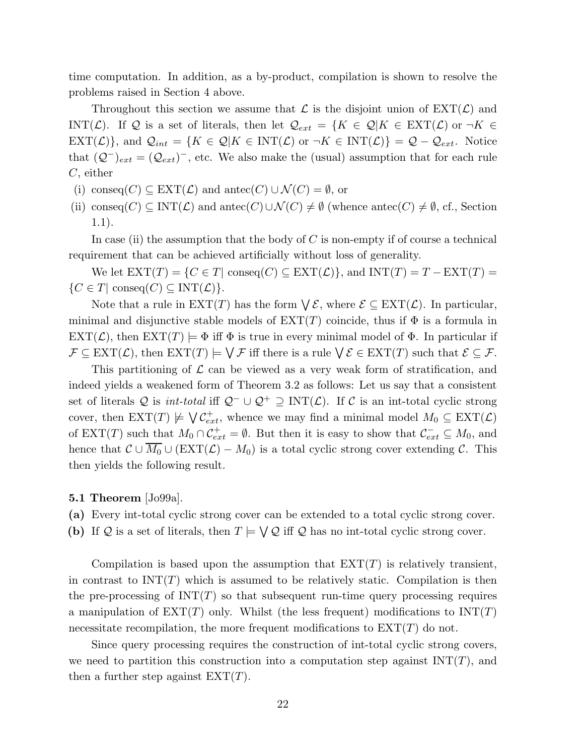time computation. In addition, as a by-product, compilation is shown to resolve the problems raised in Section 4 above.

Throughout this section we assume that $\mathcal{L}$ is the disjoint union of $\mathrm{EXT}(\mathcal{L})$ and $\mathrm{INT}(\mathcal{L})$. If $\mathcal{Q}$ is a set of literals, then let $\mathcal{Q}_{ext} = \{K \in \mathcal{Q} | K \in \mathrm{EXT}(\mathcal{L}) \text{ or } \neg K \in \mathrm{EXT}(\mathcal{L})\}$, and $\mathcal{Q}_{int} = \{K \in \mathcal{Q} | K \in \mathrm{INT}(\mathcal{L}) \text{ or } \neg K \in \mathrm{INT}(\mathcal{L})\} = \mathcal{Q} - \mathcal{Q}_{ext}$. Notice that $(\mathcal{Q}^-)_{ext} = (\mathcal{Q}_{ext})^-$, etc. We also make the (usual) assumption that for each rule $C$, either

(i) $\mathrm{conseq}(C) \subseteq \mathrm{EXT}(\mathcal{L})$ and $\mathrm{antec}(C) \cup \mathcal{N}(C) = \emptyset$, or

(ii) $\mathrm{conseq}(C) \subseteq \mathrm{INT}(\mathcal{L})$ and $\mathrm{antec}(C) \cup \mathcal{N}(C) \neq \emptyset$ (whence $\mathrm{antec}(C) \neq \emptyset$, cf., Section 1.1).

In case (ii) the assumption that the body of $C$ is non-empty if of course a technical requirement that can be achieved artificially without loss of generality.

We let $\mathrm{EXT}(T) = \{C \in T | \ \mathrm{conseq}(C) \subseteq \mathrm{EXT}(\mathcal{L})\}$, and $\mathrm{INT}(T) = T - \mathrm{EXT}(T) = \{C \in T | \ \mathrm{conseq}(C) \subseteq \mathrm{INT}(\mathcal{L})\}$.

Note that a rule in $\mathrm{EXT}(T)$ has the form $\bigvee \mathcal{E}$, where $\mathcal{E} \subseteq \mathrm{EXT}(\mathcal{L})$. In particular, minimal and disjunctive stable models of $\mathrm{EXT}(T)$ coincide, thus if $\Phi$ is a formula in $\mathrm{EXT}(\mathcal{L})$, then $\mathrm{EXT}(T) \models \Phi$ iff $\Phi$ is true in every minimal model of $\Phi$. In particular if $\mathcal{F} \subseteq \mathrm{EXT}(\mathcal{L})$, then $\mathrm{EXT}(T) \models \bigvee \mathcal{F}$ iff there is a rule $\bigvee \mathcal{E} \in \mathrm{EXT}(T)$ such that $\mathcal{E} \subseteq \mathcal{F}$.

This partitioning of $\mathcal{L}$ can be viewed as a very weak form of stratification, and indeed yields a weakened form of Theorem 3.2 as follows: Let us say that a consistent set of literals $\mathcal{Q}$ is *int-total* iff $\mathcal{Q}^- \cup \mathcal{Q}^+ \supseteq \mathrm{INT}(\mathcal{L})$. If $\mathcal{C}$ is an int-total cyclic strong cover, then $\mathrm{EXT}(T) \not\models \bigvee \mathcal{C}^+_{ext}$, whence we may find a minimal model $M_0 \subseteq \mathrm{EXT}(\mathcal{L})$ of $\mathrm{EXT}(T)$ such that $M_0 \cap \mathcal{C}^+_{ext} = \emptyset$. But then it is easy to show that $\mathcal{C}^-_{ext} \subseteq M_0$, and hence that $\mathcal{C} \cup \overline{M_0} \cup (\mathrm{EXT}(\mathcal{L}) - M_0)$ is a total cyclic strong cover extending $\mathcal{C}$. This then yields the following result.

**5.1 Theorem** [Jo99a].

**(a)** Every int-total cyclic strong cover can be extended to a total cyclic strong cover.

**(b)** If $\mathcal{Q}$ is a set of literals, then $T \models \bigvee \mathcal{Q}$ iff $\mathcal{Q}$ has no int-total cyclic strong cover.

Compilation is based upon the assumption that $\mathrm{EXT}(T)$ is relatively transient, in contrast to $\mathrm{INT}(T)$ which is assumed to be relatively static. Compilation is then the pre-processing of $\mathrm{INT}(T)$ so that subsequent run-time query processing requires a manipulation of $\mathrm{EXT}(T)$ only. Whilst (the less frequent) modifications to $\mathrm{INT}(T)$ necessitate recompilation, the more frequent modifications to $\mathrm{EXT}(T)$ do not.

Since query processing requires the construction of int-total cyclic strong covers, we need to partition this construction into a computation step against $\mathrm{INT}(T)$, and then a further step against $\mathrm{EXT}(T)$.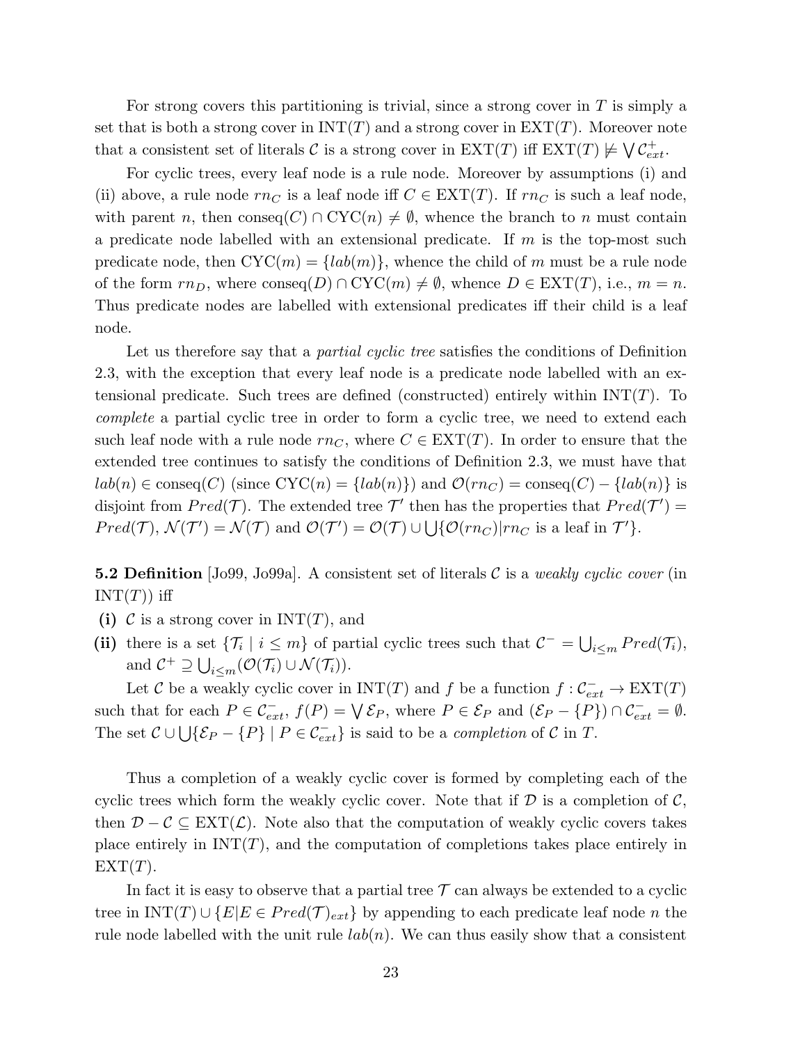For strong covers this partitioning is trivial, since a strong cover in $T$ is simply a set that is both a strong cover in $\mathrm{INT}(T)$ and a strong cover in $\mathrm{EXT}(T)$. Moreover note that a consistent set of literals $\mathcal{C}$ is a strong cover in $\mathrm{EXT}(T)$ iff $\mathrm{EXT}(T) \not\models \bigvee \mathcal{C}^{+}_{ext}$.

For cyclic trees, every leaf node is a rule node. Moreover by assumptions (i) and (ii) above, a rule node $rn_C$ is a leaf node iff $C \in \mathrm{EXT}(T)$. If $rn_C$ is such a leaf node, with parent $n$, then $\mathrm{conseq}(C) \cap \mathrm{CYC}(n) \neq \emptyset$, whence the branch to $n$ must contain a predicate node labelled with an extensional predicate. If $m$ is the top-most such predicate node, then $\mathrm{CYC}(m) = \{lab(m)\}$, whence the child of $m$ must be a rule node of the form $rn_D$, where $\mathrm{conseq}(D) \cap \mathrm{CYC}(m) \neq \emptyset$, whence $D \in \mathrm{EXT}(T)$, i.e., $m = n$. Thus predicate nodes are labelled with extensional predicates iff their child is a leaf node.

Let us therefore say that a *partial cyclic tree* satisfies the conditions of Definition 2.3, with the exception that every leaf node is a predicate node labelled with an extensional predicate. Such trees are defined (constructed) entirely within $\mathrm{INT}(T)$. To *complete* a partial cyclic tree in order to form a cyclic tree, we need to extend each such leaf node with a rule node $rn_C$, where $C \in \mathrm{EXT}(T)$. In order to ensure that the extended tree continues to satisfy the conditions of Definition 2.3, we must have that $lab(n) \in \mathrm{conseq}(C)$ (since $\mathrm{CYC}(n) = \{lab(n)\}$) and $\mathcal{O}(rn_C) = \mathrm{conseq}(C) - \{lab(n)\}$ is disjoint from $Pred(\mathcal{T})$. The extended tree $\mathcal{T}'$ then has the properties that $Pred(\mathcal{T}') = Pred(\mathcal{T})$, $\mathcal{N}(\mathcal{T}') = \mathcal{N}(\mathcal{T})$ and $\mathcal{O}(\mathcal{T}') = \mathcal{O}(\mathcal{T}) \cup \bigcup\{\mathcal{O}(rn_C) | rn_C \text{ is a leaf in } \mathcal{T}'\}$.

**5.2 Definition** [Jo99, Jo99a]. A consistent set of literals $\mathcal{C}$ is a *weakly cyclic cover* (in $\mathrm{INT}(T)$) iff

- **(i)** $\mathcal{C}$ is a strong cover in $\mathrm{INT}(T)$, and
- **(ii)** there is a set $\{\mathcal{T}_i \mid i \leq m\}$ of partial cyclic trees such that $\mathcal{C}^{-} = \bigcup_{i \leq m} Pred(\mathcal{T}_i)$, and $\mathcal{C}^{+} \supseteq \bigcup_{i \leq m}(\mathcal{O}(\mathcal{T}_i) \cup \mathcal{N}(\mathcal{T}_i))$.

Let $\mathcal{C}$ be a weakly cyclic cover in $\mathrm{INT}(T)$ and $f$ be a function $f : \mathcal{C}^{-}_{ext} \rightarrow \mathrm{EXT}(T)$ such that for each $P \in \mathcal{C}^{-}_{ext}$, $f(P) = \bigvee \mathcal{E}_P$, where $P \in \mathcal{E}_P$ and $(\mathcal{E}_P - \{P\}) \cap \mathcal{C}^{-}_{ext} = \emptyset$. The set $\mathcal{C} \cup \bigcup\{\mathcal{E}_P - \{P\} \mid P \in \mathcal{C}^{-}_{ext}\}$ is said to be a *completion* of $\mathcal{C}$ in $T$.

Thus a completion of a weakly cyclic cover is formed by completing each of the cyclic trees which form the weakly cyclic cover. Note that if $\mathcal{D}$ is a completion of $\mathcal{C}$, then $\mathcal{D} - \mathcal{C} \subseteq \mathrm{EXT}(\mathcal{L})$. Note also that the computation of weakly cyclic covers takes place entirely in $\mathrm{INT}(T)$, and the computation of completions takes place entirely in $\mathrm{EXT}(T)$.

In fact it is easy to observe that a partial tree $\mathcal{T}$ can always be extended to a cyclic tree in $\mathrm{INT}(T) \cup \{E | E \in Pred(\mathcal{T})_{ext}\}$ by appending to each predicate leaf node $n$ the rule node labelled with the unit rule $lab(n)$. We can thus easily show that a consistent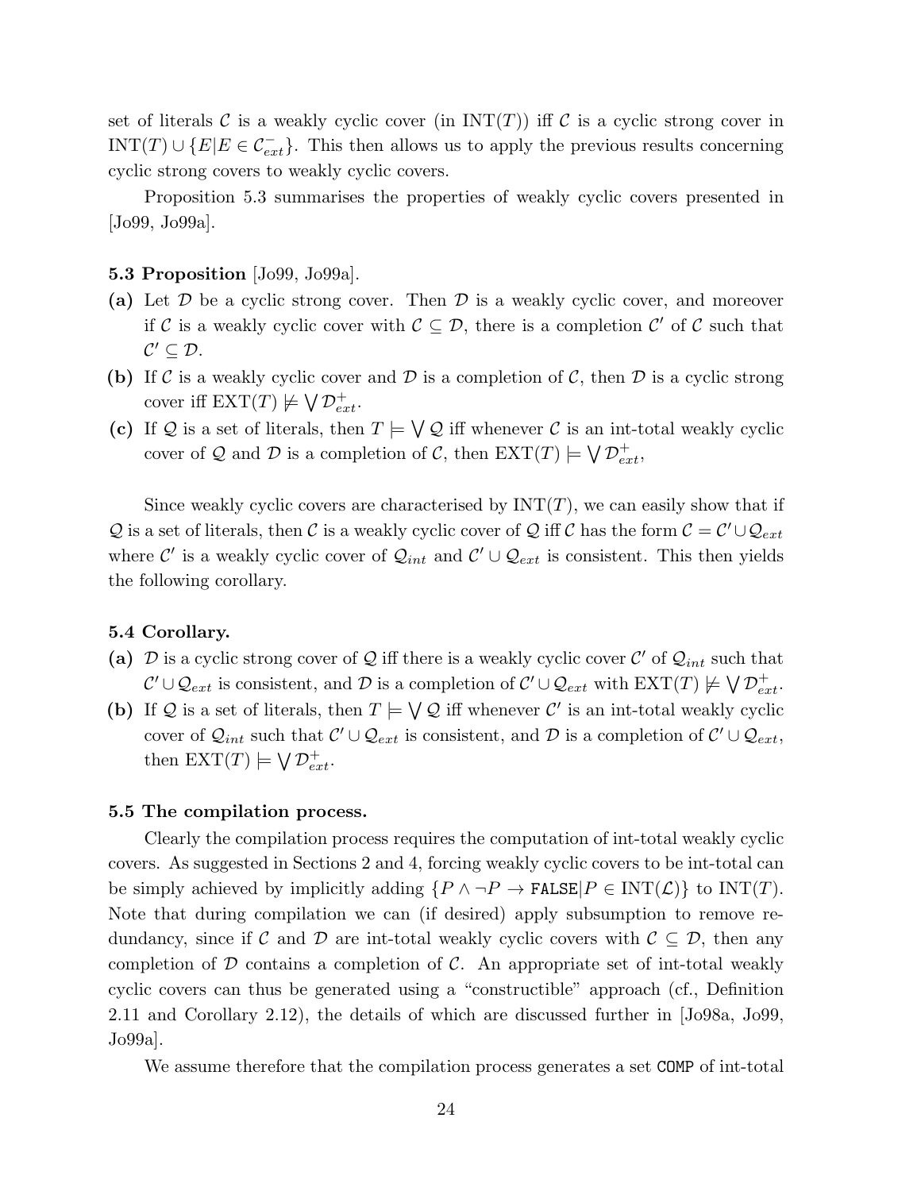set of literals $\mathcal{C}$ is a weakly cyclic cover (in $\mathrm{INT}(T)$) iff $\mathcal{C}$ is a cyclic strong cover in $\mathrm{INT}(T) \cup \{E | E \in \mathcal{C}^{-}_{ext}\}$. This then allows us to apply the previous results concerning cyclic strong covers to weakly cyclic covers.

Proposition 5.3 summarises the properties of weakly cyclic covers presented in [Jo99, Jo99a].

**5.3 Proposition** [Jo99, Jo99a].

**(a)** Let $\mathcal{D}$ be a cyclic strong cover. Then $\mathcal{D}$ is a weakly cyclic cover, and moreover if $\mathcal{C}$ is a weakly cyclic cover with $\mathcal{C} \subseteq \mathcal{D}$, there is a completion $\mathcal{C}'$ of $\mathcal{C}$ such that $\mathcal{C}' \subseteq \mathcal{D}$.

**(b)** If $\mathcal{C}$ is a weakly cyclic cover and $\mathcal{D}$ is a completion of $\mathcal{C}$, then $\mathcal{D}$ is a cyclic strong cover iff $\mathrm{EXT}(T) \not\models \bigvee \mathcal{D}^{+}_{ext}$.

**(c)** If $\mathcal{Q}$ is a set of literals, then $T \models \bigvee \mathcal{Q}$ iff whenever $\mathcal{C}$ is an int-total weakly cyclic cover of $\mathcal{Q}$ and $\mathcal{D}$ is a completion of $\mathcal{C}$, then $\mathrm{EXT}(T) \models \bigvee \mathcal{D}^{+}_{ext}$,

Since weakly cyclic covers are characterised by $\mathrm{INT}(T)$, we can easily show that if $\mathcal{Q}$ is a set of literals, then $\mathcal{C}$ is a weakly cyclic cover of $\mathcal{Q}$ iff $\mathcal{C}$ has the form $\mathcal{C} = \mathcal{C}' \cup \mathcal{Q}_{ext}$ where $\mathcal{C}'$ is a weakly cyclic cover of $\mathcal{Q}_{int}$ and $\mathcal{C}' \cup \mathcal{Q}_{ext}$ is consistent. This then yields the following corollary.

**5.4 Corollary.**

**(a)** $\mathcal{D}$ is a cyclic strong cover of $\mathcal{Q}$ iff there is a weakly cyclic cover $\mathcal{C}'$ of $\mathcal{Q}_{int}$ such that $\mathcal{C}' \cup \mathcal{Q}_{ext}$ is consistent, and $\mathcal{D}$ is a completion of $\mathcal{C}' \cup \mathcal{Q}_{ext}$ with $\mathrm{EXT}(T) \not\models \bigvee \mathcal{D}^{+}_{ext}$.

**(b)** If $\mathcal{Q}$ is a set of literals, then $T \models \bigvee \mathcal{Q}$ iff whenever $\mathcal{C}'$ is an int-total weakly cyclic cover of $\mathcal{Q}_{int}$ such that $\mathcal{C}' \cup \mathcal{Q}_{ext}$ is consistent, and $\mathcal{D}$ is a completion of $\mathcal{C}' \cup \mathcal{Q}_{ext}$, then $\mathrm{EXT}(T) \models \bigvee \mathcal{D}^{+}_{ext}$.

**5.5 The compilation process.**

Clearly the compilation process requires the computation of int-total weakly cyclic covers. As suggested in Sections 2 and 4, forcing weakly cyclic covers to be int-total can be simply achieved by implicitly adding $\{P \wedge \neg P \rightarrow \texttt{FALSE} | P \in \mathrm{INT}(\mathcal{L})\}$ to $\mathrm{INT}(T)$. Note that during compilation we can (if desired) apply subsumption to remove redundancy, since if $\mathcal{C}$ and $\mathcal{D}$ are int-total weakly cyclic covers with $\mathcal{C} \subseteq \mathcal{D}$, then any completion of $\mathcal{D}$ contains a completion of $\mathcal{C}$. An appropriate set of int-total weakly cyclic covers can thus be generated using a "constructible" approach (cf., Definition 2.11 and Corollary 2.12), the details of which are discussed further in [Jo98a, Jo99, Jo99a].

We assume therefore that the compilation process generates a set `COMP` of int-total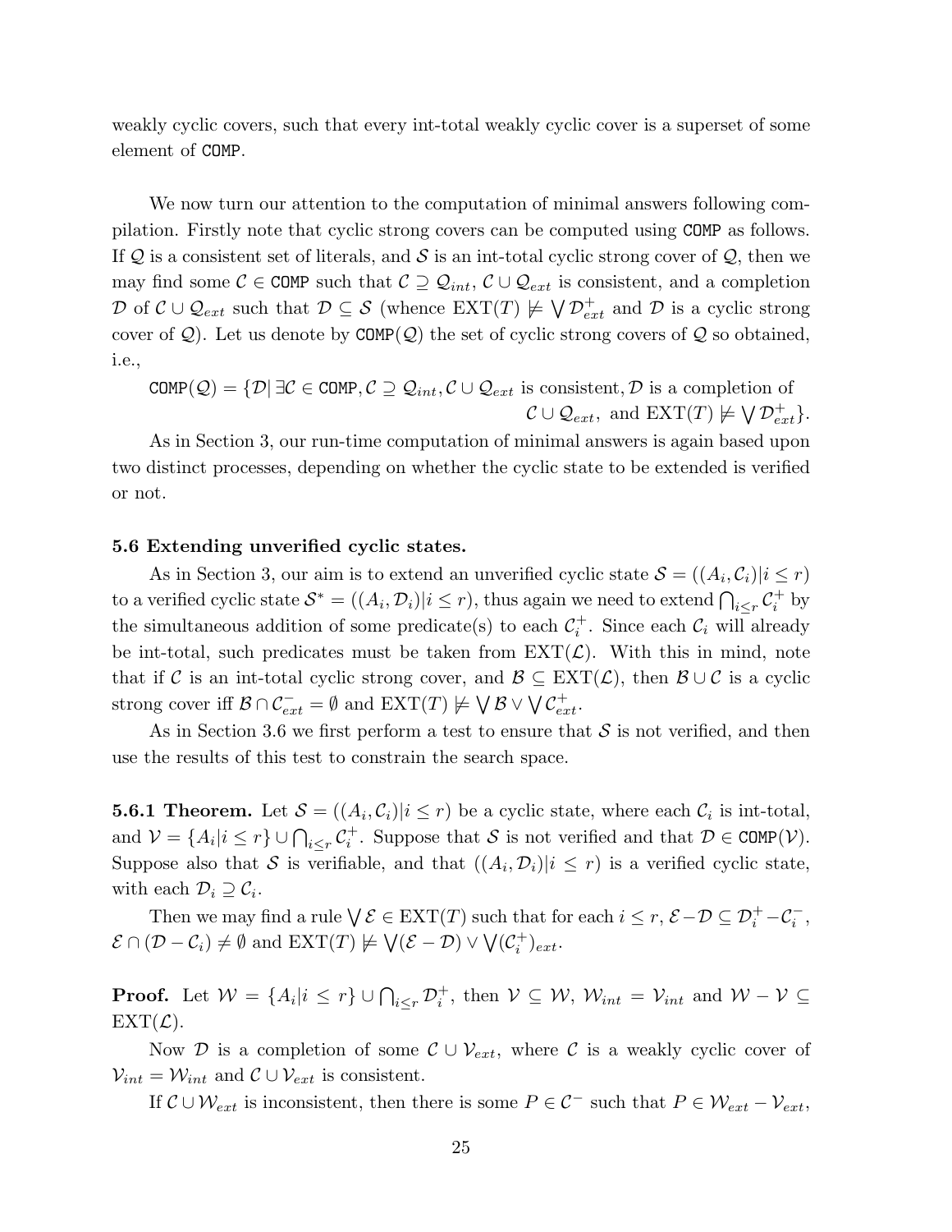weakly cyclic covers, such that every int-total weakly cyclic cover is a superset of some element of COMP.

We now turn our attention to the computation of minimal answers following compilation. Firstly note that cyclic strong covers can be computed using COMP as follows. If $\mathcal{Q}$ is a consistent set of literals, and $\mathcal{S}$ is an int-total cyclic strong cover of $\mathcal{Q}$, then we may find some $\mathcal{C} \in$ COMP such that $\mathcal{C} \supseteq \mathcal{Q}_{int}$, $\mathcal{C} \cup \mathcal{Q}_{ext}$ is consistent, and a completion $\mathcal{D}$ of $\mathcal{C} \cup \mathcal{Q}_{ext}$ such that $\mathcal{D} \subseteq \mathcal{S}$ (whence $\mathrm{EXT}(T) \not\models \bigvee \mathcal{D}^{+}_{ext}$ and $\mathcal{D}$ is a cyclic strong cover of $\mathcal{Q}$). Let us denote by COMP($\mathcal{Q}$) the set of cyclic strong covers of $\mathcal{Q}$ so obtained, i.e.,

$$\texttt{COMP}(\mathcal{Q}) = \{\mathcal{D} |\ \exists \mathcal{C} \in \texttt{COMP}, \mathcal{C} \supseteq \mathcal{Q}_{int}, \mathcal{C} \cup \mathcal{Q}_{ext} \text{ is consistent}, \mathcal{D} \text{ is a completion of } \mathcal{C} \cup \mathcal{Q}_{ext}, \text{ and } \mathrm{EXT}(T) \not\models \bigvee \mathcal{D}^{+}_{ext}\}.$$

As in Section 3, our run-time computation of minimal answers is again based upon two distinct processes, depending on whether the cyclic state to be extended is verified or not.

### 5.6 Extending unverified cyclic states.

As in Section 3, our aim is to extend an unverified cyclic state $\mathcal{S} = ((A_i, \mathcal{C}_i)|i \leq r)$ to a verified cyclic state $\mathcal{S}^* = ((A_i, \mathcal{D}_i)|i \leq r)$, thus again we need to extend $\bigcap_{i \leq r} \mathcal{C}^{+}_i$ by the simultaneous addition of some predicate(s) to each $\mathcal{C}^{+}_i$. Since each $\mathcal{C}_i$ will already be int-total, such predicates must be taken from $\mathrm{EXT}(\mathcal{L})$. With this in mind, note that if $\mathcal{C}$ is an int-total cyclic strong cover, and $\mathcal{B} \subseteq \mathrm{EXT}(\mathcal{L})$, then $\mathcal{B} \cup \mathcal{C}$ is a cyclic strong cover iff $\mathcal{B} \cap \mathcal{C}^{-}_{ext} = \emptyset$ and $\mathrm{EXT}(T) \not\models \bigvee \mathcal{B} \vee \bigvee \mathcal{C}^{+}_{ext}$.

As in Section 3.6 we first perform a test to ensure that $\mathcal{S}$ is not verified, and then use the results of this test to constrain the search space.

**5.6.1 Theorem.** Let $\mathcal{S} = ((A_i, \mathcal{C}_i)|i \leq r)$ be a cyclic state, where each $\mathcal{C}_i$ is int-total, and $\mathcal{V} = \{A_i | i \leq r\} \cup \bigcap_{i \leq r} \mathcal{C}^{+}_i$. Suppose that $\mathcal{S}$ is not verified and that $\mathcal{D} \in$ COMP($\mathcal{V}$). Suppose also that $\mathcal{S}$ is verifiable, and that $((A_i, \mathcal{D}_i)|i \leq r)$ is a verified cyclic state, with each $\mathcal{D}_i \supseteq \mathcal{C}_i$.

Then we may find a rule $\bigvee \mathcal{E} \in \mathrm{EXT}(T)$ such that for each $i \leq r$, $\mathcal{E} - \mathcal{D} \subseteq \mathcal{D}^{+}_i - \mathcal{C}^{-}_i$, $\mathcal{E} \cap (\mathcal{D} - \mathcal{C}_i) \neq \emptyset$ and $\mathrm{EXT}(T) \not\models \bigvee(\mathcal{E} - \mathcal{D}) \vee \bigvee(\mathcal{C}^{+}_i)_{ext}$.

**Proof.** Let $\mathcal{W} = \{A_i | i \leq r\} \cup \bigcap_{i \leq r} \mathcal{D}^{+}_i$, then $\mathcal{V} \subseteq \mathcal{W}$, $\mathcal{W}_{int} = \mathcal{V}_{int}$ and $\mathcal{W} - \mathcal{V} \subseteq \mathrm{EXT}(\mathcal{L})$.

Now $\mathcal{D}$ is a completion of some $\mathcal{C} \cup \mathcal{V}_{ext}$, where $\mathcal{C}$ is a weakly cyclic cover of $\mathcal{V}_{int} = \mathcal{W}_{int}$ and $\mathcal{C} \cup \mathcal{V}_{ext}$ is consistent.

If $\mathcal{C} \cup \mathcal{W}_{ext}$ is inconsistent, then there is some $P \in \mathcal{C}^{-}$ such that $P \in \mathcal{W}_{ext} - \mathcal{V}_{ext}$,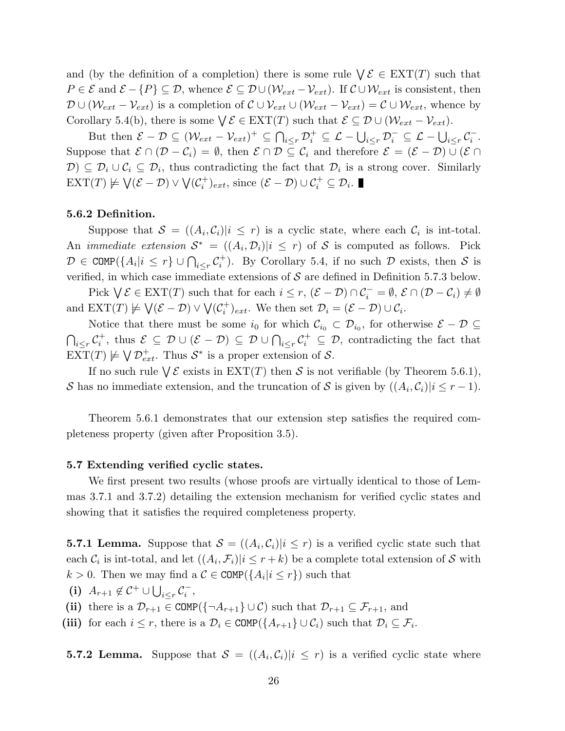and (by the definition of a completion) there is some rule $\bigvee\mathcal{E} \in \mathrm{EXT}(T)$ such that $P \in \mathcal{E}$ and $\mathcal{E} - \{P\} \subseteq \mathcal{D}$, whence $\mathcal{E} \subseteq \mathcal{D} \cup (\mathcal{W}_{ext} - \mathcal{V}_{ext})$. If $\mathcal{C} \cup \mathcal{W}_{ext}$ is consistent, then $\mathcal{D} \cup (\mathcal{W}_{ext} - \mathcal{V}_{ext})$ is a completion of $\mathcal{C} \cup \mathcal{V}_{ext} \cup (\mathcal{W}_{ext} - \mathcal{V}_{ext}) = \mathcal{C} \cup \mathcal{W}_{ext}$, whence by Corollary 5.4(b), there is some $\bigvee\mathcal{E} \in \mathrm{EXT}(T)$ such that $\mathcal{E} \subseteq \mathcal{D} \cup (\mathcal{W}_{ext} - \mathcal{V}_{ext})$.

But then $\mathcal{E} - \mathcal{D} \subseteq (\mathcal{W}_{ext} - \mathcal{V}_{ext})^+ \subseteq \bigcap_{i \le r} \mathcal{D}_i^+ \subseteq \mathcal{L} - \bigcup_{i \le r} \mathcal{D}_i^- \subseteq \mathcal{L} - \bigcup_{i \le r} \mathcal{C}_i^-$. Suppose that $\mathcal{E} \cap (\mathcal{D} - \mathcal{C}_i) = \emptyset$, then $\mathcal{E} \cap \mathcal{D} \subseteq \mathcal{C}_i$ and therefore $\mathcal{E} = (\mathcal{E} - \mathcal{D}) \cup (\mathcal{E} \cap \mathcal{D}) \subseteq \mathcal{D}_i \cup \mathcal{C}_i \subseteq \mathcal{D}_i$, thus contradicting the fact that $\mathcal{D}_i$ is a strong cover. Similarly $\mathrm{EXT}(T) \not\models \bigvee(\mathcal{E} - \mathcal{D}) \vee \bigvee(\mathcal{C}_i^+)_{ext}$, since $(\mathcal{E} - \mathcal{D}) \cup \mathcal{C}_i^+ \subseteq \mathcal{D}_i$. ∎

**5.6.2 Definition.**

Suppose that $\mathcal{S} = ((A_i, \mathcal{C}_i)|i \le r)$ is a cyclic state, where each $\mathcal{C}_i$ is int-total. An *immediate extension* $\mathcal{S}^* = ((A_i, \mathcal{D}_i)|i \le r)$ of $\mathcal{S}$ is computed as follows. Pick $\mathcal{D} \in \mathtt{COMP}(\{A_i|i \le r\} \cup \bigcap_{i \le r} \mathcal{C}_i^+)$. By Corollary 5.4, if no such $\mathcal{D}$ exists, then $\mathcal{S}$ is verified, in which case immediate extensions of $\mathcal{S}$ are defined in Definition 5.7.3 below.

Pick $\bigvee\mathcal{E} \in \mathrm{EXT}(T)$ such that for each $i \le r$, $(\mathcal{E} - \mathcal{D}) \cap \mathcal{C}_i^- = \emptyset$, $\mathcal{E} \cap (\mathcal{D} - \mathcal{C}_i) \ne \emptyset$ and $\mathrm{EXT}(T) \not\models \bigvee(\mathcal{E} - \mathcal{D}) \vee \bigvee(\mathcal{C}_i^+)_{ext}$. We then set $\mathcal{D}_i = (\mathcal{E} - \mathcal{D}) \cup \mathcal{C}_i$.

Notice that there must be some $i_0$ for which $\mathcal{C}_{i_0} \subset \mathcal{D}_{i_0}$, for otherwise $\mathcal{E} - \mathcal{D} \subseteq \bigcap_{i \le r} \mathcal{C}_i^+$, thus $\mathcal{E} \subseteq \mathcal{D} \cup (\mathcal{E} - \mathcal{D}) \subseteq \mathcal{D} \cup \bigcap_{i \le r} \mathcal{C}_i^+ \subseteq \mathcal{D}$, contradicting the fact that $\mathrm{EXT}(T) \not\models \bigvee \mathcal{D}_{ext}^+$. Thus $\mathcal{S}^*$ is a proper extension of $\mathcal{S}$.

If no such rule $\bigvee\mathcal{E}$ exists in $\mathrm{EXT}(T)$ then $\mathcal{S}$ is not verifiable (by Theorem 5.6.1), $\mathcal{S}$ has no immediate extension, and the truncation of $\mathcal{S}$ is given by $((A_i, \mathcal{C}_i)|i \le r-1)$.

Theorem 5.6.1 demonstrates that our extension step satisfies the required completeness property (given after Proposition 3.5).

**5.7 Extending verified cyclic states.**

We first present two results (whose proofs are virtually identical to those of Lemmas 3.7.1 and 3.7.2) detailing the extension mechanism for verified cyclic states and showing that it satisfies the required completeness property.

**5.7.1 Lemma.** Suppose that $\mathcal{S} = ((A_i, \mathcal{C}_i)|i \le r)$ is a verified cyclic state such that each $\mathcal{C}_i$ is int-total, and let $((A_i, \mathcal{F}_i)|i \le r+k)$ be a complete total extension of $\mathcal{S}$ with $k > 0$. Then we may find a $\mathcal{C} \in \mathtt{COMP}(\{A_i|i \le r\})$ such that

**(i)** $A_{r+1} \notin \mathcal{C}^+ \cup \bigcup_{i \le r} \mathcal{C}_i^-$,

**(ii)** there is a $\mathcal{D}_{r+1} \in \mathtt{COMP}(\{\neg A_{r+1}\} \cup \mathcal{C})$ such that $\mathcal{D}_{r+1} \subseteq \mathcal{F}_{r+1}$, and

**(iii)** for each $i \le r$, there is a $\mathcal{D}_i \in \mathtt{COMP}(\{A_{r+1}\} \cup \mathcal{C}_i)$ such that $\mathcal{D}_i \subseteq \mathcal{F}_i$.

**5.7.2 Lemma.** Suppose that $\mathcal{S} = ((A_i, \mathcal{C}_i)|i \le r)$ is a verified cyclic state where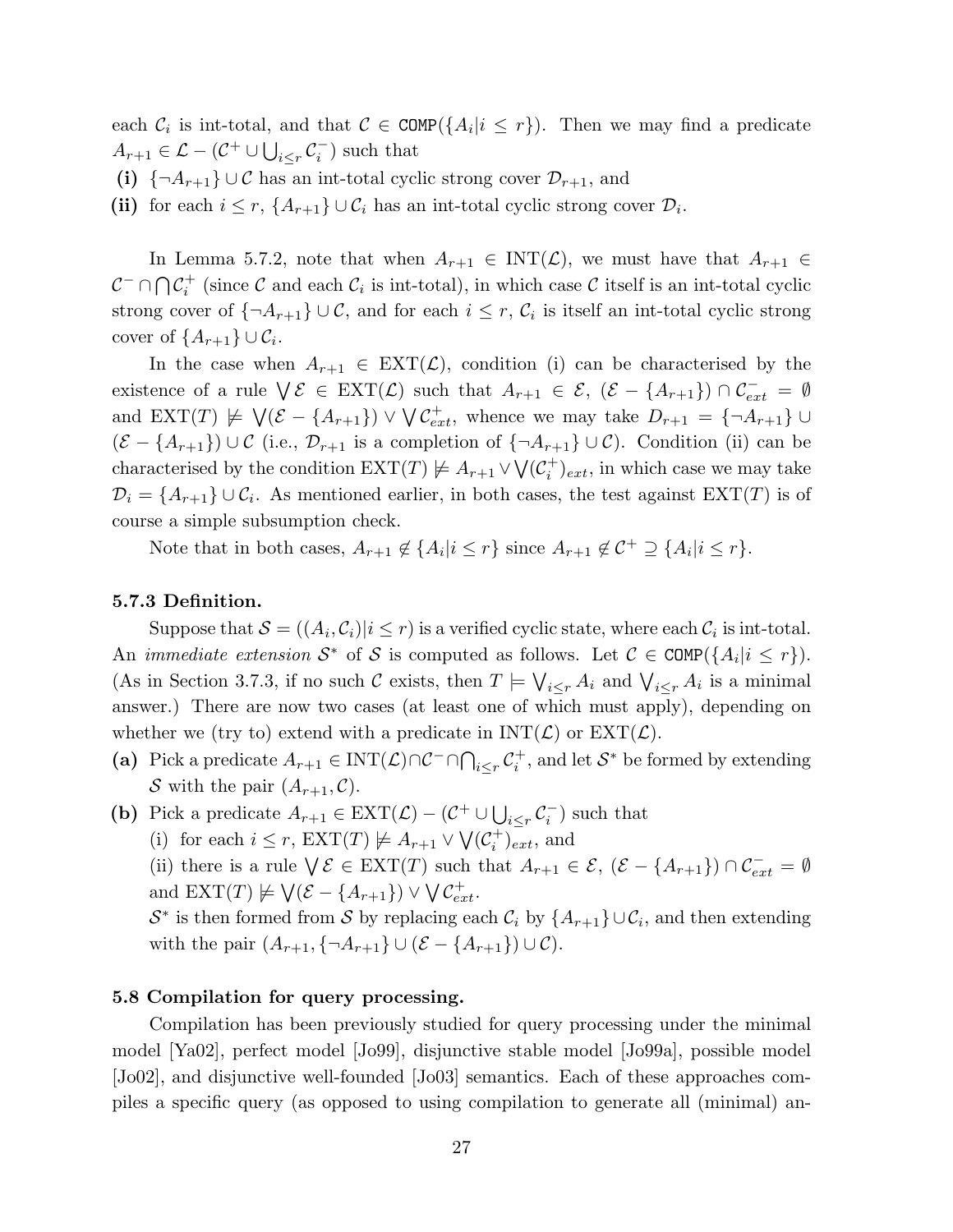each $\mathcal{C}_i$ is int-total, and that $\mathcal{C} \in \texttt{COMP}(\{A_i | i \leq r\})$. Then we may find a predicate $A_{r+1} \in \mathcal{L} - (\mathcal{C}^+ \cup \bigcup_{i \leq r} \mathcal{C}_i^-)$ such that

**(i)** $\{\neg A_{r+1}\} \cup \mathcal{C}$ has an int-total cyclic strong cover $\mathcal{D}_{r+1}$, and

**(ii)** for each $i \leq r$, $\{A_{r+1}\} \cup \mathcal{C}_i$ has an int-total cyclic strong cover $\mathcal{D}_i$.

In Lemma 5.7.2, note that when $A_{r+1} \in \mathrm{INT}(\mathcal{L})$, we must have that $A_{r+1} \in \mathcal{C}^- \cap \bigcap \mathcal{C}_i^+$ (since $\mathcal{C}$ and each $\mathcal{C}_i$ is int-total), in which case $\mathcal{C}$ itself is an int-total cyclic strong cover of $\{\neg A_{r+1}\} \cup \mathcal{C}$, and for each $i \leq r$, $\mathcal{C}_i$ is itself an int-total cyclic strong cover of $\{A_{r+1}\} \cup \mathcal{C}_i$.

In the case when $A_{r+1} \in \mathrm{EXT}(\mathcal{L})$, condition (i) can be characterised by the existence of a rule $\bigvee \mathcal{E} \in \mathrm{EXT}(\mathcal{L})$ such that $A_{r+1} \in \mathcal{E}$, $(\mathcal{E} - \{A_{r+1}\}) \cap \mathcal{C}_{ext}^- = \emptyset$ and $\mathrm{EXT}(T) \not\models \bigvee(\mathcal{E} - \{A_{r+1}\}) \vee \bigvee \mathcal{C}_{ext}^+$, whence we may take $D_{r+1} = \{\neg A_{r+1}\} \cup (\mathcal{E} - \{A_{r+1}\}) \cup \mathcal{C}$ (i.e., $\mathcal{D}_{r+1}$ is a completion of $\{\neg A_{r+1}\} \cup \mathcal{C}$). Condition (ii) can be characterised by the condition $\mathrm{EXT}(T) \not\models A_{r+1} \vee \bigvee (\mathcal{C}_i^+)_{ext}$, in which case we may take $\mathcal{D}_i = \{A_{r+1}\} \cup \mathcal{C}_i$. As mentioned earlier, in both cases, the test against $\mathrm{EXT}(T)$ is of course a simple subsumption check.

Note that in both cases, $A_{r+1} \notin \{A_i | i \leq r\}$ since $A_{r+1} \notin \mathcal{C}^+ \supseteq \{A_i | i \leq r\}$.

### 5.7.3 Definition.

Suppose that $\mathcal{S} = ((A_i, \mathcal{C}_i) | i \leq r)$ is a verified cyclic state, where each $\mathcal{C}_i$ is int-total. An *immediate extension* $\mathcal{S}^*$ of $\mathcal{S}$ is computed as follows. Let $\mathcal{C} \in \texttt{COMP}(\{A_i | i \leq r\})$. (As in Section 3.7.3, if no such $\mathcal{C}$ exists, then $T \models \bigvee_{i \leq r} A_i$ and $\bigvee_{i \leq r} A_i$ is a minimal answer.) There are now two cases (at least one of which must apply), depending on whether we (try to) extend with a predicate in $\mathrm{INT}(\mathcal{L})$ or $\mathrm{EXT}(\mathcal{L})$.

**(a)** Pick a predicate $A_{r+1} \in \mathrm{INT}(\mathcal{L}) \cap \mathcal{C}^- \cap \bigcap_{i \leq r} \mathcal{C}_i^+$, and let $\mathcal{S}^*$ be formed by extending $\mathcal{S}$ with the pair $(A_{r+1}, \mathcal{C})$.

**(b)** Pick a predicate $A_{r+1} \in \mathrm{EXT}(\mathcal{L}) - (\mathcal{C}^+ \cup \bigcup_{i \leq r} \mathcal{C}_i^-)$ such that
(i) for each $i \leq r$, $\mathrm{EXT}(T) \not\models A_{r+1} \vee \bigvee (\mathcal{C}_i^+)_{ext}$, and
(ii) there is a rule $\bigvee \mathcal{E} \in \mathrm{EXT}(T)$ such that $A_{r+1} \in \mathcal{E}$, $(\mathcal{E} - \{A_{r+1}\}) \cap \mathcal{C}_{ext}^- = \emptyset$ and $\mathrm{EXT}(T) \not\models \bigvee(\mathcal{E} - \{A_{r+1}\}) \vee \bigvee \mathcal{C}_{ext}^+$.
$\mathcal{S}^*$ is then formed from $\mathcal{S}$ by replacing each $\mathcal{C}_i$ by $\{A_{r+1}\} \cup \mathcal{C}_i$, and then extending with the pair $(A_{r+1}, \{\neg A_{r+1}\} \cup (\mathcal{E} - \{A_{r+1}\}) \cup \mathcal{C})$.

### 5.8 Compilation for query processing.

Compilation has been previously studied for query processing under the minimal model [Ya02], perfect model [Jo99], disjunctive stable model [Jo99a], possible model [Jo02], and disjunctive well-founded [Jo03] semantics. Each of these approaches compiles a specific query (as opposed to using compilation to generate all (minimal) an-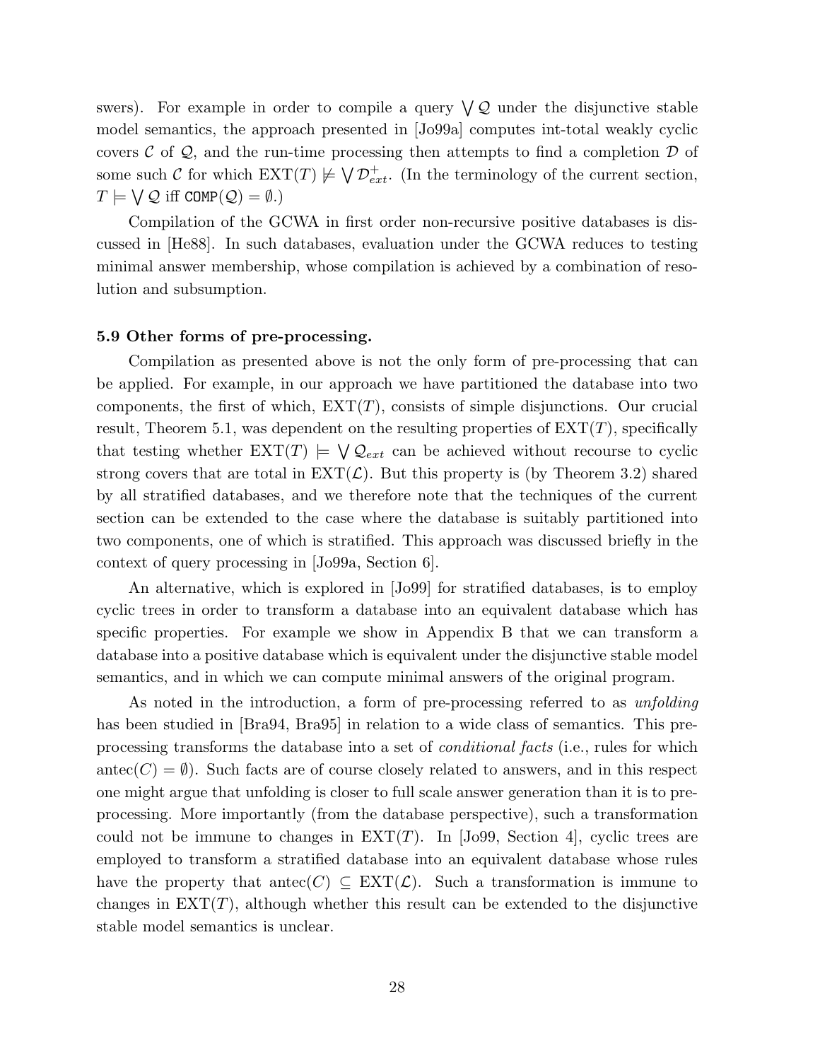swers). For example in order to compile a query $\bigvee \mathcal{Q}$ under the disjunctive stable model semantics, the approach presented in [Jo99a] computes int-total weakly cyclic covers $\mathcal{C}$ of $\mathcal{Q}$, and the run-time processing then attempts to find a completion $\mathcal{D}$ of some such $\mathcal{C}$ for which $\mathrm{EXT}(T) \not\models \bigvee \mathcal{D}^{+}_{ext}$. (In the terminology of the current section, $T \models \bigvee \mathcal{Q}$ iff $\mathtt{COMP}(\mathcal{Q}) = \emptyset$.)

Compilation of the GCWA in first order non-recursive positive databases is discussed in [He88]. In such databases, evaluation under the GCWA reduces to testing minimal answer membership, whose compilation is achieved by a combination of resolution and subsumption.

**5.9 Other forms of pre-processing.**

Compilation as presented above is not the only form of pre-processing that can be applied. For example, in our approach we have partitioned the database into two components, the first of which, $\mathrm{EXT}(T)$, consists of simple disjunctions. Our crucial result, Theorem 5.1, was dependent on the resulting properties of $\mathrm{EXT}(T)$, specifically that testing whether $\mathrm{EXT}(T) \models \bigvee \mathcal{Q}_{ext}$ can be achieved without recourse to cyclic strong covers that are total in $\mathrm{EXT}(\mathcal{L})$. But this property is (by Theorem 3.2) shared by all stratified databases, and we therefore note that the techniques of the current section can be extended to the case where the database is suitably partitioned into two components, one of which is stratified. This approach was discussed briefly in the context of query processing in [Jo99a, Section 6].

An alternative, which is explored in [Jo99] for stratified databases, is to employ cyclic trees in order to transform a database into an equivalent database which has specific properties. For example we show in Appendix B that we can transform a database into a positive database which is equivalent under the disjunctive stable model semantics, and in which we can compute minimal answers of the original program.

As noted in the introduction, a form of pre-processing referred to as *unfolding* has been studied in [Bra94, Bra95] in relation to a wide class of semantics. This pre-processing transforms the database into a set of *conditional facts* (i.e., rules for which $\mathrm{antec}(C) = \emptyset$). Such facts are of course closely related to answers, and in this respect one might argue that unfolding is closer to full scale answer generation than it is to pre-processing. More importantly (from the database perspective), such a transformation could not be immune to changes in $\mathrm{EXT}(T)$. In [Jo99, Section 4], cyclic trees are employed to transform a stratified database into an equivalent database whose rules have the property that $\mathrm{antec}(C) \subseteq \mathrm{EXT}(\mathcal{L})$. Such a transformation is immune to changes in $\mathrm{EXT}(T)$, although whether this result can be extended to the disjunctive stable model semantics is unclear.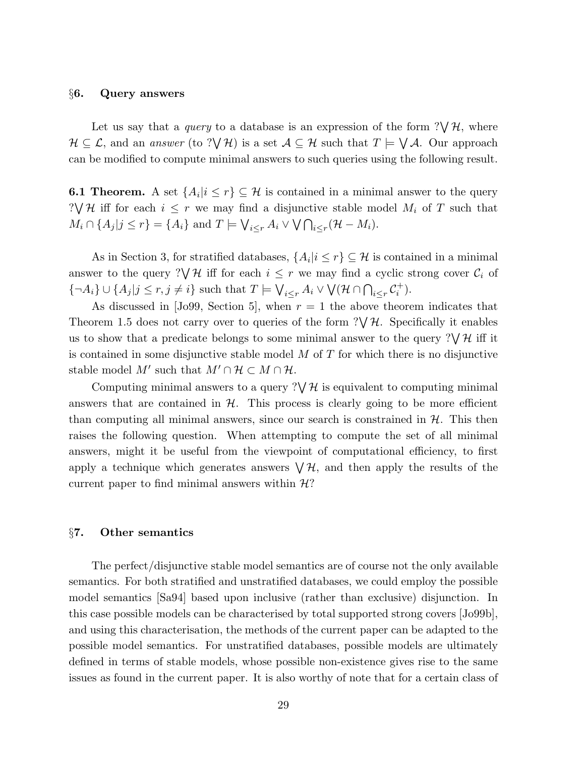## §6. Query answers

Let us say that a *query* to a database is an expression of the form $?\bigvee \mathcal{H}$, where $\mathcal{H} \subseteq \mathcal{L}$, and an *answer* (to $?\bigvee \mathcal{H}$) is a set $\mathcal{A} \subseteq \mathcal{H}$ such that $T \models \bigvee \mathcal{A}$. Our approach can be modified to compute minimal answers to such queries using the following result.

**6.1 Theorem.** A set $\{A_i | i \leq r\} \subseteq \mathcal{H}$ is contained in a minimal answer to the query $?\bigvee \mathcal{H}$ iff for each $i \leq r$ we may find a disjunctive stable model $M_i$ of $T$ such that $M_i \cap \{A_j | j \leq r\} = \{A_i\}$ and $T \models \bigvee_{i \leq r} A_i \vee \bigvee \bigcap_{i \leq r} (\mathcal{H} - M_i)$.

As in Section 3, for stratified databases, $\{A_i | i \leq r\} \subseteq \mathcal{H}$ is contained in a minimal answer to the query $?\bigvee \mathcal{H}$ iff for each $i \leq r$ we may find a cyclic strong cover $\mathcal{C}_i$ of $\{\neg A_i\} \cup \{A_j | j \leq r, j \neq i\}$ such that $T \models \bigvee_{i \leq r} A_i \vee \bigvee (\mathcal{H} \cap \bigcap_{i \leq r} \mathcal{C}_i^+)$.

As discussed in [Jo99, Section 5], when $r = 1$ the above theorem indicates that Theorem 1.5 does not carry over to queries of the form $?\bigvee \mathcal{H}$. Specifically it enables us to show that a predicate belongs to some minimal answer to the query $?\bigvee \mathcal{H}$ iff it is contained in some disjunctive stable model $M$ of $T$ for which there is no disjunctive stable model $M'$ such that $M' \cap \mathcal{H} \subset M \cap \mathcal{H}$.

Computing minimal answers to a query $?\bigvee \mathcal{H}$ is equivalent to computing minimal answers that are contained in $\mathcal{H}$. This process is clearly going to be more efficient than computing all minimal answers, since our search is constrained in $\mathcal{H}$. This then raises the following question. When attempting to compute the set of all minimal answers, might it be useful from the viewpoint of computational efficiency, to first apply a technique which generates answers $\bigvee \mathcal{H}$, and then apply the results of the current paper to find minimal answers within $\mathcal{H}$?

## §7. Other semantics

The perfect/disjunctive stable model semantics are of course not the only available semantics. For both stratified and unstratified databases, we could employ the possible model semantics [Sa94] based upon inclusive (rather than exclusive) disjunction. In this case possible models can be characterised by total supported strong covers [Jo99b], and using this characterisation, the methods of the current paper can be adapted to the possible model semantics. For unstratified databases, possible models are ultimately defined in terms of stable models, whose possible non-existence gives rise to the same issues as found in the current paper. It is also worthy of note that for a certain class of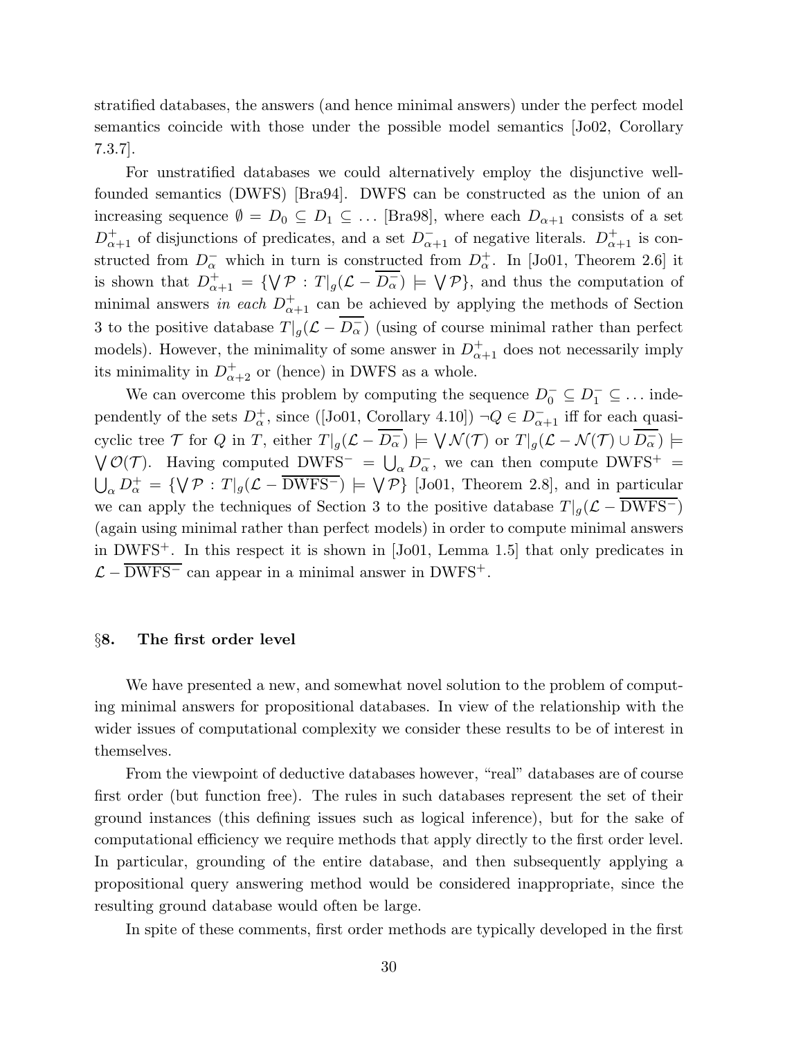stratified databases, the answers (and hence minimal answers) under the perfect model semantics coincide with those under the possible model semantics [Jo02, Corollary 7.3.7].

For unstratified databases we could alternatively employ the disjunctive well-founded semantics (DWFS) [Bra94]. DWFS can be constructed as the union of an increasing sequence $\emptyset = D_0 \subseteq D_1 \subseteq \ldots$ [Bra98], where each $D_{\alpha+1}$ consists of a set $D^+_{\alpha+1}$ of disjunctions of predicates, and a set $D^-_{\alpha+1}$ of negative literals. $D^+_{\alpha+1}$ is constructed from $D^-_\alpha$ which in turn is constructed from $D^+_\alpha$. In [Jo01, Theorem 2.6] it is shown that $D^+_{\alpha+1} = \{\bigvee \mathcal{P} : T|_g(\mathcal{L} - \overline{D^-_\alpha}) \models \bigvee \mathcal{P}\}$, and thus the computation of minimal answers *in each* $D^+_{\alpha+1}$ can be achieved by applying the methods of Section 3 to the positive database $T|_g(\mathcal{L} - \overline{D^-_\alpha})$ (using of course minimal rather than perfect models). However, the minimality of some answer in $D^+_{\alpha+1}$ does not necessarily imply its minimality in $D^+_{\alpha+2}$ or (hence) in DWFS as a whole.

We can overcome this problem by computing the sequence $D^-_0 \subseteq D^-_1 \subseteq \ldots$ independently of the sets $D^+_\alpha$, since ([Jo01, Corollary 4.10]) $\neg Q \in D^-_{\alpha+1}$ iff for each quasi-cyclic tree $\mathcal{T}$ for $Q$ in $T$, either $T|_g(\mathcal{L} - \overline{D^-_\alpha}) \models \bigvee \mathcal{N}(\mathcal{T})$ or $T|_g(\mathcal{L} - \mathcal{N}(\mathcal{T}) \cup \overline{D^-_\alpha}) \models \bigvee \mathcal{O}(\mathcal{T})$. Having computed $\mathrm{DWFS}^- = \bigcup_\alpha D^-_\alpha$, we can then compute $\mathrm{DWFS}^+ = \bigcup_\alpha D^+_\alpha = \{\bigvee \mathcal{P} : T|_g(\mathcal{L} - \overline{\mathrm{DWFS}^-}) \models \bigvee \mathcal{P}\}$ [Jo01, Theorem 2.8], and in particular we can apply the techniques of Section 3 to the positive database $T|_g(\mathcal{L} - \overline{\mathrm{DWFS}^-})$ (again using minimal rather than perfect models) in order to compute minimal answers in $\mathrm{DWFS}^+$. In this respect it is shown in [Jo01, Lemma 1.5] that only predicates in $\mathcal{L} - \overline{\mathrm{DWFS}^-}$ can appear in a minimal answer in $\mathrm{DWFS}^+$.

## §8. The first order level

We have presented a new, and somewhat novel solution to the problem of computing minimal answers for propositional databases. In view of the relationship with the wider issues of computational complexity we consider these results to be of interest in themselves.

From the viewpoint of deductive databases however, "real" databases are of course first order (but function free). The rules in such databases represent the set of their ground instances (this defining issues such as logical inference), but for the sake of computational efficiency we require methods that apply directly to the first order level. In particular, grounding of the entire database, and then subsequently applying a propositional query answering method would be considered inappropriate, since the resulting ground database would often be large.

In spite of these comments, first order methods are typically developed in the first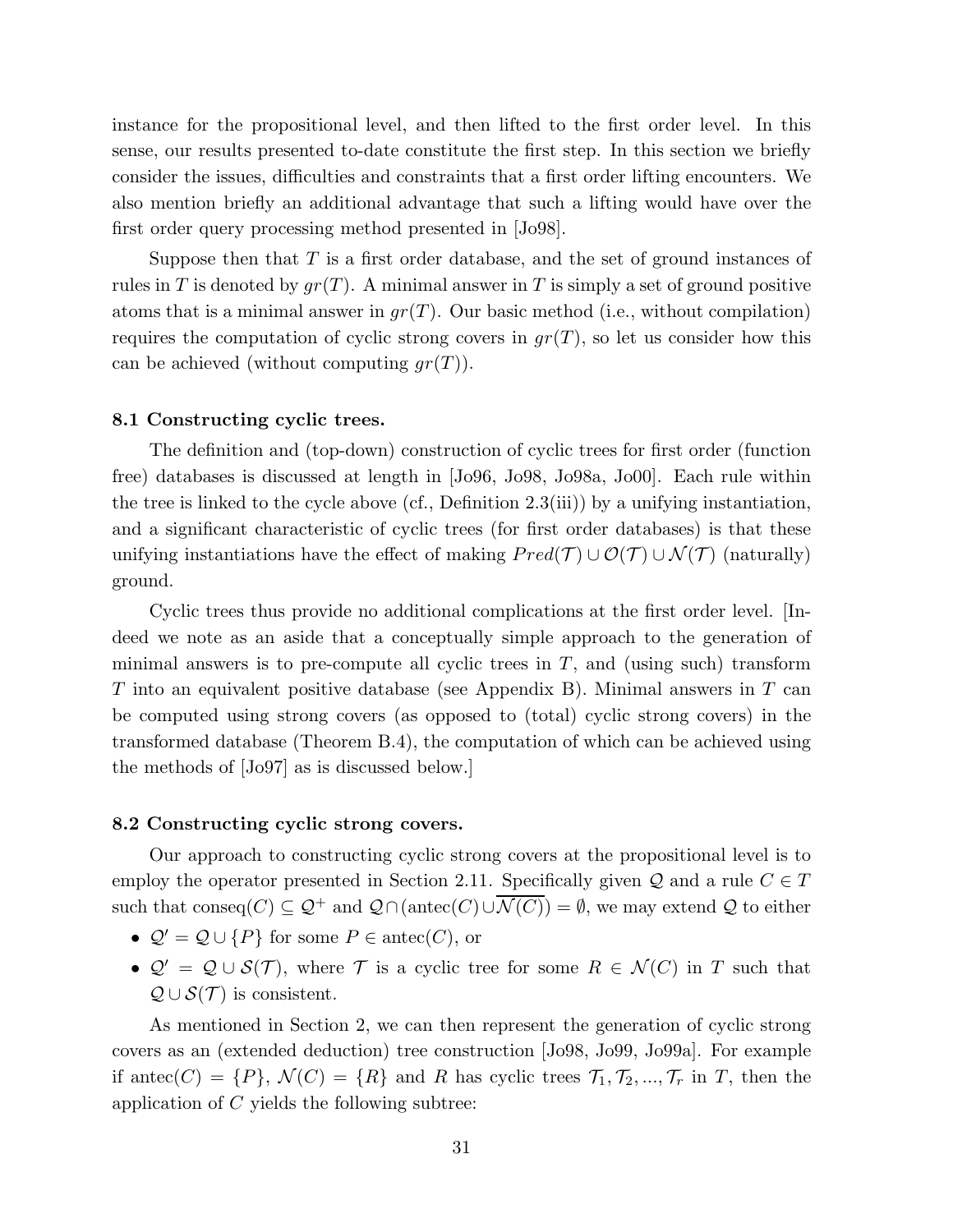instance for the propositional level, and then lifted to the first order level. In this sense, our results presented to-date constitute the first step. In this section we briefly consider the issues, difficulties and constraints that a first order lifting encounters. We also mention briefly an additional advantage that such a lifting would have over the first order query processing method presented in [Jo98].

Suppose then that $T$ is a first order database, and the set of ground instances of rules in $T$ is denoted by $gr(T)$. A minimal answer in $T$ is simply a set of ground positive atoms that is a minimal answer in $gr(T)$. Our basic method (i.e., without compilation) requires the computation of cyclic strong covers in $gr(T)$, so let us consider how this can be achieved (without computing $gr(T)$).

### 8.1 Constructing cyclic trees.

The definition and (top-down) construction of cyclic trees for first order (function free) databases is discussed at length in [Jo96, Jo98, Jo98a, Jo00]. Each rule within the tree is linked to the cycle above (cf., Definition 2.3(iii)) by a unifying instantiation, and a significant characteristic of cyclic trees (for first order databases) is that these unifying instantiations have the effect of making $Pred(\mathcal{T}) \cup \mathcal{O}(\mathcal{T}) \cup \mathcal{N}(\mathcal{T})$ (naturally) ground.

Cyclic trees thus provide no additional complications at the first order level. [Indeed we note as an aside that a conceptually simple approach to the generation of minimal answers is to pre-compute all cyclic trees in $T$, and (using such) transform $T$ into an equivalent positive database (see Appendix B). Minimal answers in $T$ can be computed using strong covers (as opposed to (total) cyclic strong covers) in the transformed database (Theorem B.4), the computation of which can be achieved using the methods of [Jo97] as is discussed below.]

### 8.2 Constructing cyclic strong covers.

Our approach to constructing cyclic strong covers at the propositional level is to employ the operator presented in Section 2.11. Specifically given $\mathcal{Q}$ and a rule $C \in T$ such that $\text{conseq}(C) \subseteq \mathcal{Q}^+$ and $\mathcal{Q} \cap (\text{antec}(C) \cup \overline{\mathcal{N}(C)}) = \emptyset$, we may extend $\mathcal{Q}$ to either

- $\mathcal{Q}' = \mathcal{Q} \cup \{P\}$ for some $P \in \text{antec}(C)$, or
- $\mathcal{Q}' = \mathcal{Q} \cup \mathcal{S}(\mathcal{T})$, where $\mathcal{T}$ is a cyclic tree for some $R \in \mathcal{N}(C)$ in $T$ such that $\mathcal{Q} \cup \mathcal{S}(\mathcal{T})$ is consistent.

As mentioned in Section 2, we can then represent the generation of cyclic strong covers as an (extended deduction) tree construction [Jo98, Jo99, Jo99a]. For example if $\text{antec}(C) = \{P\}$, $\mathcal{N}(C) = \{R\}$ and $R$ has cyclic trees $\mathcal{T}_1, \mathcal{T}_2, ..., \mathcal{T}_r$ in $T$, then the application of $C$ yields the following subtree: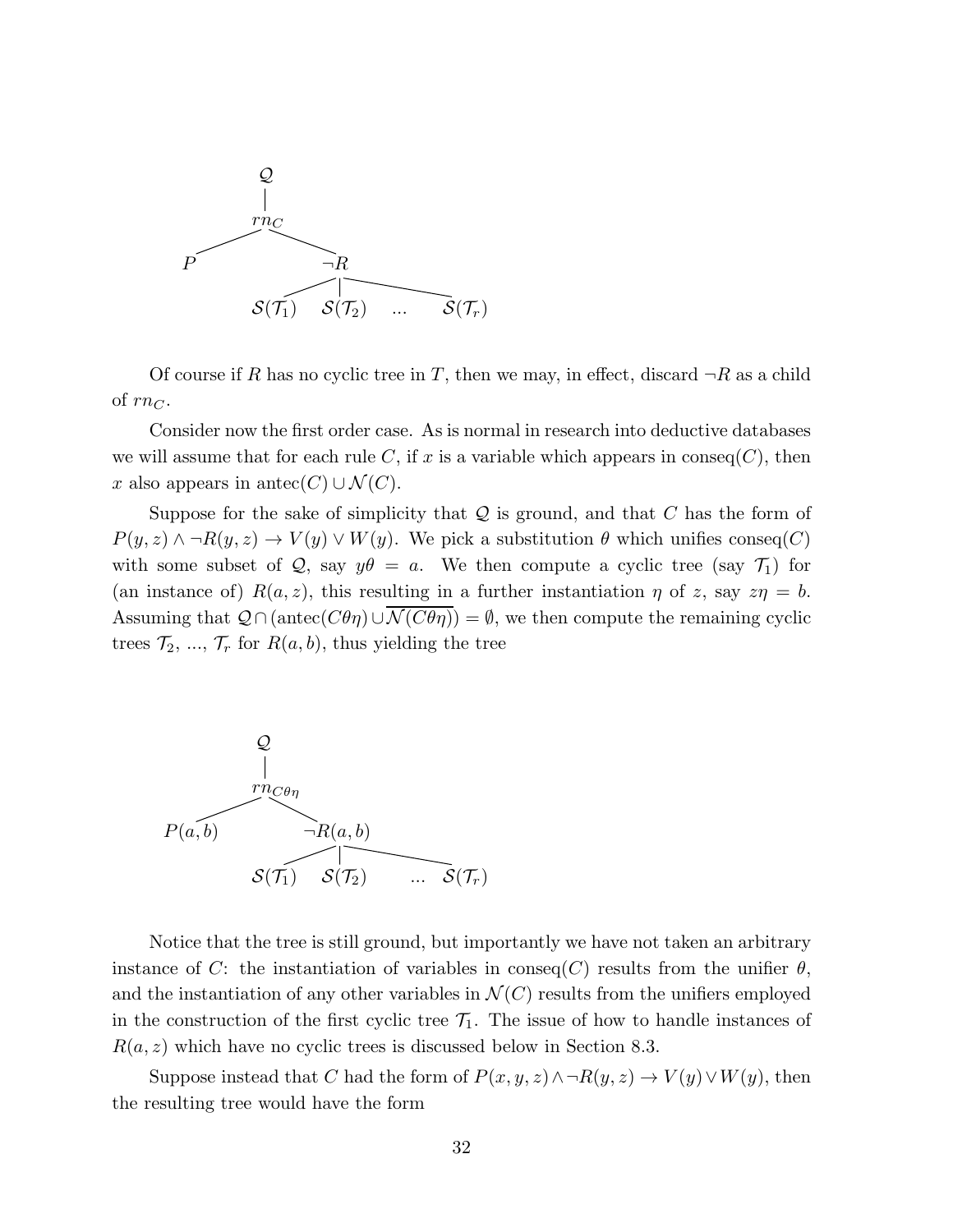$$
\begin{array}{c}
\mathcal{Q} \\
| \\
rn_C \\
\swarrow \qquad \searrow \\
P \qquad\qquad \neg R \\
\qquad\qquad \swarrow \quad | \quad \searrow \\
\qquad\qquad \mathcal{S}(\mathcal{T}_1) \quad \mathcal{S}(\mathcal{T}_2) \quad \ldots \quad \mathcal{S}(\mathcal{T}_r)
\end{array}
$$

Of course if $R$ has no cyclic tree in $T$, then we may, in effect, discard $\neg R$ as a child of $rn_C$.

Consider now the first order case. As is normal in research into deductive databases we will assume that for each rule $C$, if $x$ is a variable which appears in $\text{conseq}(C)$, then $x$ also appears in $\text{antec}(C) \cup \mathcal{N}(C)$.

Suppose for the sake of simplicity that $\mathcal{Q}$ is ground, and that $C$ has the form of $P(y, z) \wedge \neg R(y, z) \rightarrow V(y) \vee W(y)$. We pick a substitution $\theta$ which unifies $\text{conseq}(C)$ with some subset of $\mathcal{Q}$, say $y\theta = a$. We then compute a cyclic tree (say $\mathcal{T}_1$) for (an instance of) $R(a, z)$, this resulting in a further instantiation $\eta$ of $z$, say $z\eta = b$. Assuming that $\mathcal{Q} \cap (\text{antec}(C\theta\eta) \cup \overline{\mathcal{N}(C\theta\eta)}) = \emptyset$, we then compute the remaining cyclic trees $\mathcal{T}_2$, ..., $\mathcal{T}_r$ for $R(a, b)$, thus yielding the tree

$$
\begin{array}{c}
\mathcal{Q} \\
| \\
rn_{C\theta\eta} \\
\swarrow \qquad \searrow \\
P(a,b) \qquad\qquad \neg R(a,b) \\
\qquad\qquad \swarrow \quad | \quad \searrow \\
\qquad\qquad \mathcal{S}(\mathcal{T}_1) \quad \mathcal{S}(\mathcal{T}_2) \quad \ldots \quad \mathcal{S}(\mathcal{T}_r)
\end{array}
$$

Notice that the tree is still ground, but importantly we have not taken an arbitrary instance of $C$: the instantiation of variables in $\text{conseq}(C)$ results from the unifier $\theta$, and the instantiation of any other variables in $\mathcal{N}(C)$ results from the unifiers employed in the construction of the first cyclic tree $\mathcal{T}_1$. The issue of how to handle instances of $R(a, z)$ which have no cyclic trees is discussed below in Section 8.3.

Suppose instead that $C$ had the form of $P(x, y, z) \wedge \neg R(y, z) \rightarrow V(y) \vee W(y)$, then the resulting tree would have the form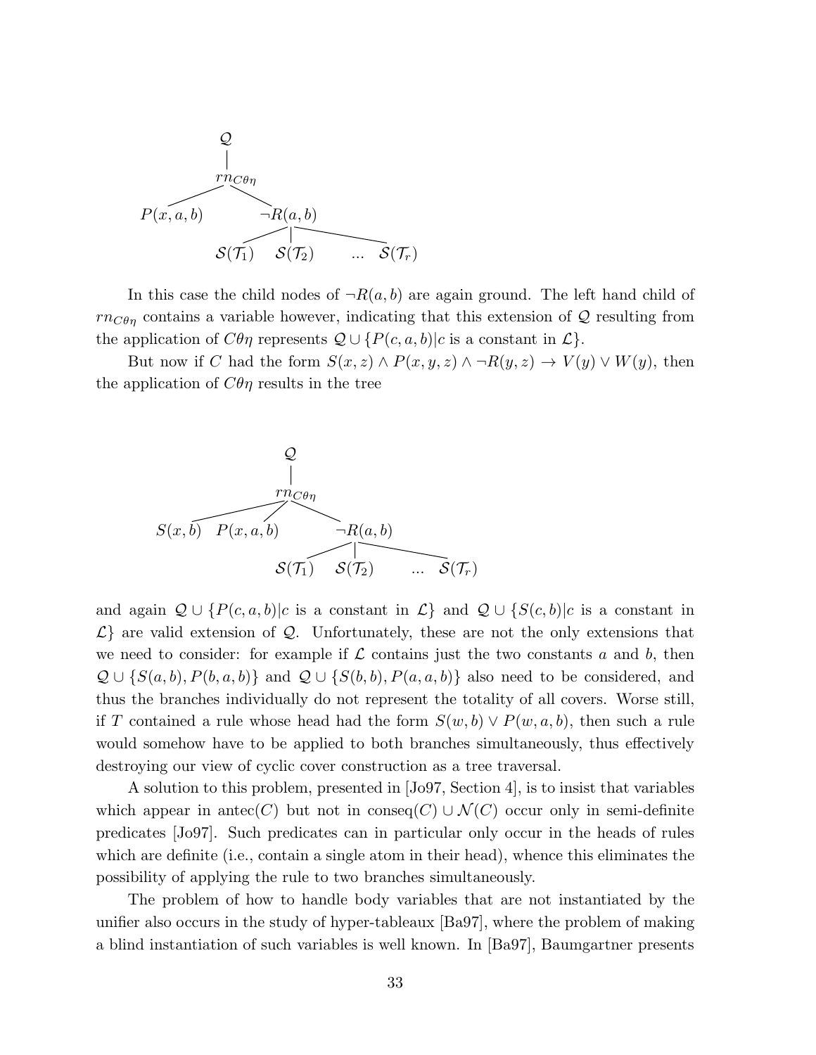$\mathcal{Q}$

$rn_{C\theta\eta}$

$P(x, a, b)$ $\quad$ $\neg R(a, b)$

$\mathcal{S}(\mathcal{T}_1)$ $\quad$ $\mathcal{S}(\mathcal{T}_2)$ $\quad$ ... $\quad$ $\mathcal{S}(\mathcal{T}_r)$

In this case the child nodes of $\neg R(a, b)$ are again ground. The left hand child of $rn_{C\theta\eta}$ contains a variable however, indicating that this extension of $\mathcal{Q}$ resulting from the application of $C\theta\eta$ represents $\mathcal{Q} \cup \{P(c, a, b) | c \text{ is a constant in } \mathcal{L}\}$.

But now if $C$ had the form $S(x, z) \wedge P(x, y, z) \wedge \neg R(y, z) \rightarrow V(y) \vee W(y)$, then the application of $C\theta\eta$ results in the tree

$\mathcal{Q}$

$rn_{C\theta\eta}$

$S(x, b)$ $\quad$ $P(x, a, b)$ $\quad$ $\neg R(a, b)$

$\mathcal{S}(\mathcal{T}_1)$ $\quad$ $\mathcal{S}(\mathcal{T}_2)$ $\quad$ ... $\quad$ $\mathcal{S}(\mathcal{T}_r)$

and again $\mathcal{Q} \cup \{P(c, a, b) | c$ is a constant in $\mathcal{L}\}$ and $\mathcal{Q} \cup \{S(c, b) | c$ is a constant in $\mathcal{L}\}$ are valid extension of $\mathcal{Q}$. Unfortunately, these are not the only extensions that we need to consider: for example if $\mathcal{L}$ contains just the two constants $a$ and $b$, then $\mathcal{Q} \cup \{S(a, b), P(b, a, b)\}$ and $\mathcal{Q} \cup \{S(b, b), P(a, a, b)\}$ also need to be considered, and thus the branches individually do not represent the totality of all covers. Worse still, if $T$ contained a rule whose head had the form $S(w, b) \vee P(w, a, b)$, then such a rule would somehow have to be applied to both branches simultaneously, thus effectively destroying our view of cyclic cover construction as a tree traversal.

A solution to this problem, presented in [Jo97, Section 4], is to insist that variables which appear in antec($C$) but not in conseq($C$) $\cup\, \mathcal{N}(C)$ occur only in semi-definite predicates [Jo97]. Such predicates can in particular only occur in the heads of rules which are definite (i.e., contain a single atom in their head), whence this eliminates the possibility of applying the rule to two branches simultaneously.

The problem of how to handle body variables that are not instantiated by the unifier also occurs in the study of hyper-tableaux [Ba97], where the problem of making a blind instantiation of such variables is well known. In [Ba97], Baumgartner presents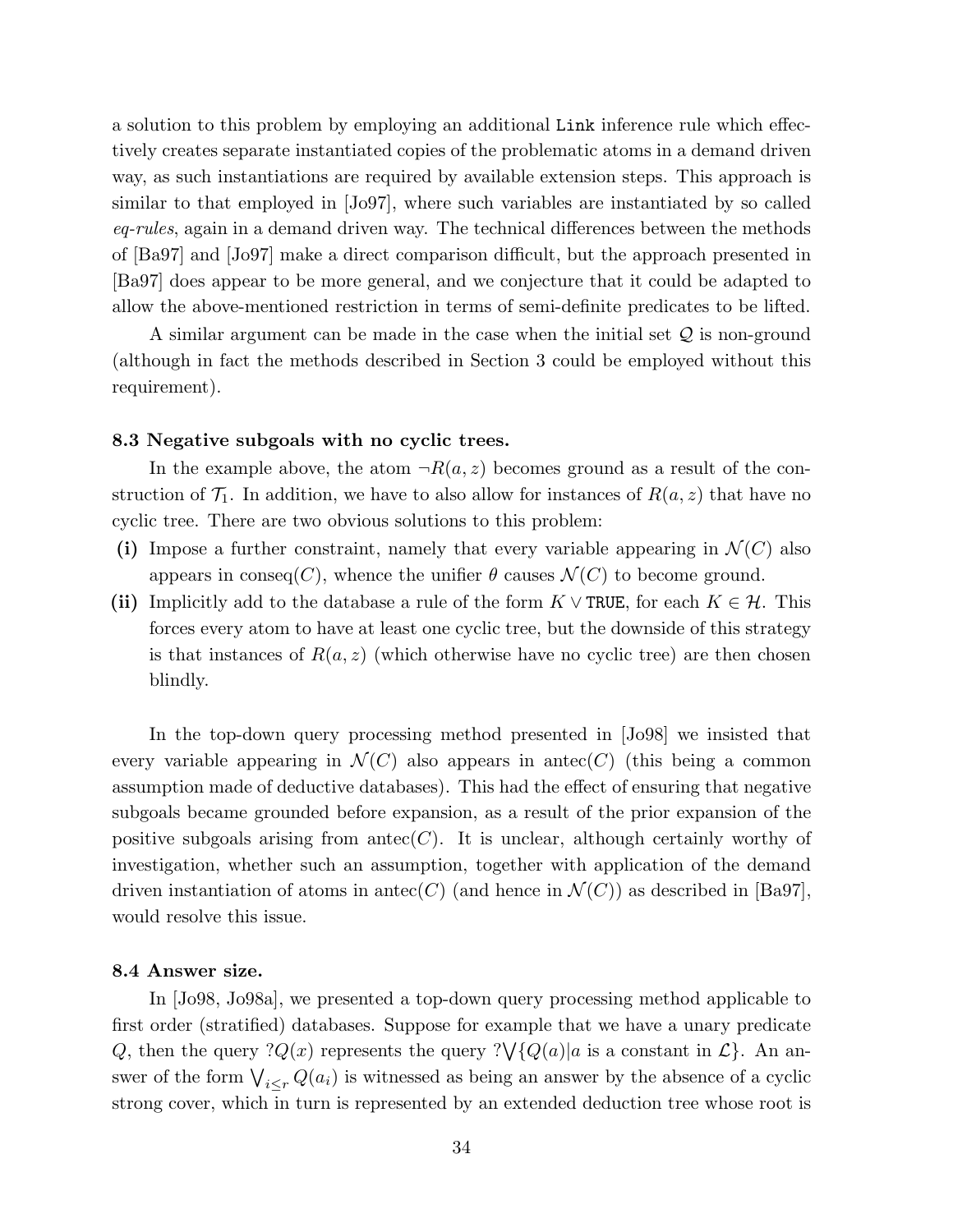a solution to this problem by employing an additional `Link` inference rule which effectively creates separate instantiated copies of the problematic atoms in a demand driven way, as such instantiations are required by available extension steps. This approach is similar to that employed in [Jo97], where such variables are instantiated by so called *eq-rules*, again in a demand driven way. The technical differences between the methods of [Ba97] and [Jo97] make a direct comparison difficult, but the approach presented in [Ba97] does appear to be more general, and we conjecture that it could be adapted to allow the above-mentioned restriction in terms of semi-definite predicates to be lifted.

A similar argument can be made in the case when the initial set $\mathcal{Q}$ is non-ground (although in fact the methods described in Section 3 could be employed without this requirement).

### 8.3 Negative subgoals with no cyclic trees.

In the example above, the atom $\neg R(a, z)$ becomes ground as a result of the construction of $\mathcal{T}_1$. In addition, we have to also allow for instances of $R(a, z)$ that have no cyclic tree. There are two obvious solutions to this problem:

- **(i)** Impose a further constraint, namely that every variable appearing in $\mathcal{N}(C)$ also appears in conseq$(C)$, whence the unifier $\theta$ causes $\mathcal{N}(C)$ to become ground.
- **(ii)** Implicitly add to the database a rule of the form $K \vee$ `TRUE`, for each $K \in \mathcal{H}$. This forces every atom to have at least one cyclic tree, but the downside of this strategy is that instances of $R(a, z)$ (which otherwise have no cyclic tree) are then chosen blindly.

In the top-down query processing method presented in [Jo98] we insisted that every variable appearing in $\mathcal{N}(C)$ also appears in antec$(C)$ (this being a common assumption made of deductive databases). This had the effect of ensuring that negative subgoals became grounded before expansion, as a result of the prior expansion of the positive subgoals arising from antec$(C)$. It is unclear, although certainly worthy of investigation, whether such an assumption, together with application of the demand driven instantiation of atoms in antec$(C)$ (and hence in $\mathcal{N}(C)$) as described in [Ba97], would resolve this issue.

### 8.4 Answer size.

In [Jo98, Jo98a], we presented a top-down query processing method applicable to first order (stratified) databases. Suppose for example that we have a unary predicate $Q$, then the query $?Q(x)$ represents the query $?\bigvee\{Q(a)|a$ is a constant in $\mathcal{L}\}$. An answer of the form $\bigvee_{i\leq r} Q(a_i)$ is witnessed as being an answer by the absence of a cyclic strong cover, which in turn is represented by an extended deduction tree whose root is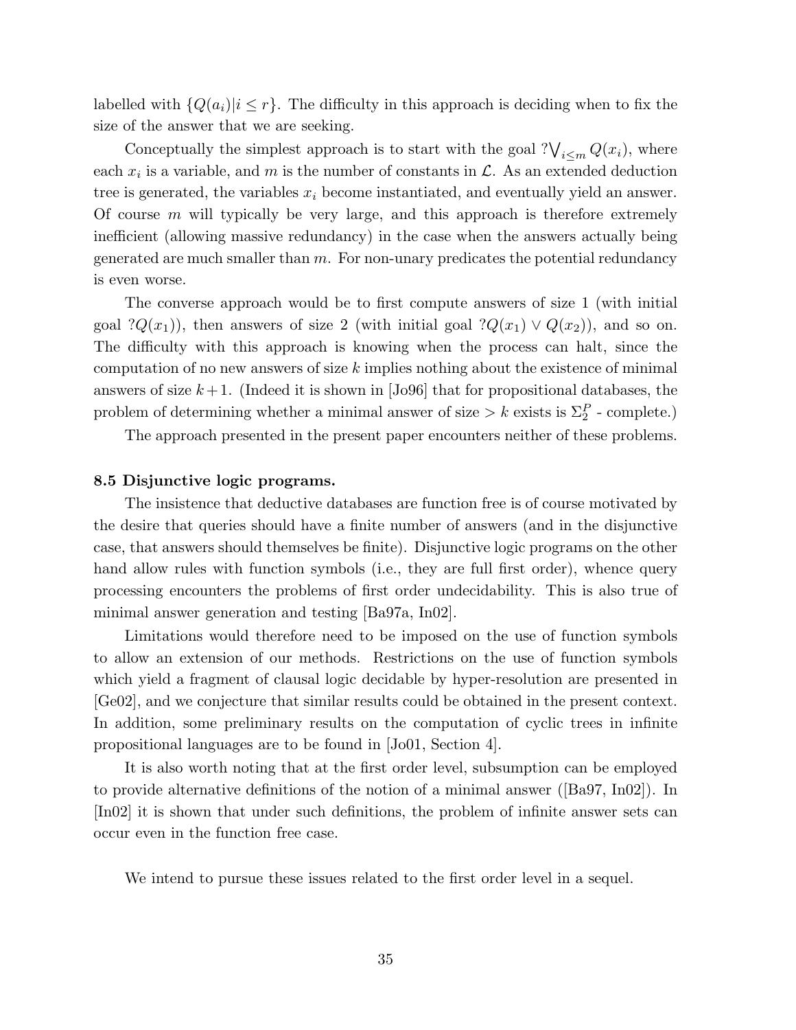labelled with $\{Q(a_i)|i \leq r\}$. The difficulty in this approach is deciding when to fix the size of the answer that we are seeking.

Conceptually the simplest approach is to start with the goal $?\bigvee_{i \leq m} Q(x_i)$, where each $x_i$ is a variable, and $m$ is the number of constants in $\mathcal{L}$. As an extended deduction tree is generated, the variables $x_i$ become instantiated, and eventually yield an answer. Of course $m$ will typically be very large, and this approach is therefore extremely inefficient (allowing massive redundancy) in the case when the answers actually being generated are much smaller than $m$. For non-unary predicates the potential redundancy is even worse.

The converse approach would be to first compute answers of size 1 (with initial goal $?Q(x_1)$), then answers of size 2 (with initial goal $?Q(x_1) \vee Q(x_2)$), and so on. The difficulty with this approach is knowing when the process can halt, since the computation of no new answers of size $k$ implies nothing about the existence of minimal answers of size $k+1$. (Indeed it is shown in [Jo96] that for propositional databases, the problem of determining whether a minimal answer of size $> k$ exists is $\Sigma_2^P$ - complete.)

The approach presented in the present paper encounters neither of these problems.

**8.5 Disjunctive logic programs.**

The insistence that deductive databases are function free is of course motivated by the desire that queries should have a finite number of answers (and in the disjunctive case, that answers should themselves be finite). Disjunctive logic programs on the other hand allow rules with function symbols (i.e., they are full first order), whence query processing encounters the problems of first order undecidability. This is also true of minimal answer generation and testing [Ba97a, In02].

Limitations would therefore need to be imposed on the use of function symbols to allow an extension of our methods. Restrictions on the use of function symbols which yield a fragment of clausal logic decidable by hyper-resolution are presented in [Ge02], and we conjecture that similar results could be obtained in the present context. In addition, some preliminary results on the computation of cyclic trees in infinite propositional languages are to be found in [Jo01, Section 4].

It is also worth noting that at the first order level, subsumption can be employed to provide alternative definitions of the notion of a minimal answer ([Ba97, In02]). In [In02] it is shown that under such definitions, the problem of infinite answer sets can occur even in the function free case.

We intend to pursue these issues related to the first order level in a sequel.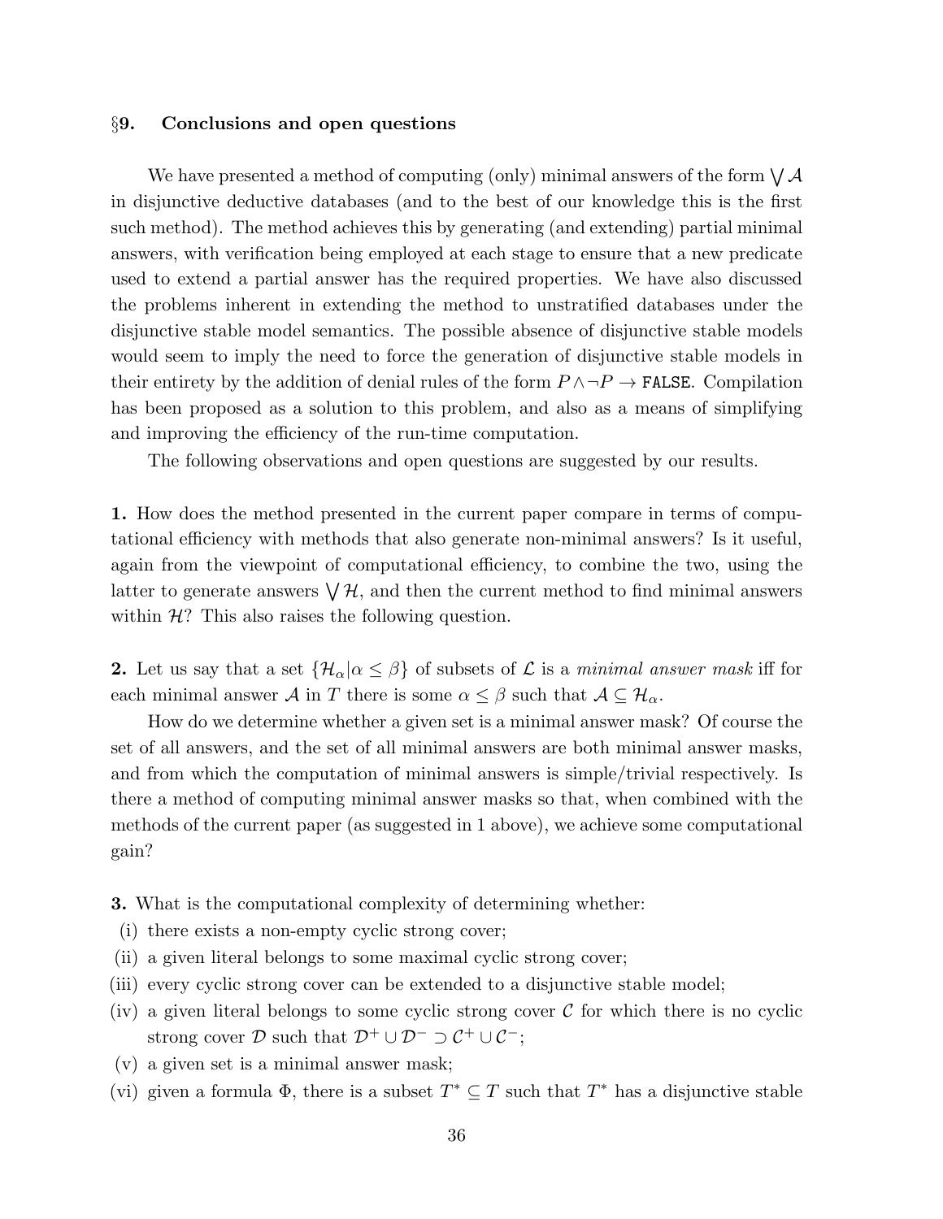## §9. Conclusions and open questions

We have presented a method of computing (only) minimal answers of the form $\bigvee \mathcal{A}$ in disjunctive deductive databases (and to the best of our knowledge this is the first such method). The method achieves this by generating (and extending) partial minimal answers, with verification being employed at each stage to ensure that a new predicate used to extend a partial answer has the required properties. We have also discussed the problems inherent in extending the method to unstratified databases under the disjunctive stable model semantics. The possible absence of disjunctive stable models would seem to imply the need to force the generation of disjunctive stable models in their entirety by the addition of denial rules of the form $P \wedge \neg P \rightarrow \texttt{FALSE}$. Compilation has been proposed as a solution to this problem, and also as a means of simplifying and improving the efficiency of the run-time computation.

The following observations and open questions are suggested by our results.

**1.** How does the method presented in the current paper compare in terms of computational efficiency with methods that also generate non-minimal answers? Is it useful, again from the viewpoint of computational efficiency, to combine the two, using the latter to generate answers $\bigvee \mathcal{H}$, and then the current method to find minimal answers within $\mathcal{H}$? This also raises the following question.

**2.** Let us say that a set $\{\mathcal{H}_\alpha | \alpha \leq \beta\}$ of subsets of $\mathcal{L}$ is a *minimal answer mask* iff for each minimal answer $\mathcal{A}$ in $T$ there is some $\alpha \leq \beta$ such that $\mathcal{A} \subseteq \mathcal{H}_\alpha$.

How do we determine whether a given set is a minimal answer mask? Of course the set of all answers, and the set of all minimal answers are both minimal answer masks, and from which the computation of minimal answers is simple/trivial respectively. Is there a method of computing minimal answer masks so that, when combined with the methods of the current paper (as suggested in 1 above), we achieve some computational gain?

**3.** What is the computational complexity of determining whether:

(i) there exists a non-empty cyclic strong cover;
(ii) a given literal belongs to some maximal cyclic strong cover;
(iii) every cyclic strong cover can be extended to a disjunctive stable model;
(iv) a given literal belongs to some cyclic strong cover $\mathcal{C}$ for which there is no cyclic strong cover $\mathcal{D}$ such that $\mathcal{D}^+ \cup \mathcal{D}^- \supset \mathcal{C}^+ \cup \mathcal{C}^-$;
(v) a given set is a minimal answer mask;
(vi) given a formula $\Phi$, there is a subset $T^* \subseteq T$ such that $T^*$ has a disjunctive stable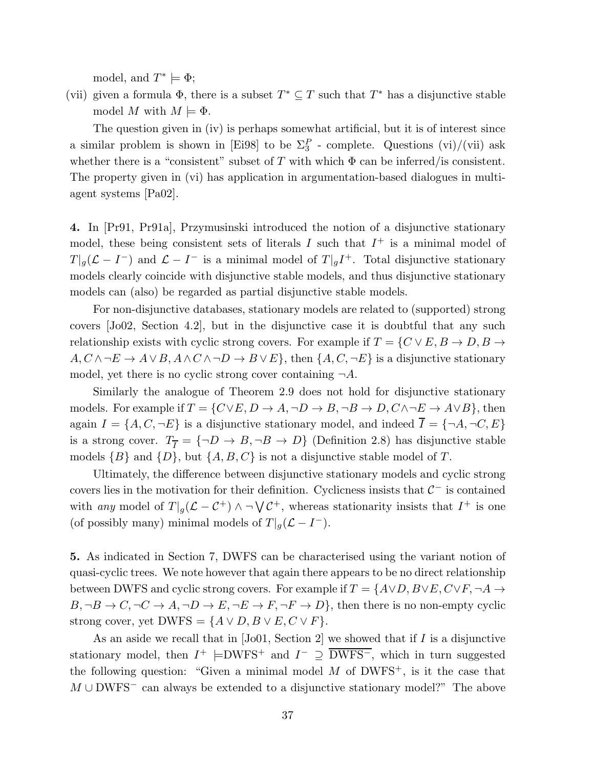model, and $T^* \models \Phi$;

(vii) given a formula $\Phi$, there is a subset $T^* \subseteq T$ such that $T^*$ has a disjunctive stable model $M$ with $M \models \Phi$.

The question given in (iv) is perhaps somewhat artificial, but it is of interest since a similar problem is shown in [Ei98] to be $\Sigma_3^P$ - complete. Questions (vi)/(vii) ask whether there is a "consistent" subset of $T$ with which $\Phi$ can be inferred/is consistent. The property given in (vi) has application in argumentation-based dialogues in multi-agent systems [Pa02].

**4.** In [Pr91, Pr91a], Przymusinski introduced the notion of a disjunctive stationary model, these being consistent sets of literals $I$ such that $I^+$ is a minimal model of $T|_g(\mathcal{L} - I^-)$ and $\mathcal{L} - I^-$ is a minimal model of $T|_g I^+$. Total disjunctive stationary models clearly coincide with disjunctive stable models, and thus disjunctive stationary models can (also) be regarded as partial disjunctive stable models.

For non-disjunctive databases, stationary models are related to (supported) strong covers [Jo02, Section 4.2], but in the disjunctive case it is doubtful that any such relationship exists with cyclic strong covers. For example if $T = \{C \vee E, B \to D, B \to A, C \wedge \neg E \to A \vee B, A \wedge C \wedge \neg D \to B \vee E\}$, then $\{A, C, \neg E\}$ is a disjunctive stationary model, yet there is no cyclic strong cover containing $\neg A$.

Similarly the analogue of Theorem 2.9 does not hold for disjunctive stationary models. For example if $T = \{C \vee E, D \to A, \neg D \to B, \neg B \to D, C \wedge \neg E \to A \vee B\}$, then again $I = \{A, C, \neg E\}$ is a disjunctive stationary model, and indeed $\overline{I} = \{\neg A, \neg C, E\}$ is a strong cover. $T_{\overline{I}} = \{\neg D \to B, \neg B \to D\}$ (Definition 2.8) has disjunctive stable models $\{B\}$ and $\{D\}$, but $\{A, B, C\}$ is not a disjunctive stable model of $T$.

Ultimately, the difference between disjunctive stationary models and cyclic strong covers lies in the motivation for their definition. Cyclicness insists that $\mathcal{C}^-$ is contained with *any* model of $T|_g(\mathcal{L} - \mathcal{C}^+) \wedge \neg \bigvee \mathcal{C}^+$, whereas stationarity insists that $I^+$ is one (of possibly many) minimal models of $T|_g(\mathcal{L} - I^-)$.

**5.** As indicated in Section 7, DWFS can be characterised using the variant notion of quasi-cyclic trees. We note however that again there appears to be no direct relationship between DWFS and cyclic strong covers. For example if $T = \{A \vee D, B \vee E, C \vee F, \neg A \to B, \neg B \to C, \neg C \to A, \neg D \to E, \neg E \to F, \neg F \to D\}$, then there is no non-empty cyclic strong cover, yet DWFS $= \{A \vee D, B \vee E, C \vee F\}$.

As an aside we recall that in [Jo01, Section 2] we showed that if $I$ is a disjunctive stationary model, then $I^+ \models \text{DWFS}^+$ and $I^- \supseteq \overline{\text{DWFS}^-}$, which in turn suggested the following question: "Given a minimal model $M$ of $\text{DWFS}^+$, is it the case that $M \cup \text{DWFS}^-$ can always be extended to a disjunctive stationary model?" The above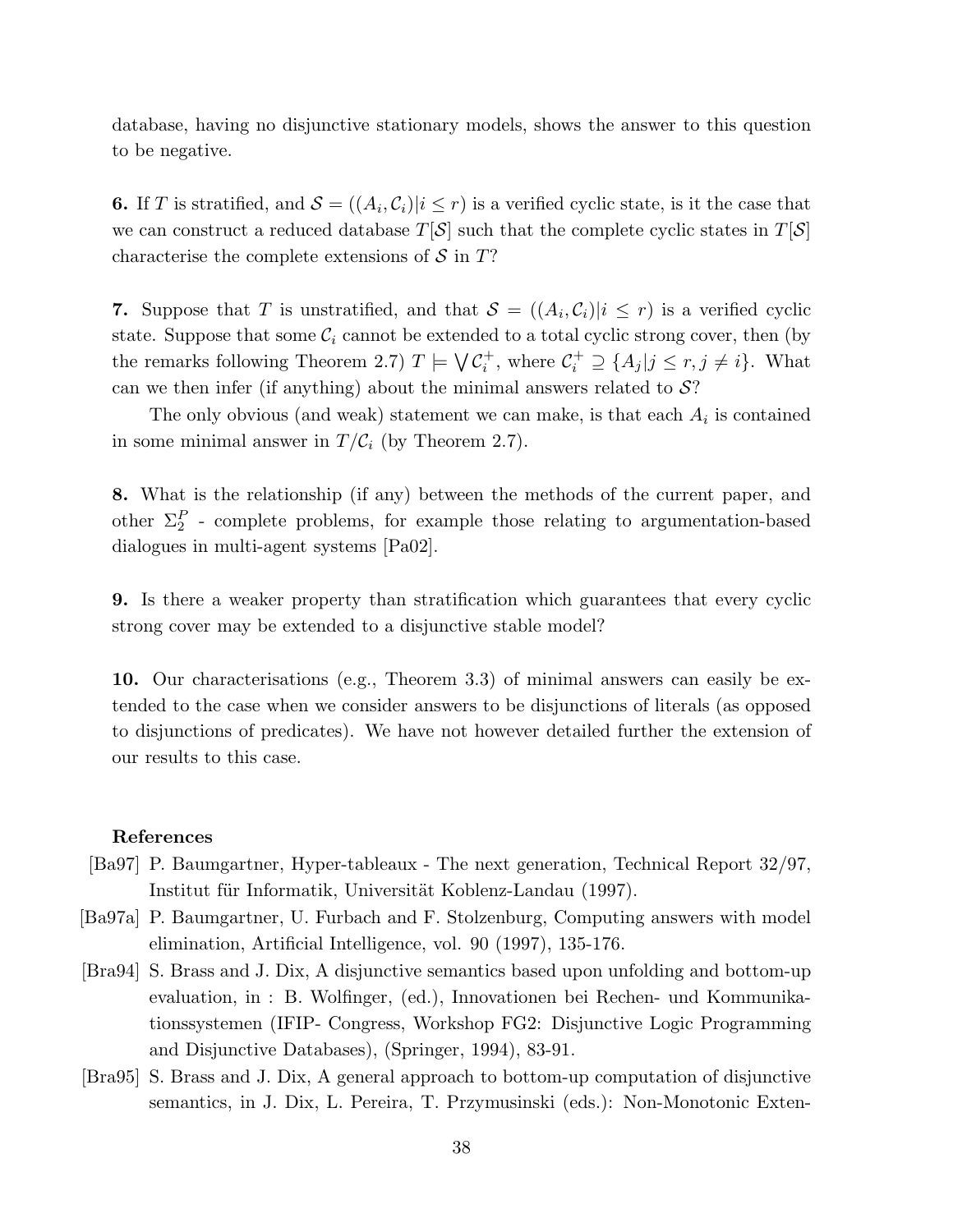database, having no disjunctive stationary models, shows the answer to this question to be negative.

**6.** If $T$ is stratified, and $\mathcal{S} = ((A_i, \mathcal{C}_i)|i \leq r)$ is a verified cyclic state, is it the case that we can construct a reduced database $T[\mathcal{S}]$ such that the complete cyclic states in $T[\mathcal{S}]$ characterise the complete extensions of $\mathcal{S}$ in $T$?

**7.** Suppose that $T$ is unstratified, and that $\mathcal{S} = ((A_i, \mathcal{C}_i)|i \leq r)$ is a verified cyclic state. Suppose that some $\mathcal{C}_i$ cannot be extended to a total cyclic strong cover, then (by the remarks following Theorem 2.7) $T \models \bigvee \mathcal{C}_i^+$, where $\mathcal{C}_i^+ \supseteq \{A_j | j \leq r, j \neq i\}$. What can we then infer (if anything) about the minimal answers related to $\mathcal{S}$?

The only obvious (and weak) statement we can make, is that each $A_i$ is contained in some minimal answer in $T/\mathcal{C}_i$ (by Theorem 2.7).

**8.** What is the relationship (if any) between the methods of the current paper, and other $\Sigma_2^P$ - complete problems, for example those relating to argumentation-based dialogues in multi-agent systems [Pa02].

**9.** Is there a weaker property than stratification which guarantees that every cyclic strong cover may be extended to a disjunctive stable model?

**10.** Our characterisations (e.g., Theorem 3.3) of minimal answers can easily be extended to the case when we consider answers to be disjunctions of literals (as opposed to disjunctions of predicates). We have not however detailed further the extension of our results to this case.

## References

[Ba97] P. Baumgartner, Hyper-tableaux - The next generation, Technical Report 32/97, Institut für Informatik, Universität Koblenz-Landau (1997).

[Ba97a] P. Baumgartner, U. Furbach and F. Stolzenburg, Computing answers with model elimination, Artificial Intelligence, vol. 90 (1997), 135-176.

[Bra94] S. Brass and J. Dix, A disjunctive semantics based upon unfolding and bottom-up evaluation, in : B. Wolfinger, (ed.), Innovationen bei Rechen- und Kommunikationssystemen (IFIP- Congress, Workshop FG2: Disjunctive Logic Programming and Disjunctive Databases), (Springer, 1994), 83-91.

[Bra95] S. Brass and J. Dix, A general approach to bottom-up computation of disjunctive semantics, in J. Dix, L. Pereira, T. Przymusinski (eds.): Non-Monotonic Exten-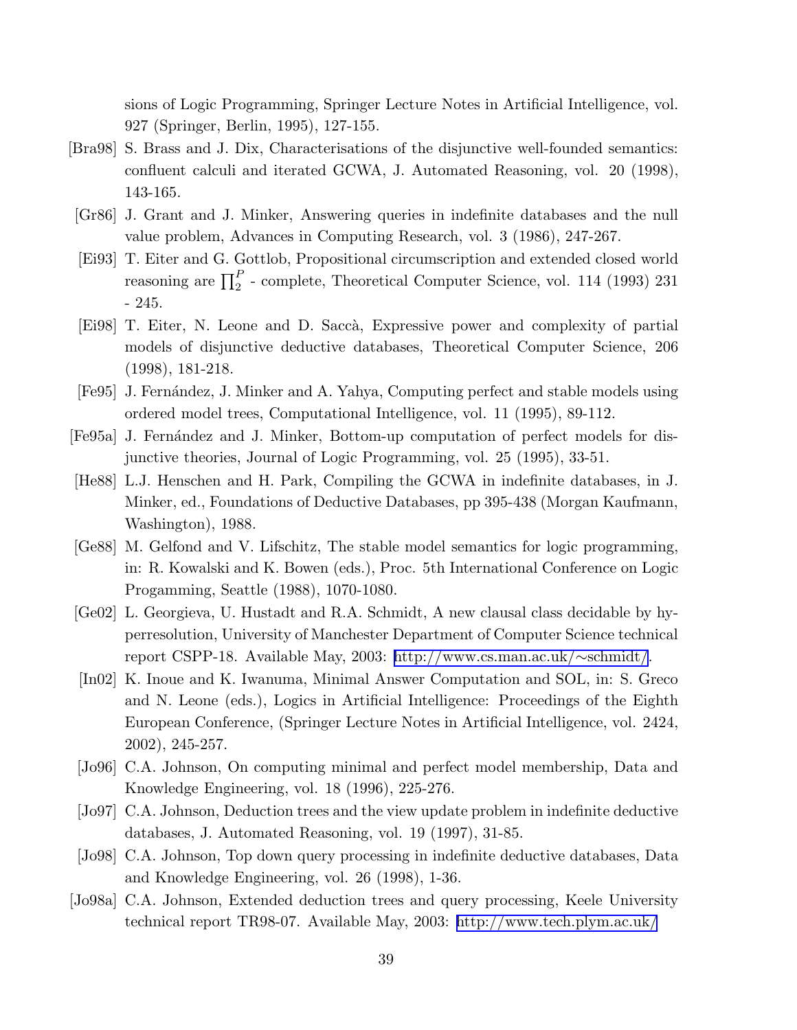sions of Logic Programming, Springer Lecture Notes in Artificial Intelligence, vol. 927 (Springer, Berlin, 1995), 127-155.

[Bra98] S. Brass and J. Dix, Characterisations of the disjunctive well-founded semantics: confluent calculi and iterated GCWA, J. Automated Reasoning, vol. 20 (1998), 143-165.

[Gr86] J. Grant and J. Minker, Answering queries in indefinite databases and the null value problem, Advances in Computing Research, vol. 3 (1986), 247-267.

[Ei93] T. Eiter and G. Gottlob, Propositional circumscription and extended closed world reasoning are $\prod_2^P$ - complete, Theoretical Computer Science, vol. 114 (1993) 231 - 245.

[Ei98] T. Eiter, N. Leone and D. Saccà, Expressive power and complexity of partial models of disjunctive deductive databases, Theoretical Computer Science, 206 (1998), 181-218.

[Fe95] J. Fernández, J. Minker and A. Yahya, Computing perfect and stable models using ordered model trees, Computational Intelligence, vol. 11 (1995), 89-112.

[Fe95a] J. Fernández and J. Minker, Bottom-up computation of perfect models for disjunctive theories, Journal of Logic Programming, vol. 25 (1995), 33-51.

[He88] L.J. Henschen and H. Park, Compiling the GCWA in indefinite databases, in J. Minker, ed., Foundations of Deductive Databases, pp 395-438 (Morgan Kaufmann, Washington), 1988.

[Ge88] M. Gelfond and V. Lifschitz, The stable model semantics for logic programming, in: R. Kowalski and K. Bowen (eds.), Proc. 5th International Conference on Logic Progamming, Seattle (1988), 1070-1080.

[Ge02] L. Georgieva, U. Hustadt and R.A. Schmidt, A new clausal class decidable by hyperresolution, University of Manchester Department of Computer Science technical report CSPP-18. Available May, 2003: http://www.cs.man.ac.uk/∼schmidt/.

[In02] K. Inoue and K. Iwanuma, Minimal Answer Computation and SOL, in: S. Greco and N. Leone (eds.), Logics in Artificial Intelligence: Proceedings of the Eighth European Conference, (Springer Lecture Notes in Artificial Intelligence, vol. 2424, 2002), 245-257.

[Jo96] C.A. Johnson, On computing minimal and perfect model membership, Data and Knowledge Engineering, vol. 18 (1996), 225-276.

[Jo97] C.A. Johnson, Deduction trees and the view update problem in indefinite deductive databases, J. Automated Reasoning, vol. 19 (1997), 31-85.

[Jo98] C.A. Johnson, Top down query processing in indefinite deductive databases, Data and Knowledge Engineering, vol. 26 (1998), 1-36.

[Jo98a] C.A. Johnson, Extended deduction trees and query processing, Keele University technical report TR98-07. Available May, 2003: http://www.tech.plym.ac.uk/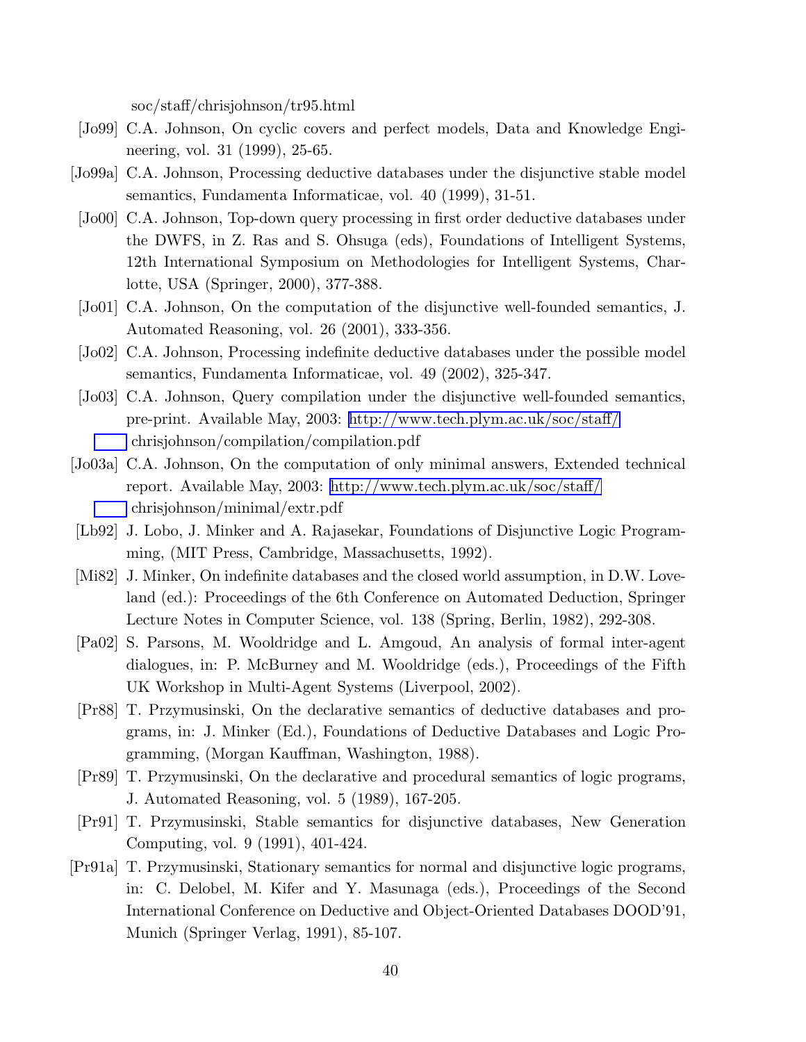soc/staff/chrisjohnson/tr95.html

[Jo99] C.A. Johnson, On cyclic covers and perfect models, Data and Knowledge Engineering, vol. 31 (1999), 25-65.

[Jo99a] C.A. Johnson, Processing deductive databases under the disjunctive stable model semantics, Fundamenta Informaticae, vol. 40 (1999), 31-51.

[Jo00] C.A. Johnson, Top-down query processing in first order deductive databases under the DWFS, in Z. Ras and S. Ohsuga (eds), Foundations of Intelligent Systems, 12th International Symposium on Methodologies for Intelligent Systems, Charlotte, USA (Springer, 2000), 377-388.

[Jo01] C.A. Johnson, On the computation of the disjunctive well-founded semantics, J. Automated Reasoning, vol. 26 (2001), 333-356.

[Jo02] C.A. Johnson, Processing indefinite deductive databases under the possible model semantics, Fundamenta Informaticae, vol. 49 (2002), 325-347.

[Jo03] C.A. Johnson, Query compilation under the disjunctive well-founded semantics, pre-print. Available May, 2003: http://www.tech.plym.ac.uk/soc/staff/chrisjohnson/compilation/compilation.pdf

[Jo03a] C.A. Johnson, On the computation of only minimal answers, Extended technical report. Available May, 2003: http://www.tech.plym.ac.uk/soc/staff/chrisjohnson/minimal/extr.pdf

[Lb92] J. Lobo, J. Minker and A. Rajasekar, Foundations of Disjunctive Logic Programming, (MIT Press, Cambridge, Massachusetts, 1992).

[Mi82] J. Minker, On indefinite databases and the closed world assumption, in D.W. Loveland (ed.): Proceedings of the 6th Conference on Automated Deduction, Springer Lecture Notes in Computer Science, vol. 138 (Spring, Berlin, 1982), 292-308.

[Pa02] S. Parsons, M. Wooldridge and L. Amgoud, An analysis of formal inter-agent dialogues, in: P. McBurney and M. Wooldridge (eds.), Proceedings of the Fifth UK Workshop in Multi-Agent Systems (Liverpool, 2002).

[Pr88] T. Przymusinski, On the declarative semantics of deductive databases and programs, in: J. Minker (Ed.), Foundations of Deductive Databases and Logic Programming, (Morgan Kauffman, Washington, 1988).

[Pr89] T. Przymusinski, On the declarative and procedural semantics of logic programs, J. Automated Reasoning, vol. 5 (1989), 167-205.

[Pr91] T. Przymusinski, Stable semantics for disjunctive databases, New Generation Computing, vol. 9 (1991), 401-424.

[Pr91a] T. Przymusinski, Stationary semantics for normal and disjunctive logic programs, in: C. Delobel, M. Kifer and Y. Masunaga (eds.), Proceedings of the Second International Conference on Deductive and Object-Oriented Databases DOOD'91, Munich (Springer Verlag, 1991), 85-107.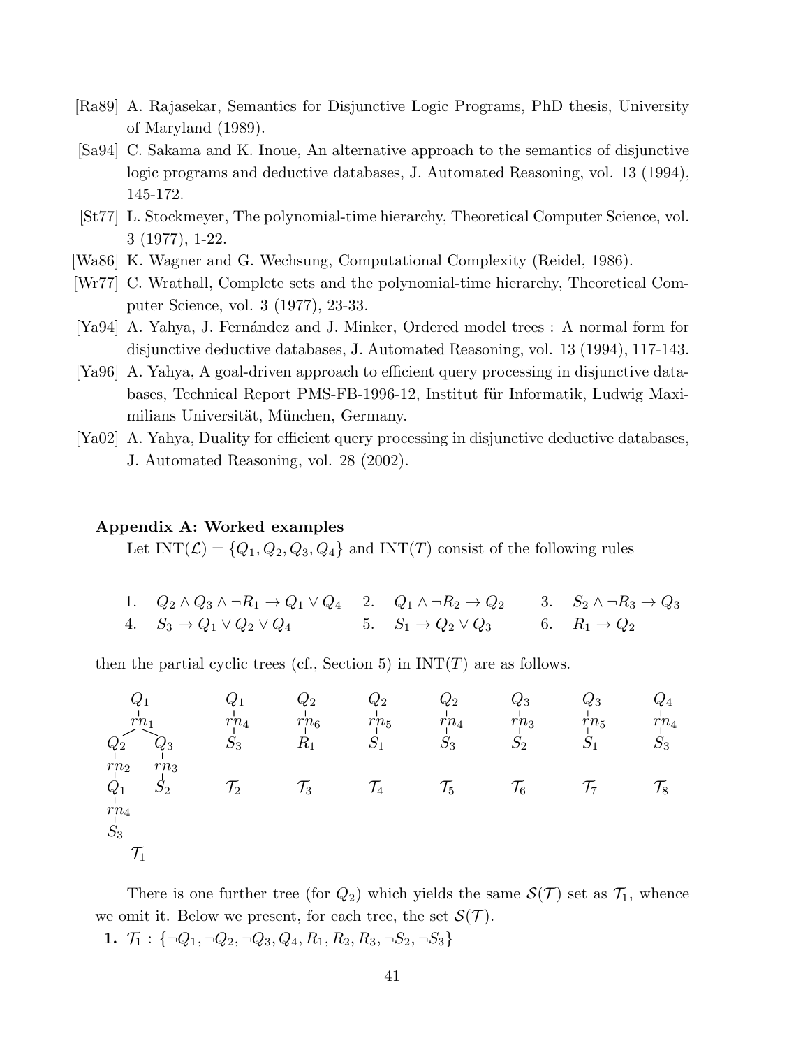[Ra89] A. Rajasekar, Semantics for Disjunctive Logic Programs, PhD thesis, University of Maryland (1989).

[Sa94] C. Sakama and K. Inoue, An alternative approach to the semantics of disjunctive logic programs and deductive databases, J. Automated Reasoning, vol. 13 (1994), 145-172.

[St77] L. Stockmeyer, The polynomial-time hierarchy, Theoretical Computer Science, vol. 3 (1977), 1-22.

[Wa86] K. Wagner and G. Wechsung, Computational Complexity (Reidel, 1986).

[Wr77] C. Wrathall, Complete sets and the polynomial-time hierarchy, Theoretical Computer Science, vol. 3 (1977), 23-33.

[Ya94] A. Yahya, J. Fernández and J. Minker, Ordered model trees : A normal form for disjunctive deductive databases, J. Automated Reasoning, vol. 13 (1994), 117-143.

[Ya96] A. Yahya, A goal-driven approach to efficient query processing in disjunctive databases, Technical Report PMS-FB-1996-12, Institut für Informatik, Ludwig Maximilians Universität, München, Germany.

[Ya02] A. Yahya, Duality for efficient query processing in disjunctive deductive databases, J. Automated Reasoning, vol. 28 (2002).

### Appendix A: Worked examples

Let $\mathrm{INT}(\mathcal{L}) = \{Q_1, Q_2, Q_3, Q_4\}$ and $\mathrm{INT}(T)$ consist of the following rules

1. $Q_2 \wedge Q_3 \wedge \neg R_1 \rightarrow Q_1 \vee Q_4$
2. $Q_1 \wedge \neg R_2 \rightarrow Q_2$
3. $S_2 \wedge \neg R_3 \rightarrow Q_3$
4. $S_3 \rightarrow Q_1 \vee Q_2 \vee Q_4$
5. $S_1 \rightarrow Q_2 \vee Q_3$
6. $R_1 \rightarrow Q_2$

then the partial cyclic trees (cf., Section 5) in $\mathrm{INT}(T)$ are as follows.

$\mathcal{T}_1$: $Q_1$ – $rn_1$, with children $Q_2$ and $Q_3$; $Q_2$ – $rn_2$ – $Q_1$ – $rn_4$ – $S_3$; $Q_3$ – $rn_3$ – $S_2$

$\mathcal{T}_2$: $Q_1$ – $rn_4$ – $S_3$

$\mathcal{T}_3$: $Q_2$ – $rn_6$ – $R_1$

$\mathcal{T}_4$: $Q_2$ – $rn_5$ – $S_1$

$\mathcal{T}_5$: $Q_2$ – $rn_4$ – $S_3$

$\mathcal{T}_6$: $Q_3$ – $rn_3$ – $S_2$

$\mathcal{T}_7$: $Q_3$ – $rn_5$ – $S_1$

$\mathcal{T}_8$: $Q_4$ – $rn_4$ – $S_3$

There is one further tree (for $Q_2$) which yields the same $\mathcal{S}(\mathcal{T})$ set as $\mathcal{T}_1$, whence we omit it. Below we present, for each tree, the set $\mathcal{S}(\mathcal{T})$.

**1.** $\mathcal{T}_1 : \{\neg Q_1, \neg Q_2, \neg Q_3, Q_4, R_1, R_2, R_3, \neg S_2, \neg S_3\}$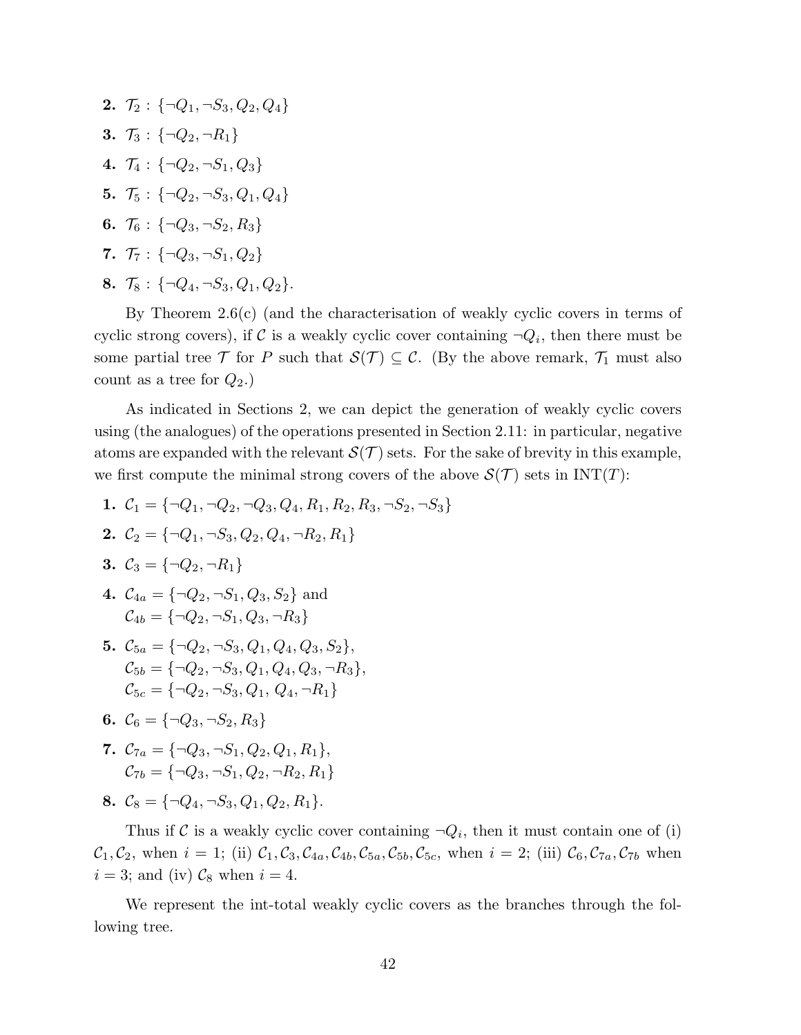**2.** $\mathcal{T}_2 : \{\neg Q_1, \neg S_3, Q_2, Q_4\}$

**3.** $\mathcal{T}_3 : \{\neg Q_2, \neg R_1\}$

**4.** $\mathcal{T}_4 : \{\neg Q_2, \neg S_1, Q_3\}$

**5.** $\mathcal{T}_5 : \{\neg Q_2, \neg S_3, Q_1, Q_4\}$

**6.** $\mathcal{T}_6 : \{\neg Q_3, \neg S_2, R_3\}$

**7.** $\mathcal{T}_7 : \{\neg Q_3, \neg S_1, Q_2\}$

**8.** $\mathcal{T}_8 : \{\neg Q_4, \neg S_3, Q_1, Q_2\}$.

By Theorem 2.6(c) (and the characterisation of weakly cyclic covers in terms of cyclic strong covers), if $\mathcal{C}$ is a weakly cyclic cover containing $\neg Q_i$, then there must be some partial tree $\mathcal{T}$ for $P$ such that $\mathcal{S}(\mathcal{T}) \subseteq \mathcal{C}$. (By the above remark, $\mathcal{T}_1$ must also count as a tree for $Q_2$.)

As indicated in Sections 2, we can depict the generation of weakly cyclic covers using (the analogues) of the operations presented in Section 2.11: in particular, negative atoms are expanded with the relevant $\mathcal{S}(\mathcal{T})$ sets. For the sake of brevity in this example, we first compute the minimal strong covers of the above $\mathcal{S}(\mathcal{T})$ sets in $\mathrm{INT}(T)$:

**1.** $\mathcal{C}_1 = \{\neg Q_1, \neg Q_2, \neg Q_3, Q_4, R_1, R_2, R_3, \neg S_2, \neg S_3\}$

**2.** $\mathcal{C}_2 = \{\neg Q_1, \neg S_3, Q_2, Q_4, \neg R_2, R_1\}$

**3.** $\mathcal{C}_3 = \{\neg Q_2, \neg R_1\}$

**4.** $\mathcal{C}_{4a} = \{\neg Q_2, \neg S_1, Q_3, S_2\}$ and
$\mathcal{C}_{4b} = \{\neg Q_2, \neg S_1, Q_3, \neg R_3\}$

**5.** $\mathcal{C}_{5a} = \{\neg Q_2, \neg S_3, Q_1, Q_4, Q_3, S_2\}$,
$\mathcal{C}_{5b} = \{\neg Q_2, \neg S_3, Q_1, Q_4, Q_3, \neg R_3\}$,
$\mathcal{C}_{5c} = \{\neg Q_2, \neg S_3, Q_1, Q_4, \neg R_1\}$

**6.** $\mathcal{C}_6 = \{\neg Q_3, \neg S_2, R_3\}$

**7.** $\mathcal{C}_{7a} = \{\neg Q_3, \neg S_1, Q_2, Q_1, R_1\}$,
$\mathcal{C}_{7b} = \{\neg Q_3, \neg S_1, Q_2, \neg R_2, R_1\}$

**8.** $\mathcal{C}_8 = \{\neg Q_4, \neg S_3, Q_1, Q_2, R_1\}$.

Thus if $\mathcal{C}$ is a weakly cyclic cover containing $\neg Q_i$, then it must contain one of (i) $\mathcal{C}_1, \mathcal{C}_2$, when $i = 1$; (ii) $\mathcal{C}_1, \mathcal{C}_3, \mathcal{C}_{4a}, \mathcal{C}_{4b}, \mathcal{C}_{5a}, \mathcal{C}_{5b}, \mathcal{C}_{5c}$, when $i = 2$; (iii) $\mathcal{C}_6, \mathcal{C}_{7a}, \mathcal{C}_{7b}$ when $i = 3$; and (iv) $\mathcal{C}_8$ when $i = 4$.

We represent the int-total weakly cyclic covers as the branches through the following tree.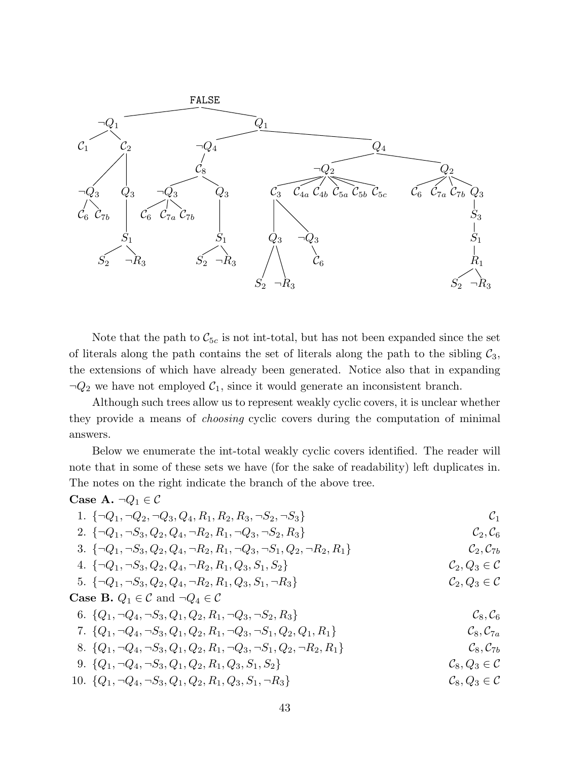FALSE

$\neg Q_1$ $Q_1$

$\mathcal{C}_1$ $\mathcal{C}_2$ $\neg Q_4$ $Q_4$

$\mathcal{C}_8$ $\neg Q_2$ $Q_2$

$\neg Q_3$ $Q_3$ $\neg Q_3$ $Q_3$ $\mathcal{C}_3$ $\mathcal{C}_{4a}$ $\mathcal{C}_{4b}$ $\mathcal{C}_{5a}$ $\mathcal{C}_{5b}$ $\mathcal{C}_{5c}$ $\mathcal{C}_6$ $\mathcal{C}_{7a}$ $\mathcal{C}_{7b}$ $Q_3$

$\mathcal{C}_6$ $\mathcal{C}_{7b}$ $\mathcal{C}_6$ $\mathcal{C}_{7a}$ $\mathcal{C}_{7b}$ $S_3$

$S_1$ $S_1$ $Q_3$ $\neg Q_3$ $S_1$

$S_2$ $\neg R_3$ $S_2$ $\neg R_3$ $\mathcal{C}_6$ $R_1$

$S_2$ $\neg R_3$ $S_2$ $\neg R_3$

Note that the path to $\mathcal{C}_{5c}$ is not int-total, but has not been expanded since the set of literals along the path contains the set of literals along the path to the sibling $\mathcal{C}_3$, the extensions of which have already been generated. Notice also that in expanding $\neg Q_2$ we have not employed $\mathcal{C}_1$, since it would generate an inconsistent branch.

Although such trees allow us to represent weakly cyclic covers, it is unclear whether they provide a means of *choosing* cyclic covers during the computation of minimal answers.

Below we enumerate the int-total weakly cyclic covers identified. The reader will note that in some of these sets we have (for the sake of readability) left duplicates in. The notes on the right indicate the branch of the above tree.

**Case A.** $\neg Q_1 \in \mathcal{C}$

1. $\{\neg Q_1, \neg Q_2, \neg Q_3, Q_4, R_1, R_2, R_3, \neg S_2, \neg S_3\}$ — $\mathcal{C}_1$
2. $\{\neg Q_1, \neg S_3, Q_2, Q_4, \neg R_2, R_1, \neg Q_3, \neg S_2, R_3\}$ — $\mathcal{C}_2, \mathcal{C}_6$
3. $\{\neg Q_1, \neg S_3, Q_2, Q_4, \neg R_2, R_1, \neg Q_3, \neg S_1, Q_2, \neg R_2, R_1\}$ — $\mathcal{C}_2, \mathcal{C}_{7b}$
4. $\{\neg Q_1, \neg S_3, Q_2, Q_4, \neg R_2, R_1, Q_3, S_1, S_2\}$ — $\mathcal{C}_2, Q_3 \in \mathcal{C}$
5. $\{\neg Q_1, \neg S_3, Q_2, Q_4, \neg R_2, R_1, Q_3, S_1, \neg R_3\}$ — $\mathcal{C}_2, Q_3 \in \mathcal{C}$

**Case B.** $Q_1 \in \mathcal{C}$ and $\neg Q_4 \in \mathcal{C}$

6. $\{Q_1, \neg Q_4, \neg S_3, Q_1, Q_2, R_1, \neg Q_3, \neg S_2, R_3\}$ — $\mathcal{C}_8, \mathcal{C}_6$
7. $\{Q_1, \neg Q_4, \neg S_3, Q_1, Q_2, R_1, \neg Q_3, \neg S_1, Q_2, Q_1, R_1\}$ — $\mathcal{C}_8, \mathcal{C}_{7a}$
8. $\{Q_1, \neg Q_4, \neg S_3, Q_1, Q_2, R_1, \neg Q_3, \neg S_1, Q_2, \neg R_2, R_1\}$ — $\mathcal{C}_8, \mathcal{C}_{7b}$
9. $\{Q_1, \neg Q_4, \neg S_3, Q_1, Q_2, R_1, Q_3, S_1, S_2\}$ — $\mathcal{C}_8, Q_3 \in \mathcal{C}$
10. $\{Q_1, \neg Q_4, \neg S_3, Q_1, Q_2, R_1, Q_3, S_1, \neg R_3\}$ — $\mathcal{C}_8, Q_3 \in \mathcal{C}$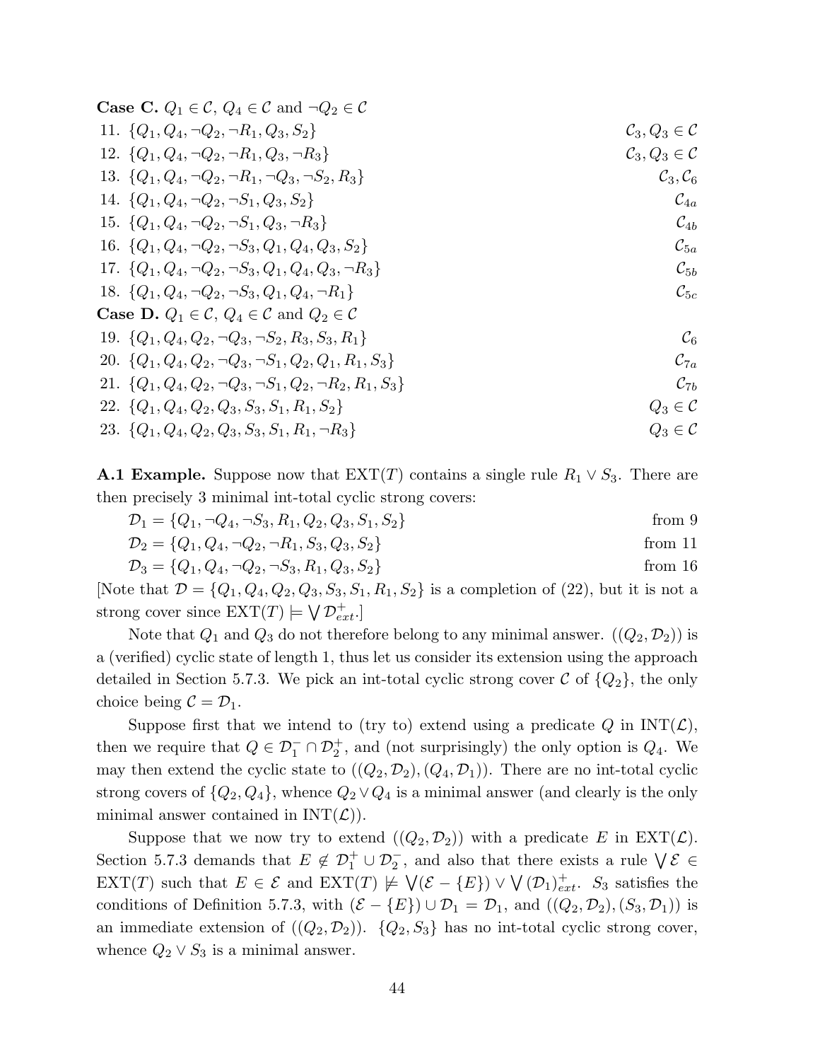**Case C.** $Q_1 \in \mathcal{C}$, $Q_4 \in \mathcal{C}$ and $\neg Q_2 \in \mathcal{C}$

11. $\{Q_1, Q_4, \neg Q_2, \neg R_1, Q_3, S_2\}$ $\quad \mathcal{C}_3, Q_3 \in \mathcal{C}$
12. $\{Q_1, Q_4, \neg Q_2, \neg R_1, Q_3, \neg R_3\}$ $\quad \mathcal{C}_3, Q_3 \in \mathcal{C}$
13. $\{Q_1, Q_4, \neg Q_2, \neg R_1, \neg Q_3, \neg S_2, R_3\}$ $\quad \mathcal{C}_3, \mathcal{C}_6$
14. $\{Q_1, Q_4, \neg Q_2, \neg S_1, Q_3, S_2\}$ $\quad \mathcal{C}_{4a}$
15. $\{Q_1, Q_4, \neg Q_2, \neg S_1, Q_3, \neg R_3\}$ $\quad \mathcal{C}_{4b}$
16. $\{Q_1, Q_4, \neg Q_2, \neg S_3, Q_1, Q_4, Q_3, S_2\}$ $\quad \mathcal{C}_{5a}$
17. $\{Q_1, Q_4, \neg Q_2, \neg S_3, Q_1, Q_4, Q_3, \neg R_3\}$ $\quad \mathcal{C}_{5b}$
18. $\{Q_1, Q_4, \neg Q_2, \neg S_3, Q_1, Q_4, \neg R_1\}$ $\quad \mathcal{C}_{5c}$

**Case D.** $Q_1 \in \mathcal{C}$, $Q_4 \in \mathcal{C}$ and $Q_2 \in \mathcal{C}$

19. $\{Q_1, Q_4, Q_2, \neg Q_3, \neg S_2, R_3, S_3, R_1\}$ $\quad \mathcal{C}_6$
20. $\{Q_1, Q_4, Q_2, \neg Q_3, \neg S_1, Q_2, Q_1, R_1, S_3\}$ $\quad \mathcal{C}_{7a}$
21. $\{Q_1, Q_4, Q_2, \neg Q_3, \neg S_1, Q_2, \neg R_2, R_1, S_3\}$ $\quad \mathcal{C}_{7b}$
22. $\{Q_1, Q_4, Q_2, Q_3, S_3, S_1, R_1, S_2\}$ $\quad Q_3 \in \mathcal{C}$
23. $\{Q_1, Q_4, Q_2, Q_3, S_3, S_1, R_1, \neg R_3\}$ $\quad Q_3 \in \mathcal{C}$

**A.1 Example.** Suppose now that $\text{EXT}(T)$ contains a single rule $R_1 \vee S_3$. There are then precisely 3 minimal int-total cyclic strong covers:

$\mathcal{D}_1 = \{Q_1, \neg Q_4, \neg S_3, R_1, Q_2, Q_3, S_1, S_2\}$ from 9
$\mathcal{D}_2 = \{Q_1, Q_4, \neg Q_2, \neg R_1, S_3, Q_3, S_2\}$ from 11
$\mathcal{D}_3 = \{Q_1, Q_4, \neg Q_2, \neg S_3, R_1, Q_3, S_2\}$ from 16

[Note that $\mathcal{D} = \{Q_1, Q_4, Q_2, Q_3, S_3, S_1, R_1, S_2\}$ is a completion of (22), but it is not a strong cover since $\text{EXT}(T) \models \bigvee \mathcal{D}^+_{ext}$.]

Note that $Q_1$ and $Q_3$ do not therefore belong to any minimal answer. $((Q_2, \mathcal{D}_2))$ is a (verified) cyclic state of length 1, thus let us consider its extension using the approach detailed in Section 5.7.3. We pick an int-total cyclic strong cover $\mathcal{C}$ of $\{Q_2\}$, the only choice being $\mathcal{C} = \mathcal{D}_1$.

Suppose first that we intend to (try to) extend using a predicate $Q$ in $\text{INT}(\mathcal{L})$, then we require that $Q \in \mathcal{D}^-_1 \cap \mathcal{D}^+_2$, and (not surprisingly) the only option is $Q_4$. We may then extend the cyclic state to $((Q_2, \mathcal{D}_2), (Q_4, \mathcal{D}_1))$. There are no int-total cyclic strong covers of $\{Q_2, Q_4\}$, whence $Q_2 \vee Q_4$ is a minimal answer (and clearly is the only minimal answer contained in $\text{INT}(\mathcal{L})$).

Suppose that we now try to extend $((Q_2, \mathcal{D}_2))$ with a predicate $E$ in $\text{EXT}(\mathcal{L})$. Section 5.7.3 demands that $E \notin \mathcal{D}^+_1 \cup \mathcal{D}^-_2$, and also that there exists a rule $\bigvee \mathcal{E} \in \text{EXT}(T)$ such that $E \in \mathcal{E}$ and $\text{EXT}(T) \not\models \bigvee(\mathcal{E} - \{E\}) \vee \bigvee (\mathcal{D}_1)^+_{ext}$. $S_3$ satisfies the conditions of Definition 5.7.3, with $(\mathcal{E} - \{E\}) \cup \mathcal{D}_1 = \mathcal{D}_1$, and $((Q_2, \mathcal{D}_2), (S_3, \mathcal{D}_1))$ is an immediate extension of $((Q_2, \mathcal{D}_2))$. $\{Q_2, S_3\}$ has no int-total cyclic strong cover, whence $Q_2 \vee S_3$ is a minimal answer.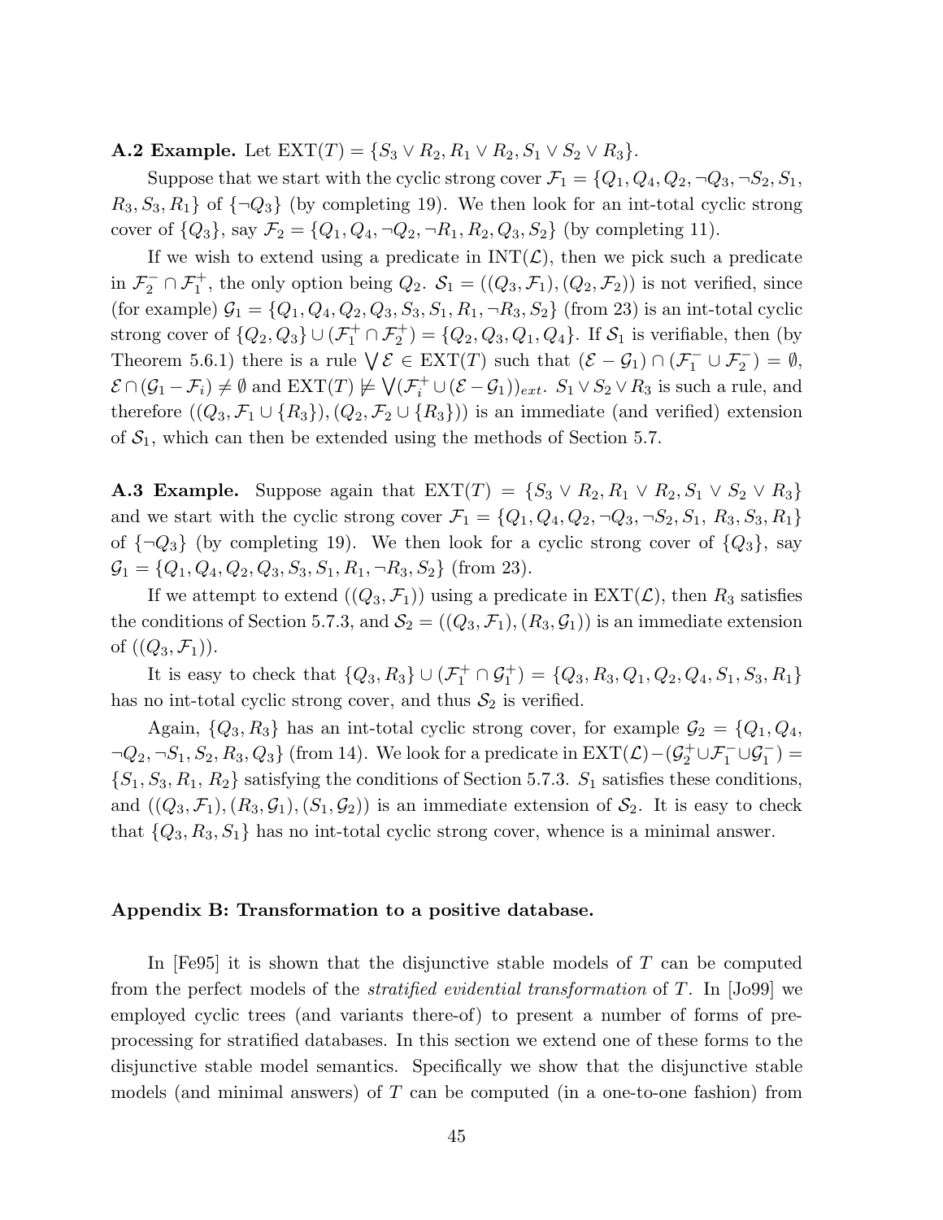**A.2 Example.** Let $\text{EXT}(T) = \{S_3 \vee R_2, R_1 \vee R_2, S_1 \vee S_2 \vee R_3\}$.

Suppose that we start with the cyclic strong cover $\mathcal{F}_1 = \{Q_1, Q_4, Q_2, \neg Q_3, \neg S_2, S_1, R_3, S_3, R_1\}$ of $\{\neg Q_3\}$ (by completing 19). We then look for an int-total cyclic strong cover of $\{Q_3\}$, say $\mathcal{F}_2 = \{Q_1, Q_4, \neg Q_2, \neg R_1, R_2, Q_3, S_2\}$ (by completing 11).

If we wish to extend using a predicate in $\text{INT}(\mathcal{L})$, then we pick such a predicate in $\mathcal{F}_2^- \cap \mathcal{F}_1^+$, the only option being $Q_2$. $\mathcal{S}_1 = ((Q_3, \mathcal{F}_1), (Q_2, \mathcal{F}_2))$ is not verified, since (for example) $\mathcal{G}_1 = \{Q_1, Q_4, Q_2, Q_3, S_3, S_1, R_1, \neg R_3, S_2\}$ (from 23) is an int-total cyclic strong cover of $\{Q_2, Q_3\} \cup (\mathcal{F}_1^+ \cap \mathcal{F}_2^+) = \{Q_2, Q_3, Q_1, Q_4\}$. If $\mathcal{S}_1$ is verifiable, then (by Theorem 5.6.1) there is a rule $\bigvee \mathcal{E} \in \text{EXT}(T)$ such that $(\mathcal{E} - \mathcal{G}_1) \cap (\mathcal{F}_1^- \cup \mathcal{F}_2^-) = \emptyset$, $\mathcal{E} \cap (\mathcal{G}_1 - \mathcal{F}_i) \neq \emptyset$ and $\text{EXT}(T) \not\models \bigvee (\mathcal{F}_i^+ \cup (\mathcal{E} - \mathcal{G}_1))_{ext}$. $S_1 \vee S_2 \vee R_3$ is such a rule, and therefore $((Q_3, \mathcal{F}_1 \cup \{R_3\}), (Q_2, \mathcal{F}_2 \cup \{R_3\}))$ is an immediate (and verified) extension of $\mathcal{S}_1$, which can then be extended using the methods of Section 5.7.

**A.3 Example.** Suppose again that $\text{EXT}(T) = \{S_3 \vee R_2, R_1 \vee R_2, S_1 \vee S_2 \vee R_3\}$ and we start with the cyclic strong cover $\mathcal{F}_1 = \{Q_1, Q_4, Q_2, \neg Q_3, \neg S_2, S_1, R_3, S_3, R_1\}$ of $\{\neg Q_3\}$ (by completing 19). We then look for a cyclic strong cover of $\{Q_3\}$, say $\mathcal{G}_1 = \{Q_1, Q_4, Q_2, Q_3, S_3, S_1, R_1, \neg R_3, S_2\}$ (from 23).

If we attempt to extend $((Q_3, \mathcal{F}_1))$ using a predicate in $\text{EXT}(\mathcal{L})$, then $R_3$ satisfies the conditions of Section 5.7.3, and $\mathcal{S}_2 = ((Q_3, \mathcal{F}_1), (R_3, \mathcal{G}_1))$ is an immediate extension of $((Q_3, \mathcal{F}_1))$.

It is easy to check that $\{Q_3, R_3\} \cup (\mathcal{F}_1^+ \cap \mathcal{G}_1^+) = \{Q_3, R_3, Q_1, Q_2, Q_4, S_1, S_3, R_1\}$ has no int-total cyclic strong cover, and thus $\mathcal{S}_2$ is verified.

Again, $\{Q_3, R_3\}$ has an int-total cyclic strong cover, for example $\mathcal{G}_2 = \{Q_1, Q_4, \neg Q_2, \neg S_1, S_2, R_3, Q_3\}$ (from 14). We look for a predicate in $\text{EXT}(\mathcal{L}) - (\mathcal{G}_2^+ \cup \mathcal{F}_1^- \cup \mathcal{G}_1^-) = \{S_1, S_3, R_1, R_2\}$ satisfying the conditions of Section 5.7.3. $S_1$ satisfies these conditions, and $((Q_3, \mathcal{F}_1), (R_3, \mathcal{G}_1), (S_1, \mathcal{G}_2))$ is an immediate extension of $\mathcal{S}_2$. It is easy to check that $\{Q_3, R_3, S_1\}$ has no int-total cyclic strong cover, whence is a minimal answer.

## Appendix B: Transformation to a positive database.

In [Fe95] it is shown that the disjunctive stable models of $T$ can be computed from the perfect models of the *stratified evidential transformation* of $T$. In [Jo99] we employed cyclic trees (and variants there-of) to present a number of forms of preprocessing for stratified databases. In this section we extend one of these forms to the disjunctive stable model semantics. Specifically we show that the disjunctive stable models (and minimal answers) of $T$ can be computed (in a one-to-one fashion) from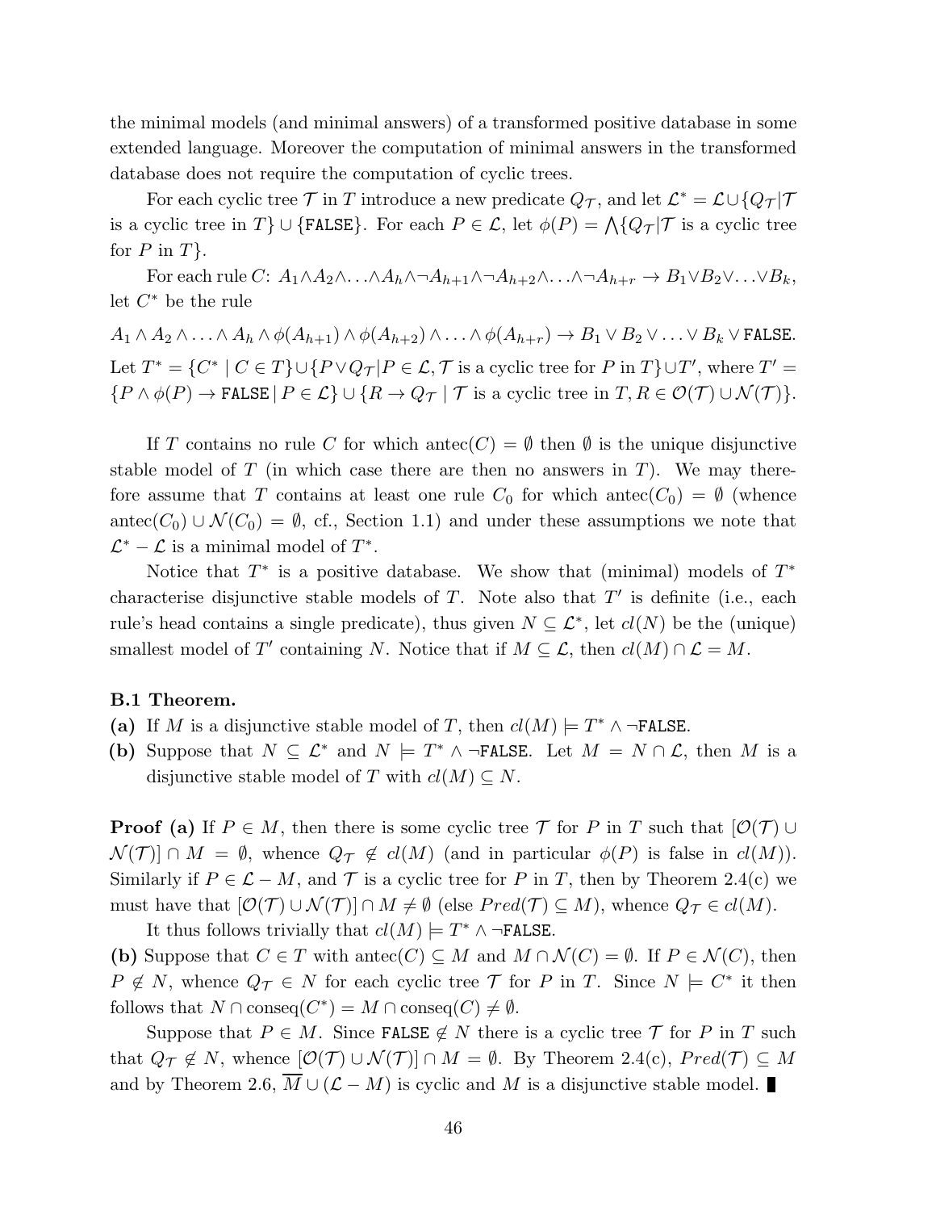the minimal models (and minimal answers) of a transformed positive database in some extended language. Moreover the computation of minimal answers in the transformed database does not require the computation of cyclic trees.

For each cyclic tree $\mathcal{T}$ in $T$ introduce a new predicate $Q_{\mathcal{T}}$, and let $\mathcal{L}^* = \mathcal{L} \cup \{Q_{\mathcal{T}} | \mathcal{T}$ is a cyclic tree in $T\} \cup \{\texttt{FALSE}\}$. For each $P \in \mathcal{L}$, let $\phi(P) = \bigwedge\{Q_{\mathcal{T}} | \mathcal{T}$ is a cyclic tree for $P$ in $T\}$.

For each rule $C$: $A_1 \wedge A_2 \wedge \ldots \wedge A_h \wedge \neg A_{h+1} \wedge \neg A_{h+2} \wedge \ldots \wedge \neg A_{h+r} \rightarrow B_1 \vee B_2 \vee \ldots \vee B_k$, let $C^*$ be the rule

$$A_1 \wedge A_2 \wedge \ldots \wedge A_h \wedge \phi(A_{h+1}) \wedge \phi(A_{h+2}) \wedge \ldots \wedge \phi(A_{h+r}) \rightarrow B_1 \vee B_2 \vee \ldots \vee B_k \vee \texttt{FALSE}.$$

Let $T^* = \{C^* \mid C \in T\} \cup \{P \vee Q_{\mathcal{T}} | P \in \mathcal{L}, \mathcal{T}$ is a cyclic tree for $P$ in $T\} \cup T'$, where $T' = \{P \wedge \phi(P) \rightarrow \texttt{FALSE} \mid P \in \mathcal{L}\} \cup \{R \rightarrow Q_{\mathcal{T}} \mid \mathcal{T}$ is a cyclic tree in $T, R \in \mathcal{O}(\mathcal{T}) \cup \mathcal{N}(\mathcal{T})\}$.

If $T$ contains no rule $C$ for which $\text{antec}(C) = \emptyset$ then $\emptyset$ is the unique disjunctive stable model of $T$ (in which case there are then no answers in $T$). We may therefore assume that $T$ contains at least one rule $C_0$ for which $\text{antec}(C_0) = \emptyset$ (whence $\text{antec}(C_0) \cup \mathcal{N}(C_0) = \emptyset$, cf., Section 1.1) and under these assumptions we note that $\mathcal{L}^* - \mathcal{L}$ is a minimal model of $T^*$.

Notice that $T^*$ is a positive database. We show that (minimal) models of $T^*$ characterise disjunctive stable models of $T$. Note also that $T'$ is definite (i.e., each rule's head contains a single predicate), thus given $N \subseteq \mathcal{L}^*$, let $cl(N)$ be the (unique) smallest model of $T'$ containing $N$. Notice that if $M \subseteq \mathcal{L}$, then $cl(M) \cap \mathcal{L} = M$.

**B.1 Theorem.**

**(a)** If $M$ is a disjunctive stable model of $T$, then $cl(M) \models T^* \wedge \neg\texttt{FALSE}$.

**(b)** Suppose that $N \subseteq \mathcal{L}^*$ and $N \models T^* \wedge \neg\texttt{FALSE}$. Let $M = N \cap \mathcal{L}$, then $M$ is a disjunctive stable model of $T$ with $cl(M) \subseteq N$.

**Proof (a)** If $P \in M$, then there is some cyclic tree $\mathcal{T}$ for $P$ in $T$ such that $[\mathcal{O}(\mathcal{T}) \cup \mathcal{N}(\mathcal{T})] \cap M = \emptyset$, whence $Q_{\mathcal{T}} \notin cl(M)$ (and in particular $\phi(P)$ is false in $cl(M)$). Similarly if $P \in \mathcal{L} - M$, and $\mathcal{T}$ is a cyclic tree for $P$ in $T$, then by Theorem 2.4(c) we must have that $[\mathcal{O}(\mathcal{T}) \cup \mathcal{N}(\mathcal{T})] \cap M \neq \emptyset$ (else $Pred(\mathcal{T}) \subseteq M$), whence $Q_{\mathcal{T}} \in cl(M)$.

It thus follows trivially that $cl(M) \models T^* \wedge \neg\texttt{FALSE}$.

**(b)** Suppose that $C \in T$ with $\text{antec}(C) \subseteq M$ and $M \cap \mathcal{N}(C) = \emptyset$. If $P \in \mathcal{N}(C)$, then $P \notin N$, whence $Q_{\mathcal{T}} \in N$ for each cyclic tree $\mathcal{T}$ for $P$ in $T$. Since $N \models C^*$ it then follows that $N \cap \text{conseq}(C^*) = M \cap \text{conseq}(C) \neq \emptyset$.

Suppose that $P \in M$. Since $\texttt{FALSE} \notin N$ there is a cyclic tree $\mathcal{T}$ for $P$ in $T$ such that $Q_{\mathcal{T}} \notin N$, whence $[\mathcal{O}(\mathcal{T}) \cup \mathcal{N}(\mathcal{T})] \cap M = \emptyset$. By Theorem 2.4(c), $Pred(\mathcal{T}) \subseteq M$ and by Theorem 2.6, $\overline{M} \cup (\mathcal{L} - M)$ is cyclic and $M$ is a disjunctive stable model. ∎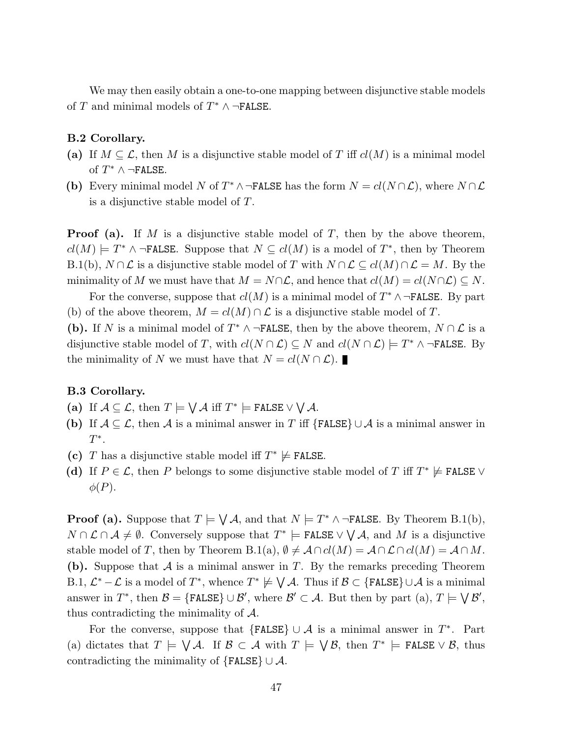We may then easily obtain a one-to-one mapping between disjunctive stable models of $T$ and minimal models of $T^* \wedge \neg\texttt{FALSE}$.

**B.2 Corollary.**

**(a)** If $M \subseteq \mathcal{L}$, then $M$ is a disjunctive stable model of $T$ iff $cl(M)$ is a minimal model of $T^* \wedge \neg\texttt{FALSE}$.

**(b)** Every minimal model $N$ of $T^* \wedge \neg\texttt{FALSE}$ has the form $N = cl(N \cap \mathcal{L})$, where $N \cap \mathcal{L}$ is a disjunctive stable model of $T$.

**Proof (a).** If $M$ is a disjunctive stable model of $T$, then by the above theorem, $cl(M) \models T^* \wedge \neg\texttt{FALSE}$. Suppose that $N \subseteq cl(M)$ is a model of $T^*$, then by Theorem B.1(b), $N \cap \mathcal{L}$ is a disjunctive stable model of $T$ with $N \cap \mathcal{L} \subseteq cl(M) \cap \mathcal{L} = M$. By the minimality of $M$ we must have that $M = N \cap \mathcal{L}$, and hence that $cl(M) = cl(N \cap \mathcal{L}) \subseteq N$.

For the converse, suppose that $cl(M)$ is a minimal model of $T^* \wedge \neg\texttt{FALSE}$. By part (b) of the above theorem, $M = cl(M) \cap \mathcal{L}$ is a disjunctive stable model of $T$.

**(b).** If $N$ is a minimal model of $T^* \wedge \neg\texttt{FALSE}$, then by the above theorem, $N \cap \mathcal{L}$ is a disjunctive stable model of $T$, with $cl(N \cap \mathcal{L}) \subseteq N$ and $cl(N \cap \mathcal{L}) \models T^* \wedge \neg\texttt{FALSE}$. By the minimality of $N$ we must have that $N = cl(N \cap \mathcal{L})$. ∎

**B.3 Corollary.**

**(a)** If $\mathcal{A} \subseteq \mathcal{L}$, then $T \models \bigvee \mathcal{A}$ iff $T^* \models \texttt{FALSE} \vee \bigvee \mathcal{A}$.

**(b)** If $\mathcal{A} \subseteq \mathcal{L}$, then $\mathcal{A}$ is a minimal answer in $T$ iff $\{\texttt{FALSE}\} \cup \mathcal{A}$ is a minimal answer in $T^*$.

**(c)** $T$ has a disjunctive stable model iff $T^* \not\models \texttt{FALSE}$.

**(d)** If $P \in \mathcal{L}$, then $P$ belongs to some disjunctive stable model of $T$ iff $T^* \not\models \texttt{FALSE} \vee \phi(P)$.

**Proof (a).** Suppose that $T \models \bigvee \mathcal{A}$, and that $N \models T^* \wedge \neg\texttt{FALSE}$. By Theorem B.1(b), $N \cap \mathcal{L} \cap \mathcal{A} \neq \emptyset$. Conversely suppose that $T^* \models \texttt{FALSE} \vee \bigvee \mathcal{A}$, and $M$ is a disjunctive stable model of $T$, then by Theorem B.1(a), $\emptyset \neq \mathcal{A} \cap cl(M) = \mathcal{A} \cap \mathcal{L} \cap cl(M) = \mathcal{A} \cap M$.

**(b).** Suppose that $\mathcal{A}$ is a minimal answer in $T$. By the remarks preceding Theorem B.1, $\mathcal{L}^* - \mathcal{L}$ is a model of $T^*$, whence $T^* \not\models \bigvee \mathcal{A}$. Thus if $\mathcal{B} \subset \{\texttt{FALSE}\} \cup \mathcal{A}$ is a minimal answer in $T^*$, then $\mathcal{B} = \{\texttt{FALSE}\} \cup \mathcal{B}'$, where $\mathcal{B}' \subset \mathcal{A}$. But then by part (a), $T \models \bigvee \mathcal{B}'$, thus contradicting the minimality of $\mathcal{A}$.

For the converse, suppose that $\{\texttt{FALSE}\} \cup \mathcal{A}$ is a minimal answer in $T^*$. Part (a) dictates that $T \models \bigvee \mathcal{A}$. If $\mathcal{B} \subset \mathcal{A}$ with $T \models \bigvee \mathcal{B}$, then $T^* \models \texttt{FALSE} \vee \mathcal{B}$, thus contradicting the minimality of $\{\texttt{FALSE}\} \cup \mathcal{A}$.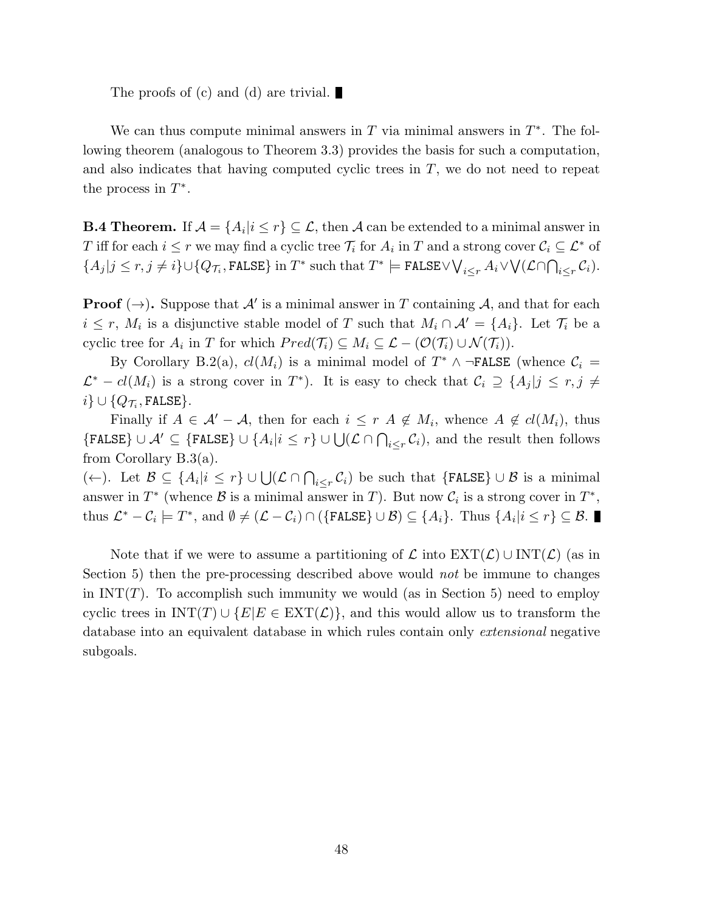The proofs of (c) and (d) are trivial. ■

We can thus compute minimal answers in $T$ via minimal answers in $T^*$. The following theorem (analogous to Theorem 3.3) provides the basis for such a computation, and also indicates that having computed cyclic trees in $T$, we do not need to repeat the process in $T^*$.

**B.4 Theorem.** If $\mathcal{A} = \{A_i | i \leq r\} \subseteq \mathcal{L}$, then $\mathcal{A}$ can be extended to a minimal answer in $T$ iff for each $i \leq r$ we may find a cyclic tree $\mathcal{T}_i$ for $A_i$ in $T$ and a strong cover $\mathcal{C}_i \subseteq \mathcal{L}^*$ of $\{A_j | j \leq r, j \neq i\} \cup \{Q_{\mathcal{T}_i}, \texttt{FALSE}\}$ in $T^*$ such that $T^* \models \texttt{FALSE} \vee \bigvee_{i \leq r} A_i \vee \bigvee(\mathcal{L} \cap \bigcap_{i \leq r} \mathcal{C}_i)$.

**Proof** ($\rightarrow$). Suppose that $\mathcal{A}'$ is a minimal answer in $T$ containing $\mathcal{A}$, and that for each $i \leq r$, $M_i$ is a disjunctive stable model of $T$ such that $M_i \cap \mathcal{A}' = \{A_i\}$. Let $\mathcal{T}_i$ be a cyclic tree for $A_i$ in $T$ for which $Pred(\mathcal{T}_i) \subseteq M_i \subseteq \mathcal{L} - (\mathcal{O}(\mathcal{T}_i) \cup \mathcal{N}(\mathcal{T}_i))$.

By Corollary B.2(a), $cl(M_i)$ is a minimal model of $T^* \wedge \neg\texttt{FALSE}$ (whence $\mathcal{C}_i = \mathcal{L}^* - cl(M_i)$ is a strong cover in $T^*$). It is easy to check that $\mathcal{C}_i \supseteq \{A_j | j \leq r, j \neq i\} \cup \{Q_{\mathcal{T}_i}, \texttt{FALSE}\}$.

Finally if $A \in \mathcal{A}' - \mathcal{A}$, then for each $i \leq r$ $A \notin M_i$, whence $A \notin cl(M_i)$, thus $\{\texttt{FALSE}\} \cup \mathcal{A}' \subseteq \{\texttt{FALSE}\} \cup \{A_i | i \leq r\} \cup \bigcup(\mathcal{L} \cap \bigcap_{i \leq r} \mathcal{C}_i)$, and the result then follows from Corollary B.3(a).

($\leftarrow$). Let $\mathcal{B} \subseteq \{A_i | i \leq r\} \cup \bigcup(\mathcal{L} \cap \bigcap_{i \leq r} \mathcal{C}_i)$ be such that $\{\texttt{FALSE}\} \cup \mathcal{B}$ is a minimal answer in $T^*$ (whence $\mathcal{B}$ is a minimal answer in $T$). But now $\mathcal{C}_i$ is a strong cover in $T^*$, thus $\mathcal{L}^* - \mathcal{C}_i \models T^*$, and $\emptyset \neq (\mathcal{L} - \mathcal{C}_i) \cap (\{\texttt{FALSE}\} \cup \mathcal{B}) \subseteq \{A_i\}$. Thus $\{A_i | i \leq r\} \subseteq \mathcal{B}$. ■

Note that if we were to assume a partitioning of $\mathcal{L}$ into $\mathrm{EXT}(\mathcal{L}) \cup \mathrm{INT}(\mathcal{L})$ (as in Section 5) then the pre-processing described above would *not* be immune to changes in $\mathrm{INT}(T)$. To accomplish such immunity we would (as in Section 5) need to employ cyclic trees in $\mathrm{INT}(T) \cup \{E | E \in \mathrm{EXT}(\mathcal{L})\}$, and this would allow us to transform the database into an equivalent database in which rules contain only *extensional* negative subgoals.